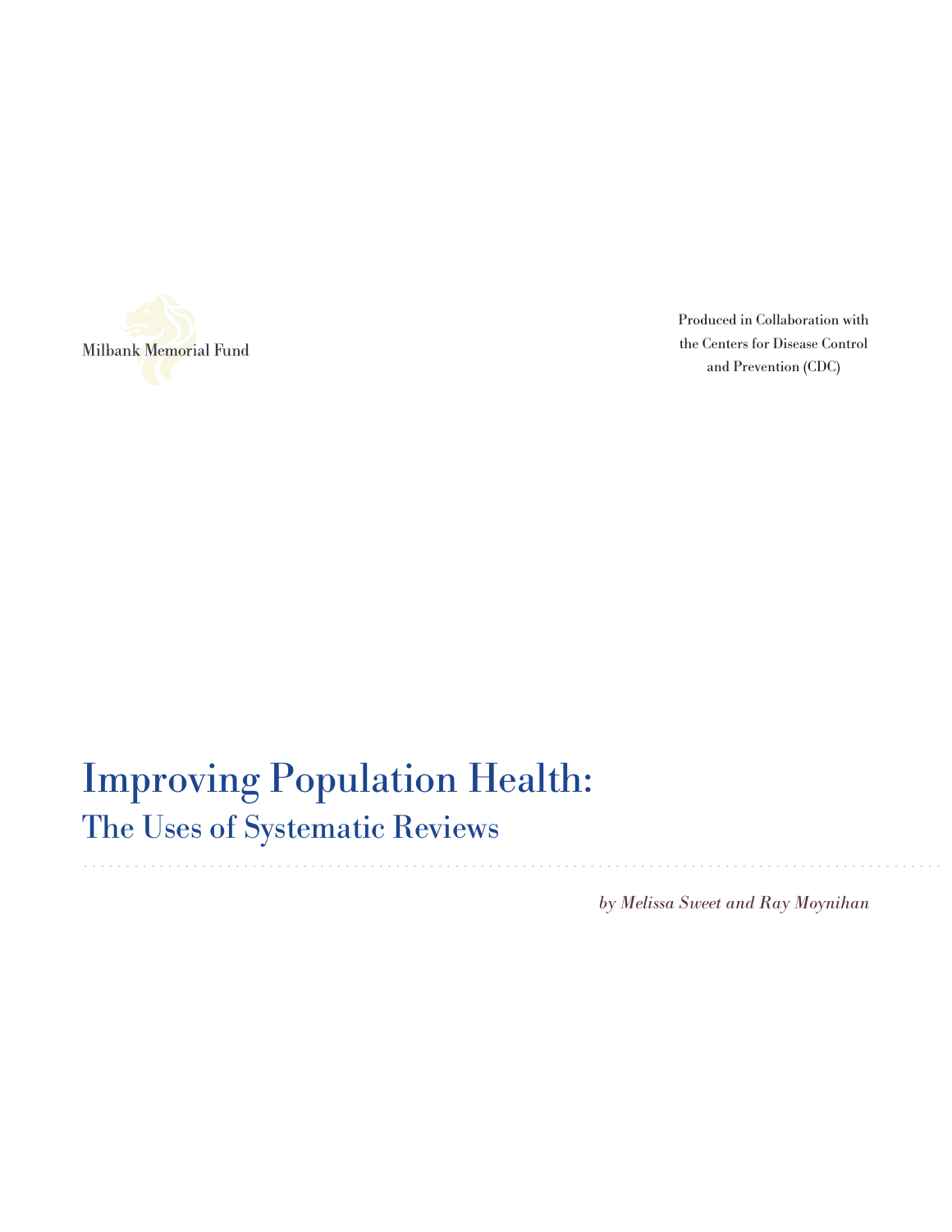Milbank Memorial Fund

Produced in Collaboration with the Centers for Disease Control and Prevention (CDC)

# Improving Population Health:

## The Uses of Systematic Reviews

*by Melissa Sweet and Ray Moynihan*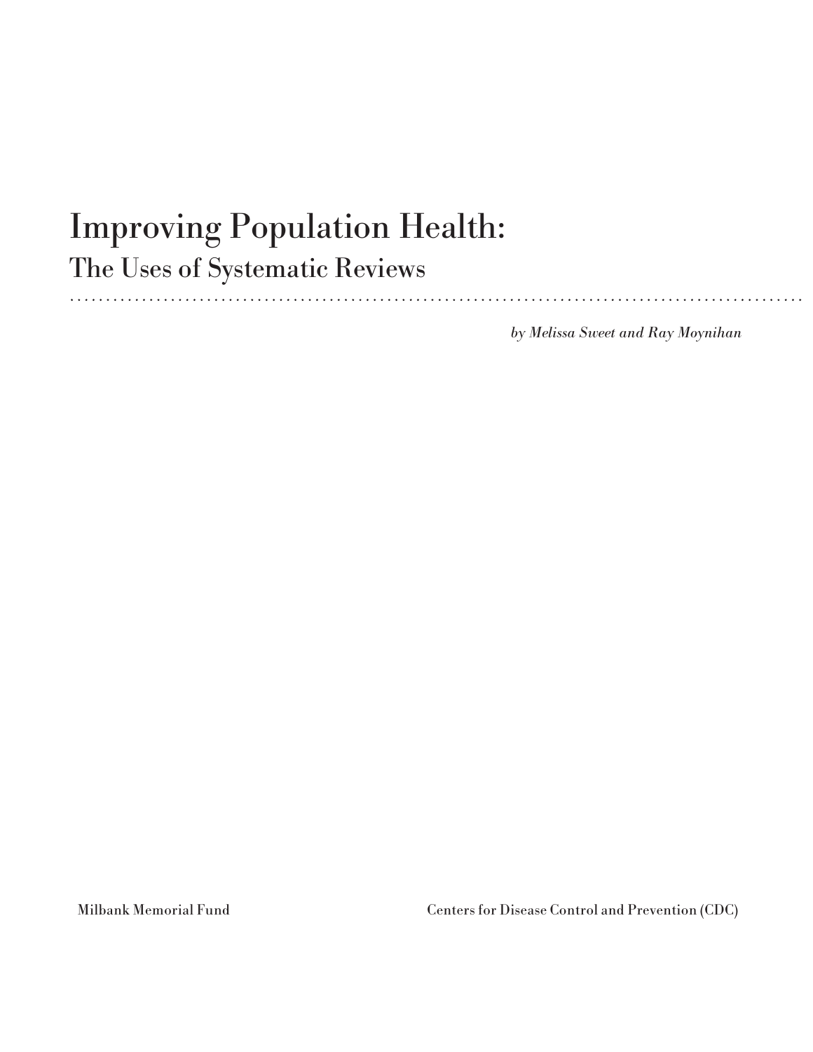# Improving Population Health:

## The Uses of Systematic Reviews

*by Melissa Sweet and Ray Moynihan*

Milbank Memorial Fund

Centers for Disease Control and Prevention (CDC)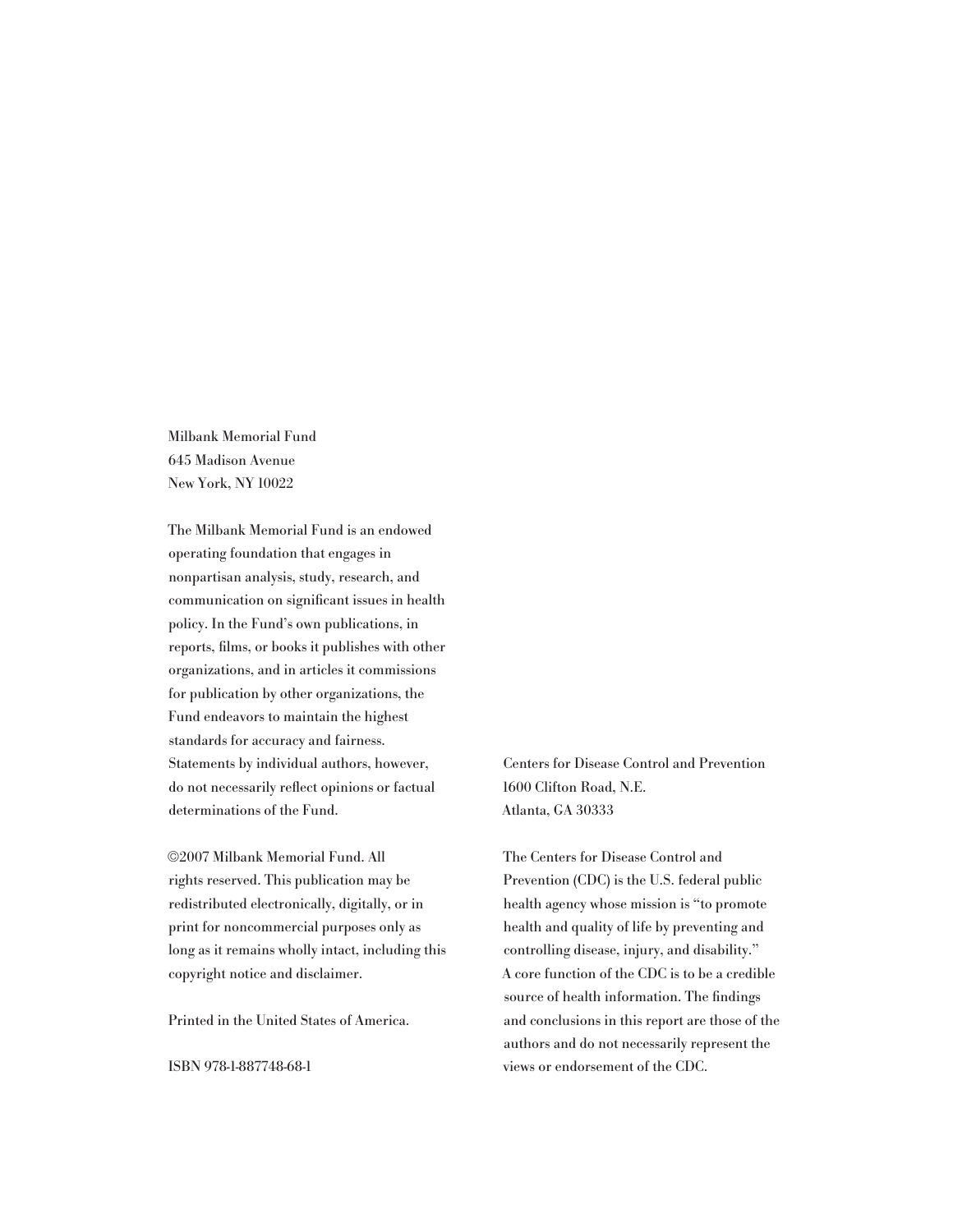Milbank Memorial Fund
645 Madison Avenue
New York, NY 10022

The Milbank Memorial Fund is an endowed operating foundation that engages in nonpartisan analysis, study, research, and communication on significant issues in health policy. In the Fund's own publications, in reports, films, or books it publishes with other organizations, and in articles it commissions for publication by other organizations, the Fund endeavors to maintain the highest standards for accuracy and fairness. Statements by individual authors, however, do not necessarily reflect opinions or factual determinations of the Fund.

©2007 Milbank Memorial Fund. All rights reserved. This publication may be redistributed electronically, digitally, or in print for noncommercial purposes only as long as it remains wholly intact, including this copyright notice and disclaimer.

Printed in the United States of America.

ISBN 978-1-887748-68-1

Centers for Disease Control and Prevention
1600 Clifton Road, N.E.
Atlanta, GA 30333

The Centers for Disease Control and Prevention (CDC) is the U.S. federal public health agency whose mission is "to promote health and quality of life by preventing and controlling disease, injury, and disability." A core function of the CDC is to be a credible source of health information. The findings and conclusions in this report are those of the authors and do not necessarily represent the views or endorsement of the CDC.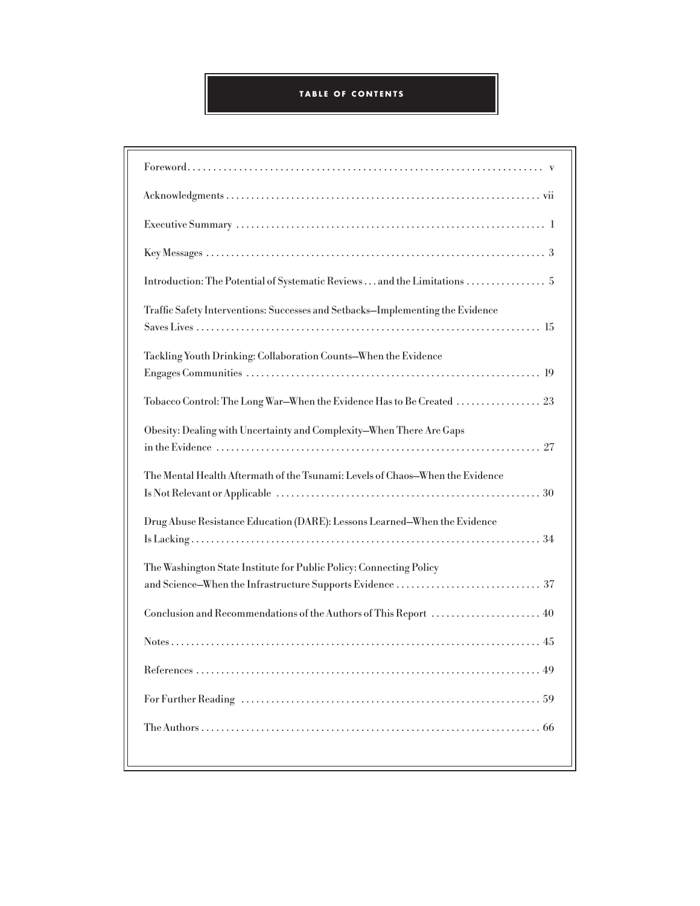# TABLE OF CONTENTS

| | |
|---|---|
| Foreword | v |
| Acknowledgments | vii |
| Executive Summary | 1 |
| Key Messages | 3 |
| Introduction: The Potential of Systematic Reviews . . . and the Limitations | 5 |
| Traffic Safety Interventions: Successes and Setbacks—Implementing the Evidence Saves Lives | 15 |
| Tackling Youth Drinking: Collaboration Counts—When the Evidence Engages Communities | 19 |
| Tobacco Control: The Long War—When the Evidence Has to Be Created | 23 |
| Obesity: Dealing with Uncertainty and Complexity—When There Are Gaps in the Evidence | 27 |
| The Mental Health Aftermath of the Tsunami: Levels of Chaos—When the Evidence Is Not Relevant or Applicable | 30 |
| Drug Abuse Resistance Education (DARE): Lessons Learned—When the Evidence Is Lacking | 34 |
| The Washington State Institute for Public Policy: Connecting Policy and Science—When the Infrastructure Supports Evidence | 37 |
| Conclusion and Recommendations of the Authors of This Report | 40 |
| Notes | 45 |
| References | 49 |
| For Further Reading | 59 |
| The Authors | 66 |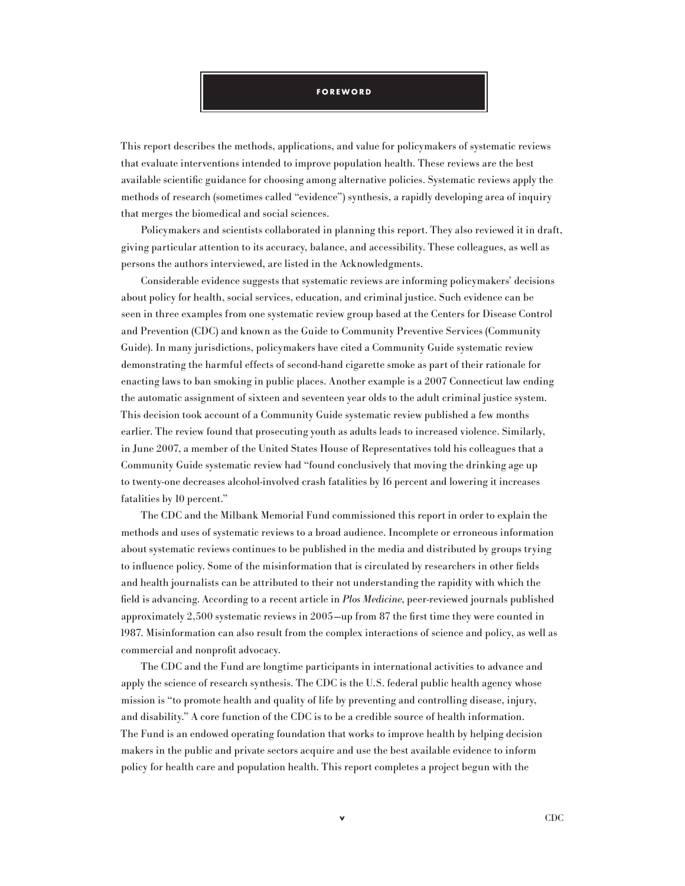# FOREWORD

This report describes the methods, applications, and value for policymakers of systematic reviews that evaluate interventions intended to improve population health. These reviews are the best available scientific guidance for choosing among alternative policies. Systematic reviews apply the methods of research (sometimes called "evidence") synthesis, a rapidly developing area of inquiry that merges the biomedical and social sciences.

Policymakers and scientists collaborated in planning this report. They also reviewed it in draft, giving particular attention to its accuracy, balance, and accessibility. These colleagues, as well as persons the authors interviewed, are listed in the Acknowledgments.

Considerable evidence suggests that systematic reviews are informing policymakers' decisions about policy for health, social services, education, and criminal justice. Such evidence can be seen in three examples from one systematic review group based at the Centers for Disease Control and Prevention (CDC) and known as the Guide to Community Preventive Services (Community Guide). In many jurisdictions, policymakers have cited a Community Guide systematic review demonstrating the harmful effects of second-hand cigarette smoke as part of their rationale for enacting laws to ban smoking in public places. Another example is a 2007 Connecticut law ending the automatic assignment of sixteen and seventeen year olds to the adult criminal justice system. This decision took account of a Community Guide systematic review published a few months earlier. The review found that prosecuting youth as adults leads to increased violence. Similarly, in June 2007, a member of the United States House of Representatives told his colleagues that a Community Guide systematic review had "found conclusively that moving the drinking age up to twenty-one decreases alcohol-involved crash fatalities by 16 percent and lowering it increases fatalities by 10 percent."

The CDC and the Milbank Memorial Fund commissioned this report in order to explain the methods and uses of systematic reviews to a broad audience. Incomplete or erroneous information about systematic reviews continues to be published in the media and distributed by groups trying to influence policy. Some of the misinformation that is circulated by researchers in other fields and health journalists can be attributed to their not understanding the rapidity with which the field is advancing. According to a recent article in *Plos Medicine*, peer-reviewed journals published approximately 2,500 systematic reviews in 2005—up from 87 the first time they were counted in 1987. Misinformation can also result from the complex interactions of science and policy, as well as commercial and nonprofit advocacy.

The CDC and the Fund are longtime participants in international activities to advance and apply the science of research synthesis. The CDC is the U.S. federal public health agency whose mission is "to promote health and quality of life by preventing and controlling disease, injury, and disability." A core function of the CDC is to be a credible source of health information. The Fund is an endowed operating foundation that works to improve health by helping decision makers in the public and private sectors acquire and use the best available evidence to inform policy for health care and population health. This report completes a project begun with the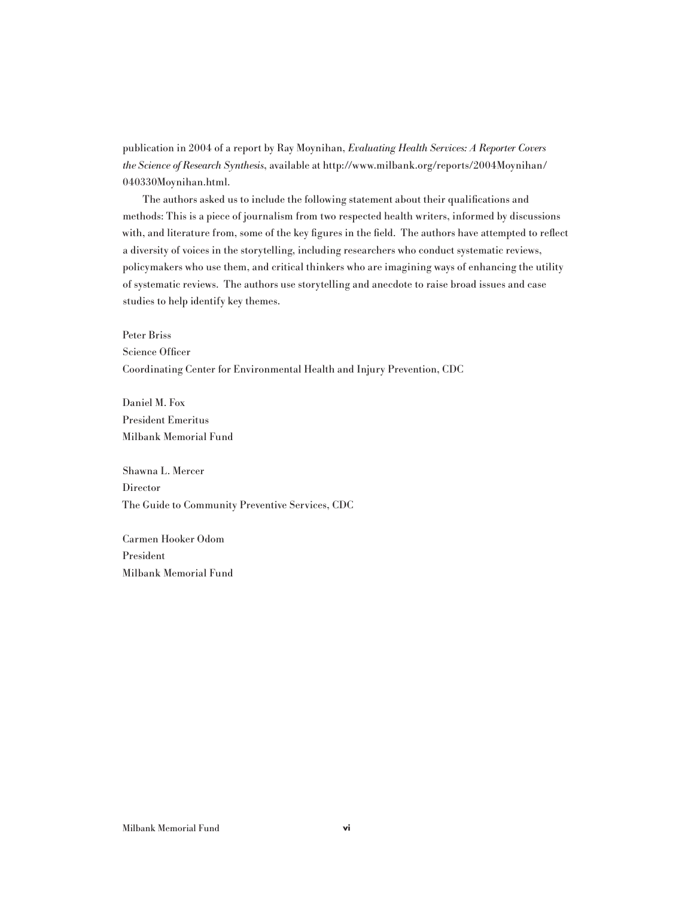publication in 2004 of a report by Ray Moynihan, *Evaluating Health Services: A Reporter Covers the Science of Research Synthesis*, available at http://www.milbank.org/reports/2004Moynihan/040330Moynihan.html.

The authors asked us to include the following statement about their qualifications and methods: This is a piece of journalism from two respected health writers, informed by discussions with, and literature from, some of the key figures in the field. The authors have attempted to reflect a diversity of voices in the storytelling, including researchers who conduct systematic reviews, policymakers who use them, and critical thinkers who are imagining ways of enhancing the utility of systematic reviews. The authors use storytelling and anecdote to raise broad issues and case studies to help identify key themes.

Peter Briss
Science Officer
Coordinating Center for Environmental Health and Injury Prevention, CDC

Daniel M. Fox
President Emeritus
Milbank Memorial Fund

Shawna L. Mercer
Director
The Guide to Community Preventive Services, CDC

Carmen Hooker Odom
President
Milbank Memorial Fund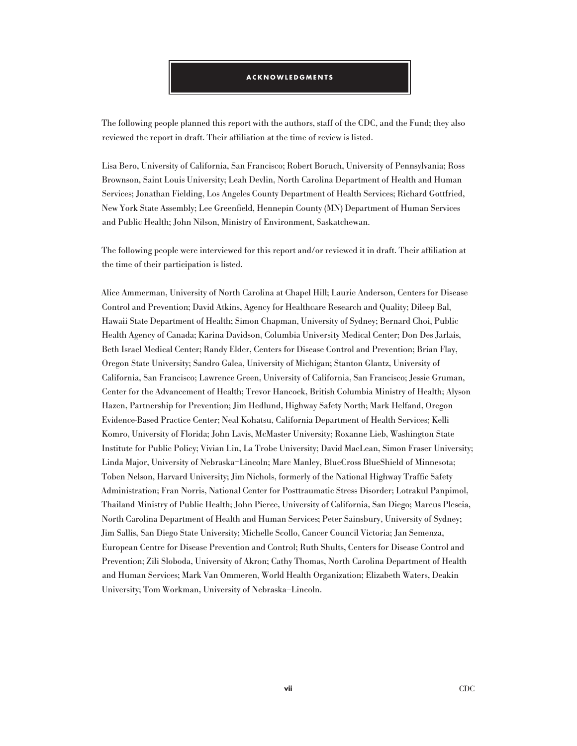# ACKNOWLEDGMENTS

The following people planned this report with the authors, staff of the CDC, and the Fund; they also reviewed the report in draft. Their affiliation at the time of review is listed.

Lisa Bero, University of California, San Francisco; Robert Boruch, University of Pennsylvania; Ross Brownson, Saint Louis University; Leah Devlin, North Carolina Department of Health and Human Services; Jonathan Fielding, Los Angeles County Department of Health Services; Richard Gottfried, New York State Assembly; Lee Greenfield, Hennepin County (MN) Department of Human Services and Public Health; John Nilson, Ministry of Environment, Saskatchewan.

The following people were interviewed for this report and/or reviewed it in draft. Their affiliation at the time of their participation is listed.

Alice Ammerman, University of North Carolina at Chapel Hill; Laurie Anderson, Centers for Disease Control and Prevention; David Atkins, Agency for Healthcare Research and Quality; Dileep Bal, Hawaii State Department of Health; Simon Chapman, University of Sydney; Bernard Choi, Public Health Agency of Canada; Karina Davidson, Columbia University Medical Center; Don Des Jarlais, Beth Israel Medical Center; Randy Elder, Centers for Disease Control and Prevention; Brian Flay, Oregon State University; Sandro Galea, University of Michigan; Stanton Glantz, University of California, San Francisco; Lawrence Green, University of California, San Francisco; Jessie Gruman, Center for the Advancement of Health; Trevor Hancock, British Columbia Ministry of Health; Alyson Hazen, Partnership for Prevention; Jim Hedlund, Highway Safety North; Mark Helfand, Oregon Evidence-Based Practice Center; Neal Kohatsu, California Department of Health Services; Kelli Komro, University of Florida; John Lavis, McMaster University; Roxanne Lieb, Washington State Institute for Public Policy; Vivian Lin, La Trobe University; David MacLean, Simon Fraser University; Linda Major, University of Nebraska–Lincoln; Marc Manley, BlueCross BlueShield of Minnesota; Toben Nelson, Harvard University; Jim Nichols, formerly of the National Highway Traffic Safety Administration; Fran Norris, National Center for Posttraumatic Stress Disorder; Lotrakul Panpimol, Thailand Ministry of Public Health; John Pierce, University of California, San Diego; Marcus Plescia, North Carolina Department of Health and Human Services; Peter Sainsbury, University of Sydney; Jim Sallis, San Diego State University; Michelle Scollo, Cancer Council Victoria; Jan Semenza, European Centre for Disease Prevention and Control; Ruth Shults, Centers for Disease Control and Prevention; Zili Sloboda, University of Akron; Cathy Thomas, North Carolina Department of Health and Human Services; Mark Van Ommeren, World Health Organization; Elizabeth Waters, Deakin University; Tom Workman, University of Nebraska–Lincoln.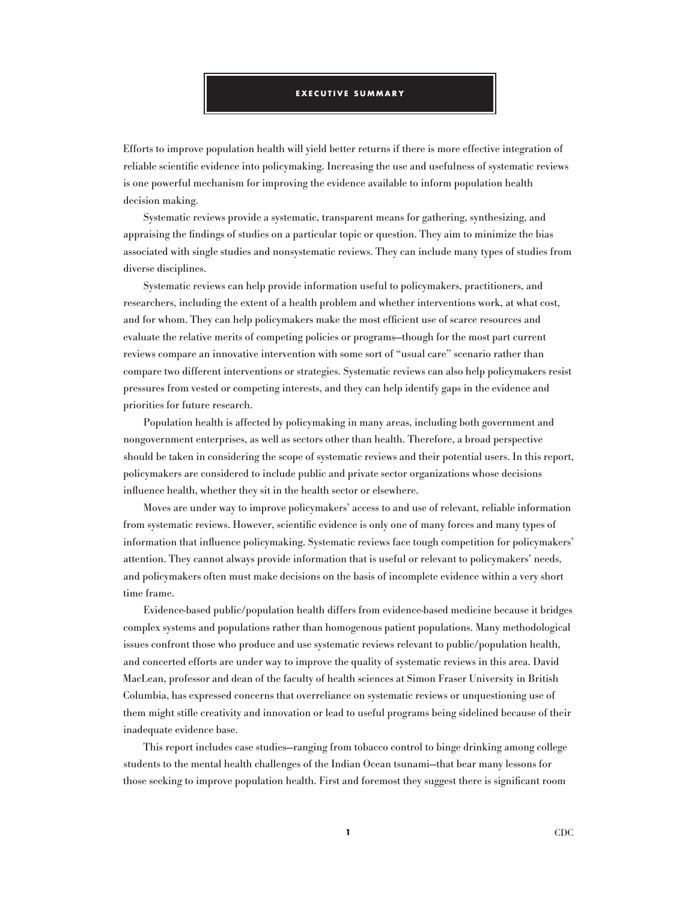# EXECUTIVE SUMMARY

Efforts to improve population health will yield better returns if there is more effective integration of reliable scientific evidence into policymaking. Increasing the use and usefulness of systematic reviews is one powerful mechanism for improving the evidence available to inform population health decision making.

Systematic reviews provide a systematic, transparent means for gathering, synthesizing, and appraising the findings of studies on a particular topic or question. They aim to minimize the bias associated with single studies and nonsystematic reviews. They can include many types of studies from diverse disciplines.

Systematic reviews can help provide information useful to policymakers, practitioners, and researchers, including the extent of a health problem and whether interventions work, at what cost, and for whom. They can help policymakers make the most efficient use of scarce resources and evaluate the relative merits of competing policies or programs—though for the most part current reviews compare an innovative intervention with some sort of "usual care" scenario rather than compare two different interventions or strategies. Systematic reviews can also help policymakers resist pressures from vested or competing interests, and they can help identify gaps in the evidence and priorities for future research.

Population health is affected by policymaking in many areas, including both government and nongovernment enterprises, as well as sectors other than health. Therefore, a broad perspective should be taken in considering the scope of systematic reviews and their potential users. In this report, policymakers are considered to include public and private sector organizations whose decisions influence health, whether they sit in the health sector or elsewhere.

Moves are under way to improve policymakers' access to and use of relevant, reliable information from systematic reviews. However, scientific evidence is only one of many forces and many types of information that influence policymaking. Systematic reviews face tough competition for policymakers' attention. They cannot always provide information that is useful or relevant to policymakers' needs, and policymakers often must make decisions on the basis of incomplete evidence within a very short time frame.

Evidence-based public/population health differs from evidence-based medicine because it bridges complex systems and populations rather than homogenous patient populations. Many methodological issues confront those who produce and use systematic reviews relevant to public/population health, and concerted efforts are under way to improve the quality of systematic reviews in this area. David MacLean, professor and dean of the faculty of health sciences at Simon Fraser University in British Columbia, has expressed concerns that overreliance on systematic reviews or unquestioning use of them might stifle creativity and innovation or lead to useful programs being sidelined because of their inadequate evidence base.

This report includes case studies—ranging from tobacco control to binge drinking among college students to the mental health challenges of the Indian Ocean tsunami—that bear many lessons for those seeking to improve population health. First and foremost they suggest there is significant room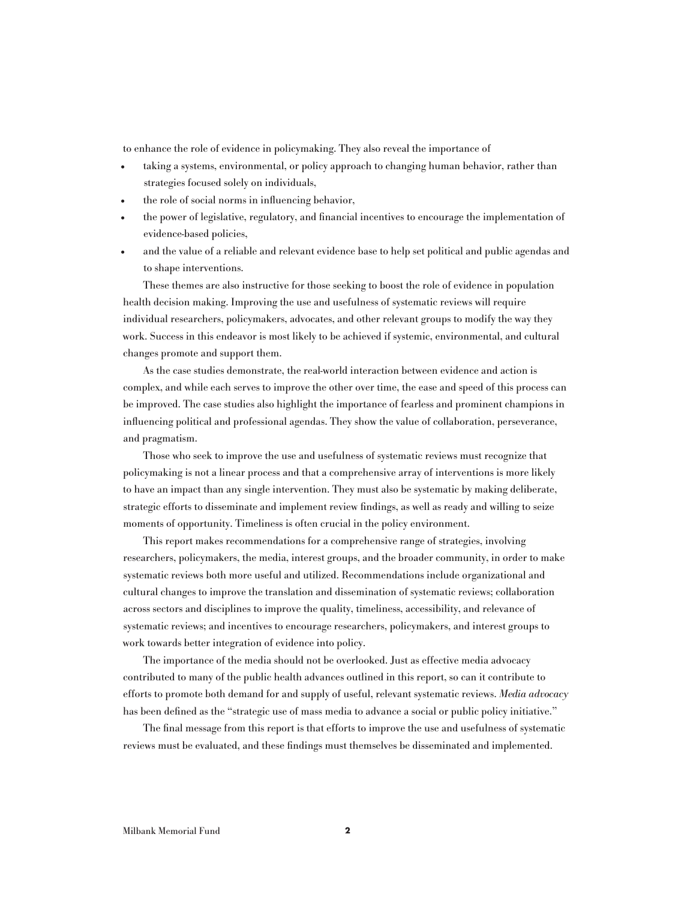to enhance the role of evidence in policymaking. They also reveal the importance of

- taking a systems, environmental, or policy approach to changing human behavior, rather than strategies focused solely on individuals,
- the role of social norms in influencing behavior,
- the power of legislative, regulatory, and financial incentives to encourage the implementation of evidence-based policies,
- and the value of a reliable and relevant evidence base to help set political and public agendas and to shape interventions.

These themes are also instructive for those seeking to boost the role of evidence in population health decision making. Improving the use and usefulness of systematic reviews will require individual researchers, policymakers, advocates, and other relevant groups to modify the way they work. Success in this endeavor is most likely to be achieved if systemic, environmental, and cultural changes promote and support them.

As the case studies demonstrate, the real-world interaction between evidence and action is complex, and while each serves to improve the other over time, the ease and speed of this process can be improved. The case studies also highlight the importance of fearless and prominent champions in influencing political and professional agendas. They show the value of collaboration, perseverance, and pragmatism.

Those who seek to improve the use and usefulness of systematic reviews must recognize that policymaking is not a linear process and that a comprehensive array of interventions is more likely to have an impact than any single intervention. They must also be systematic by making deliberate, strategic efforts to disseminate and implement review findings, as well as ready and willing to seize moments of opportunity. Timeliness is often crucial in the policy environment.

This report makes recommendations for a comprehensive range of strategies, involving researchers, policymakers, the media, interest groups, and the broader community, in order to make systematic reviews both more useful and utilized. Recommendations include organizational and cultural changes to improve the translation and dissemination of systematic reviews; collaboration across sectors and disciplines to improve the quality, timeliness, accessibility, and relevance of systematic reviews; and incentives to encourage researchers, policymakers, and interest groups to work towards better integration of evidence into policy.

The importance of the media should not be overlooked. Just as effective media advocacy contributed to many of the public health advances outlined in this report, so can it contribute to efforts to promote both demand for and supply of useful, relevant systematic reviews. *Media advocacy* has been defined as the "strategic use of mass media to advance a social or public policy initiative."

The final message from this report is that efforts to improve the use and usefulness of systematic reviews must be evaluated, and these findings must themselves be disseminated and implemented.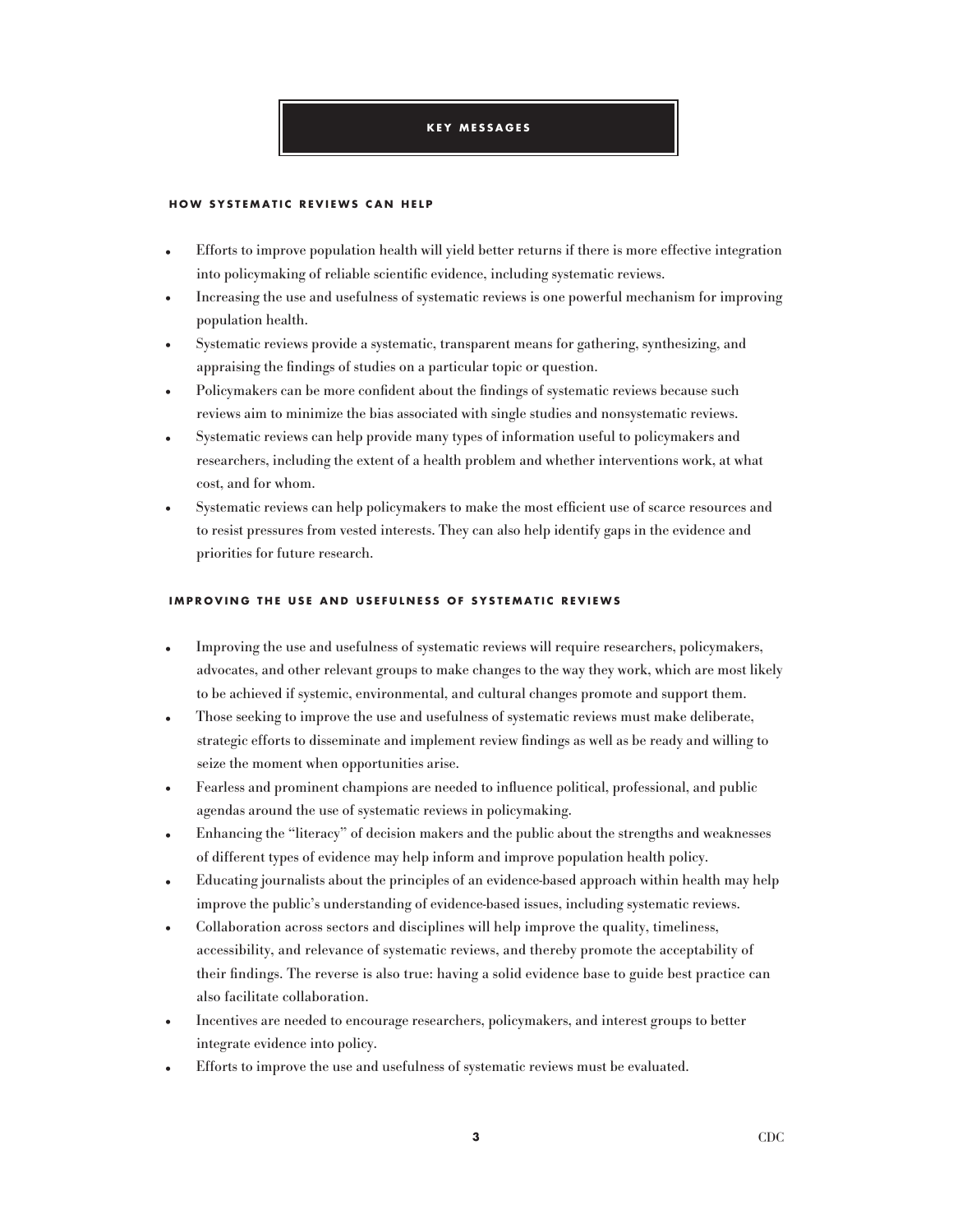# KEY MESSAGES

## HOW SYSTEMATIC REVIEWS CAN HELP

- Efforts to improve population health will yield better returns if there is more effective integration into policymaking of reliable scientific evidence, including systematic reviews.
- Increasing the use and usefulness of systematic reviews is one powerful mechanism for improving population health.
- Systematic reviews provide a systematic, transparent means for gathering, synthesizing, and appraising the findings of studies on a particular topic or question.
- Policymakers can be more confident about the findings of systematic reviews because such reviews aim to minimize the bias associated with single studies and nonsystematic reviews.
- Systematic reviews can help provide many types of information useful to policymakers and researchers, including the extent of a health problem and whether interventions work, at what cost, and for whom.
- Systematic reviews can help policymakers to make the most efficient use of scarce resources and to resist pressures from vested interests. They can also help identify gaps in the evidence and priorities for future research.

## IMPROVING THE USE AND USEFULNESS OF SYSTEMATIC REVIEWS

- Improving the use and usefulness of systematic reviews will require researchers, policymakers, advocates, and other relevant groups to make changes to the way they work, which are most likely to be achieved if systemic, environmental, and cultural changes promote and support them.
- Those seeking to improve the use and usefulness of systematic reviews must make deliberate, strategic efforts to disseminate and implement review findings as well as be ready and willing to seize the moment when opportunities arise.
- Fearless and prominent champions are needed to influence political, professional, and public agendas around the use of systematic reviews in policymaking.
- Enhancing the "literacy" of decision makers and the public about the strengths and weaknesses of different types of evidence may help inform and improve population health policy.
- Educating journalists about the principles of an evidence-based approach within health may help improve the public's understanding of evidence-based issues, including systematic reviews.
- Collaboration across sectors and disciplines will help improve the quality, timeliness, accessibility, and relevance of systematic reviews, and thereby promote the acceptability of their findings. The reverse is also true: having a solid evidence base to guide best practice can also facilitate collaboration.
- Incentives are needed to encourage researchers, policymakers, and interest groups to better integrate evidence into policy.
- Efforts to improve the use and usefulness of systematic reviews must be evaluated.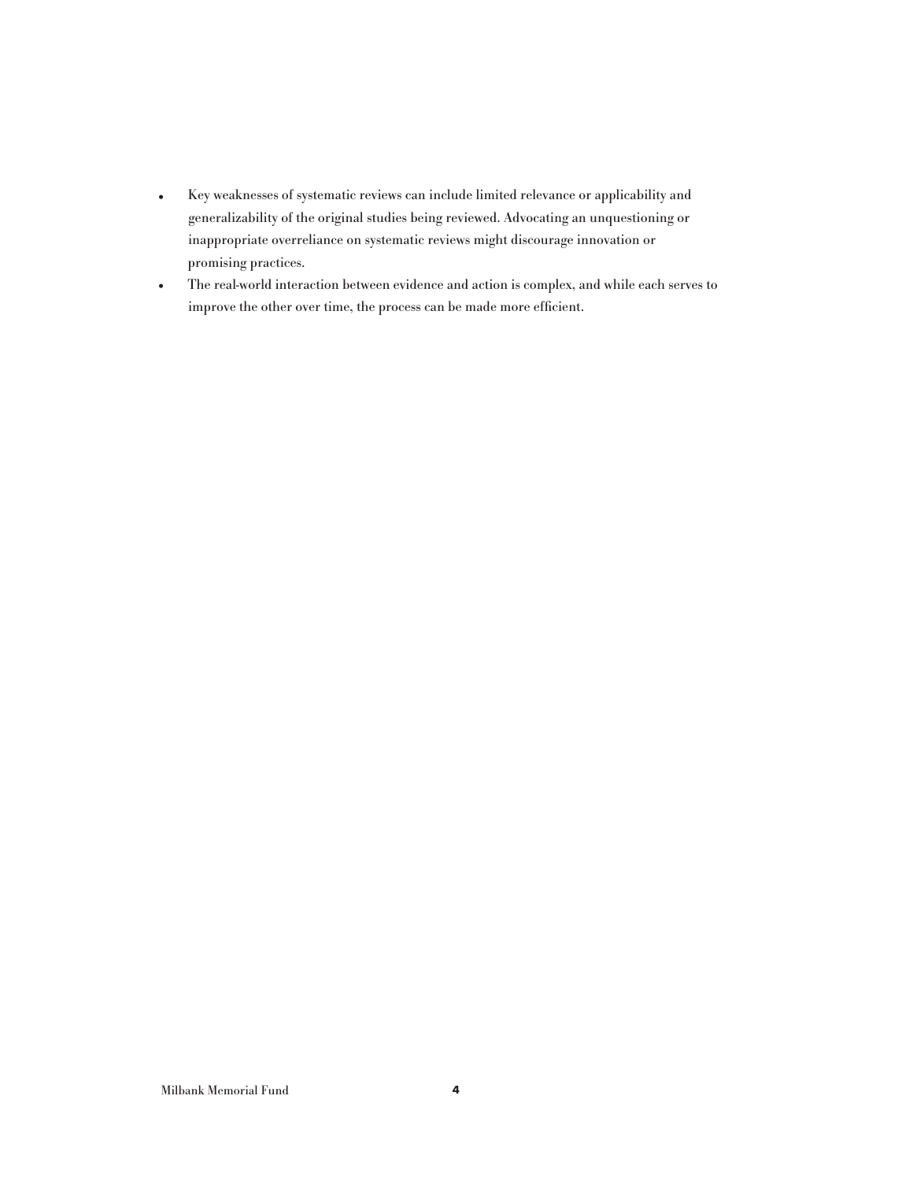- Key weaknesses of systematic reviews can include limited relevance or applicability and generalizability of the original studies being reviewed. Advocating an unquestioning or inappropriate overreliance on systematic reviews might discourage innovation or promising practices.
- The real-world interaction between evidence and action is complex, and while each serves to improve the other over time, the process can be made more efficient.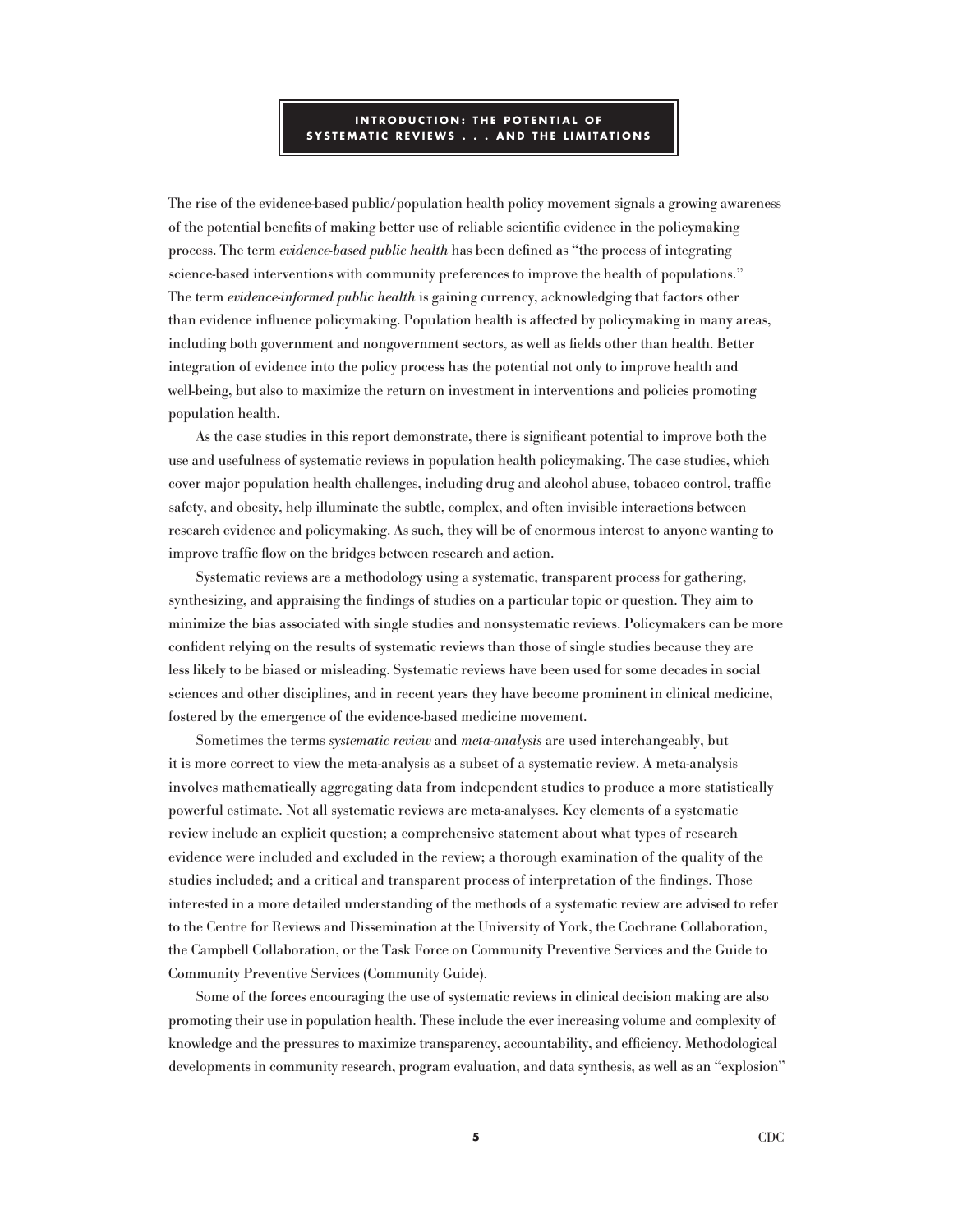## INTRODUCTION: THE POTENTIAL OF SYSTEMATIC REVIEWS . . . AND THE LIMITATIONS

The rise of the evidence-based public/population health policy movement signals a growing awareness of the potential benefits of making better use of reliable scientific evidence in the policymaking process. The term *evidence-based public health* has been defined as "the process of integrating science-based interventions with community preferences to improve the health of populations." The term *evidence-informed public health* is gaining currency, acknowledging that factors other than evidence influence policymaking. Population health is affected by policymaking in many areas, including both government and nongovernment sectors, as well as fields other than health. Better integration of evidence into the policy process has the potential not only to improve health and well-being, but also to maximize the return on investment in interventions and policies promoting population health.

As the case studies in this report demonstrate, there is significant potential to improve both the use and usefulness of systematic reviews in population health policymaking. The case studies, which cover major population health challenges, including drug and alcohol abuse, tobacco control, traffic safety, and obesity, help illuminate the subtle, complex, and often invisible interactions between research evidence and policymaking. As such, they will be of enormous interest to anyone wanting to improve traffic flow on the bridges between research and action.

Systematic reviews are a methodology using a systematic, transparent process for gathering, synthesizing, and appraising the findings of studies on a particular topic or question. They aim to minimize the bias associated with single studies and nonsystematic reviews. Policymakers can be more confident relying on the results of systematic reviews than those of single studies because they are less likely to be biased or misleading. Systematic reviews have been used for some decades in social sciences and other disciplines, and in recent years they have become prominent in clinical medicine, fostered by the emergence of the evidence-based medicine movement.

Sometimes the terms *systematic review* and *meta-analysis* are used interchangeably, but it is more correct to view the meta-analysis as a subset of a systematic review. A meta-analysis involves mathematically aggregating data from independent studies to produce a more statistically powerful estimate. Not all systematic reviews are meta-analyses. Key elements of a systematic review include an explicit question; a comprehensive statement about what types of research evidence were included and excluded in the review; a thorough examination of the quality of the studies included; and a critical and transparent process of interpretation of the findings. Those interested in a more detailed understanding of the methods of a systematic review are advised to refer to the Centre for Reviews and Dissemination at the University of York, the Cochrane Collaboration, the Campbell Collaboration, or the Task Force on Community Preventive Services and the Guide to Community Preventive Services (Community Guide).

Some of the forces encouraging the use of systematic reviews in clinical decision making are also promoting their use in population health. These include the ever increasing volume and complexity of knowledge and the pressures to maximize transparency, accountability, and efficiency. Methodological developments in community research, program evaluation, and data synthesis, as well as an "explosion"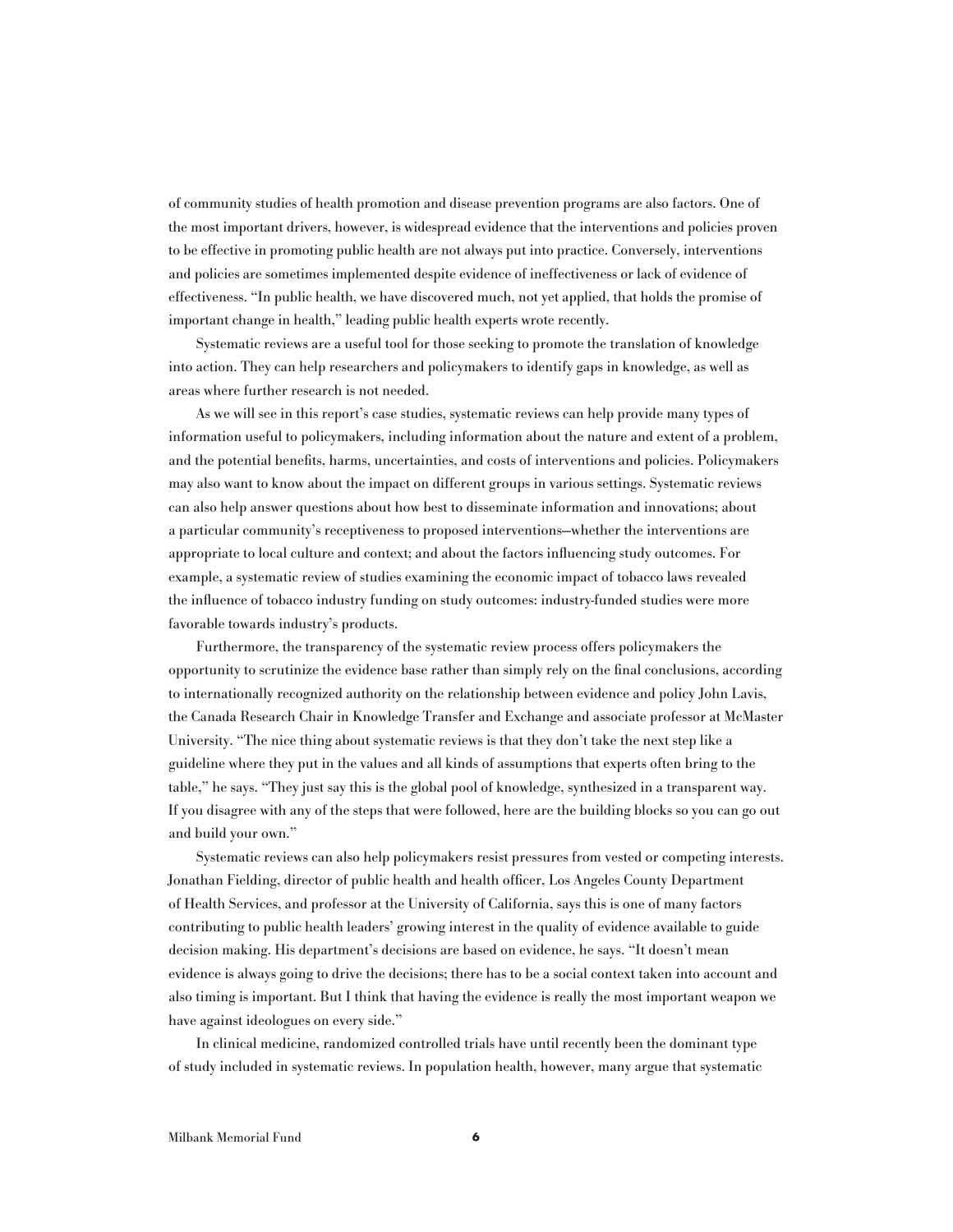of community studies of health promotion and disease prevention programs are also factors. One of the most important drivers, however, is widespread evidence that the interventions and policies proven to be effective in promoting public health are not always put into practice. Conversely, interventions and policies are sometimes implemented despite evidence of ineffectiveness or lack of evidence of effectiveness. "In public health, we have discovered much, not yet applied, that holds the promise of important change in health," leading public health experts wrote recently.

Systematic reviews are a useful tool for those seeking to promote the translation of knowledge into action. They can help researchers and policymakers to identify gaps in knowledge, as well as areas where further research is not needed.

As we will see in this report's case studies, systematic reviews can help provide many types of information useful to policymakers, including information about the nature and extent of a problem, and the potential benefits, harms, uncertainties, and costs of interventions and policies. Policymakers may also want to know about the impact on different groups in various settings. Systematic reviews can also help answer questions about how best to disseminate information and innovations; about a particular community's receptiveness to proposed interventions—whether the interventions are appropriate to local culture and context; and about the factors influencing study outcomes. For example, a systematic review of studies examining the economic impact of tobacco laws revealed the influence of tobacco industry funding on study outcomes: industry-funded studies were more favorable towards industry's products.

Furthermore, the transparency of the systematic review process offers policymakers the opportunity to scrutinize the evidence base rather than simply rely on the final conclusions, according to internationally recognized authority on the relationship between evidence and policy John Lavis, the Canada Research Chair in Knowledge Transfer and Exchange and associate professor at McMaster University. "The nice thing about systematic reviews is that they don't take the next step like a guideline where they put in the values and all kinds of assumptions that experts often bring to the table," he says. "They just say this is the global pool of knowledge, synthesized in a transparent way. If you disagree with any of the steps that were followed, here are the building blocks so you can go out and build your own."

Systematic reviews can also help policymakers resist pressures from vested or competing interests. Jonathan Fielding, director of public health and health officer, Los Angeles County Department of Health Services, and professor at the University of California, says this is one of many factors contributing to public health leaders' growing interest in the quality of evidence available to guide decision making. His department's decisions are based on evidence, he says. "It doesn't mean evidence is always going to drive the decisions; there has to be a social context taken into account and also timing is important. But I think that having the evidence is really the most important weapon we have against ideologues on every side."

In clinical medicine, randomized controlled trials have until recently been the dominant type of study included in systematic reviews. In population health, however, many argue that systematic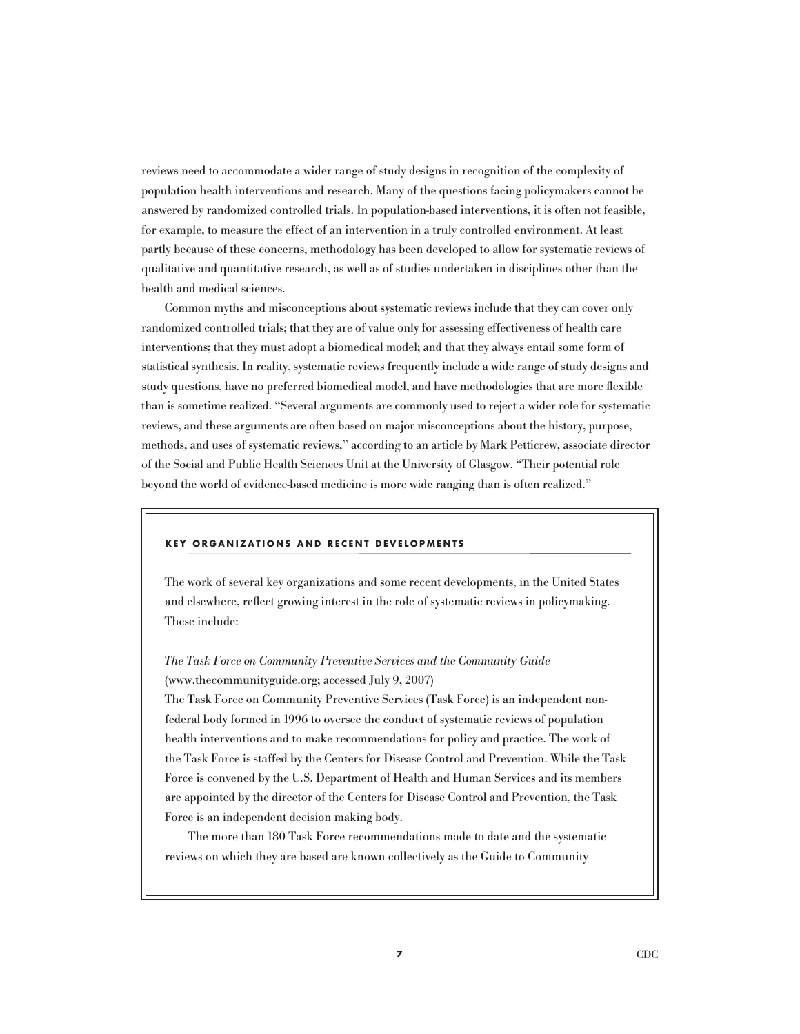reviews need to accommodate a wider range of study designs in recognition of the complexity of population health interventions and research. Many of the questions facing policymakers cannot be answered by randomized controlled trials. In population-based interventions, it is often not feasible, for example, to measure the effect of an intervention in a truly controlled environment. At least partly because of these concerns, methodology has been developed to allow for systematic reviews of qualitative and quantitative research, as well as of studies undertaken in disciplines other than the health and medical sciences.

Common myths and misconceptions about systematic reviews include that they can cover only randomized controlled trials; that they are of value only for assessing effectiveness of health care interventions; that they must adopt a biomedical model; and that they always entail some form of statistical synthesis. In reality, systematic reviews frequently include a wide range of study designs and study questions, have no preferred biomedical model, and have methodologies that are more flexible than is sometime realized. "Several arguments are commonly used to reject a wider role for systematic reviews, and these arguments are often based on major misconceptions about the history, purpose, methods, and uses of systematic reviews," according to an article by Mark Petticrew, associate director of the Social and Public Health Sciences Unit at the University of Glasgow. "Their potential role beyond the world of evidence-based medicine is more wide ranging than is often realized."

#### KEY ORGANIZATIONS AND RECENT DEVELOPMENTS

The work of several key organizations and some recent developments, in the United States and elsewhere, reflect growing interest in the role of systematic reviews in policymaking. These include:

*The Task Force on Community Preventive Services and the Community Guide*
(www.thecommunityguide.org; accessed July 9, 2007)

The Task Force on Community Preventive Services (Task Force) is an independent non-federal body formed in 1996 to oversee the conduct of systematic reviews of population health interventions and to make recommendations for policy and practice. The work of the Task Force is staffed by the Centers for Disease Control and Prevention. While the Task Force is convened by the U.S. Department of Health and Human Services and its members are appointed by the director of the Centers for Disease Control and Prevention, the Task Force is an independent decision making body.

The more than 180 Task Force recommendations made to date and the systematic reviews on which they are based are known collectively as the Guide to Community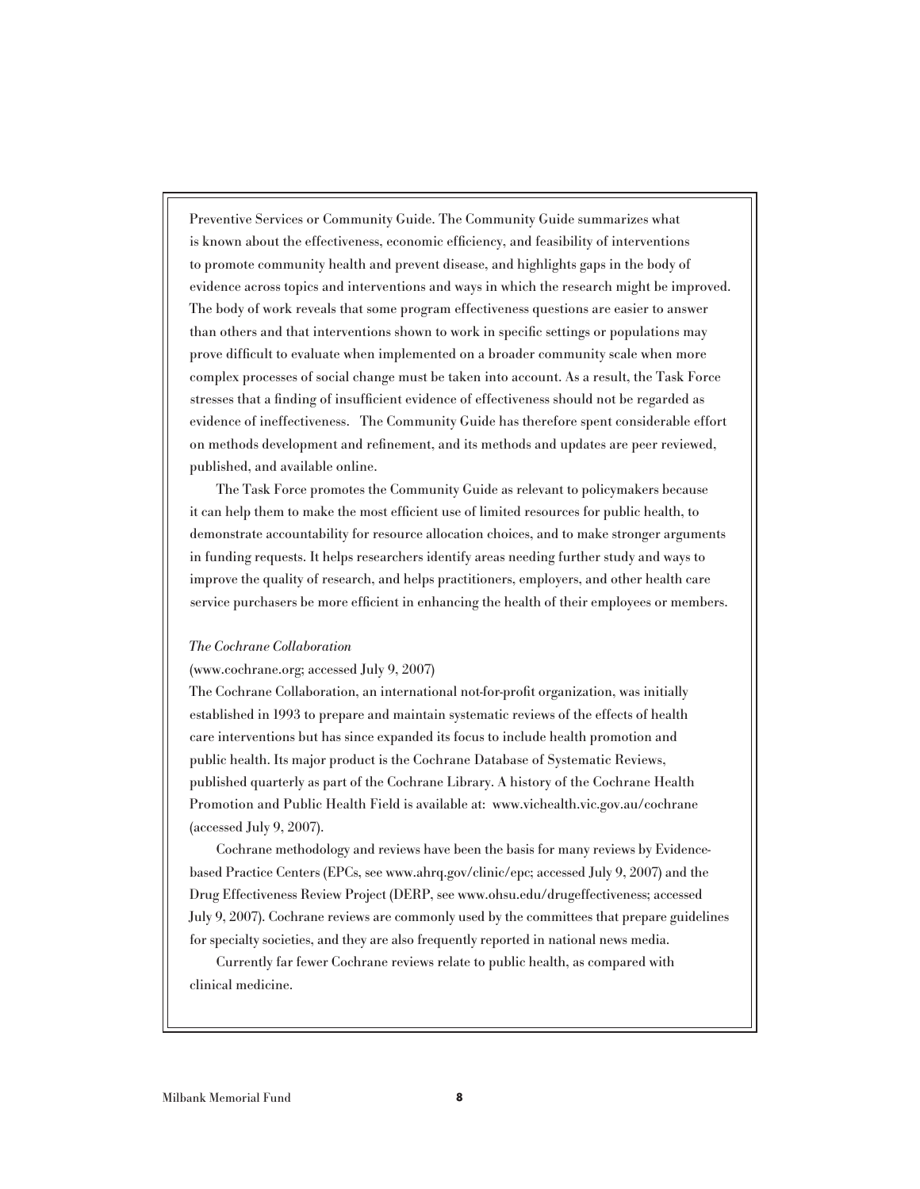Preventive Services or Community Guide. The Community Guide summarizes what is known about the effectiveness, economic efficiency, and feasibility of interventions to promote community health and prevent disease, and highlights gaps in the body of evidence across topics and interventions and ways in which the research might be improved. The body of work reveals that some program effectiveness questions are easier to answer than others and that interventions shown to work in specific settings or populations may prove difficult to evaluate when implemented on a broader community scale when more complex processes of social change must be taken into account. As a result, the Task Force stresses that a finding of insufficient evidence of effectiveness should not be regarded as evidence of ineffectiveness. The Community Guide has therefore spent considerable effort on methods development and refinement, and its methods and updates are peer reviewed, published, and available online.

The Task Force promotes the Community Guide as relevant to policymakers because it can help them to make the most efficient use of limited resources for public health, to demonstrate accountability for resource allocation choices, and to make stronger arguments in funding requests. It helps researchers identify areas needing further study and ways to improve the quality of research, and helps practitioners, employers, and other health care service purchasers be more efficient in enhancing the health of their employees or members.

*The Cochrane Collaboration*

(www.cochrane.org; accessed July 9, 2007)

The Cochrane Collaboration, an international not-for-profit organization, was initially established in 1993 to prepare and maintain systematic reviews of the effects of health care interventions but has since expanded its focus to include health promotion and public health. Its major product is the Cochrane Database of Systematic Reviews, published quarterly as part of the Cochrane Library. A history of the Cochrane Health Promotion and Public Health Field is available at: www.vichealth.vic.gov.au/cochrane (accessed July 9, 2007).

Cochrane methodology and reviews have been the basis for many reviews by Evidence-based Practice Centers (EPCs, see www.ahrq.gov/clinic/epc; accessed July 9, 2007) and the Drug Effectiveness Review Project (DERP, see www.ohsu.edu/drugeffectiveness; accessed July 9, 2007). Cochrane reviews are commonly used by the committees that prepare guidelines for specialty societies, and they are also frequently reported in national news media.

Currently far fewer Cochrane reviews relate to public health, as compared with clinical medicine.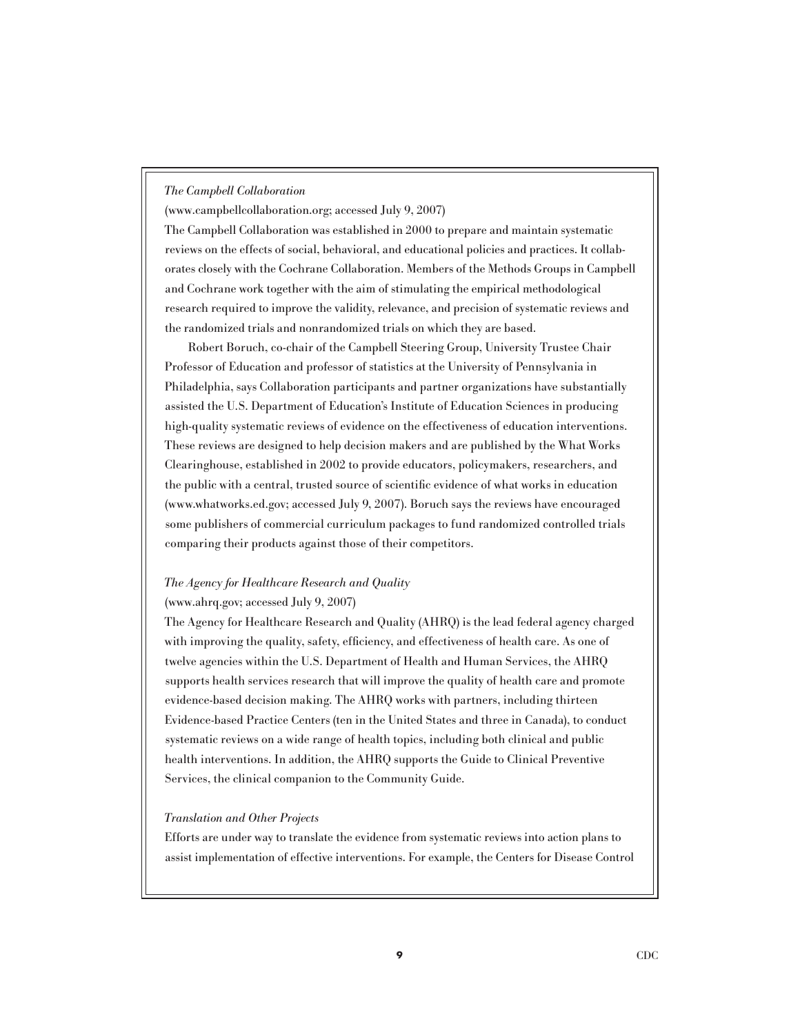*The Campbell Collaboration*

(www.campbellcollaboration.org; accessed July 9, 2007)

The Campbell Collaboration was established in 2000 to prepare and maintain systematic reviews on the effects of social, behavioral, and educational policies and practices. It collaborates closely with the Cochrane Collaboration. Members of the Methods Groups in Campbell and Cochrane work together with the aim of stimulating the empirical methodological research required to improve the validity, relevance, and precision of systematic reviews and the randomized trials and nonrandomized trials on which they are based.

Robert Boruch, co-chair of the Campbell Steering Group, University Trustee Chair Professor of Education and professor of statistics at the University of Pennsylvania in Philadelphia, says Collaboration participants and partner organizations have substantially assisted the U.S. Department of Education's Institute of Education Sciences in producing high-quality systematic reviews of evidence on the effectiveness of education interventions. These reviews are designed to help decision makers and are published by the What Works Clearinghouse, established in 2002 to provide educators, policymakers, researchers, and the public with a central, trusted source of scientific evidence of what works in education (www.whatworks.ed.gov; accessed July 9, 2007). Boruch says the reviews have encouraged some publishers of commercial curriculum packages to fund randomized controlled trials comparing their products against those of their competitors.

*The Agency for Healthcare Research and Quality*

(www.ahrq.gov; accessed July 9, 2007)

The Agency for Healthcare Research and Quality (AHRQ) is the lead federal agency charged with improving the quality, safety, efficiency, and effectiveness of health care. As one of twelve agencies within the U.S. Department of Health and Human Services, the AHRQ supports health services research that will improve the quality of health care and promote evidence-based decision making. The AHRQ works with partners, including thirteen Evidence-based Practice Centers (ten in the United States and three in Canada), to conduct systematic reviews on a wide range of health topics, including both clinical and public health interventions. In addition, the AHRQ supports the Guide to Clinical Preventive Services, the clinical companion to the Community Guide.

*Translation and Other Projects*

Efforts are under way to translate the evidence from systematic reviews into action plans to assist implementation of effective interventions. For example, the Centers for Disease Control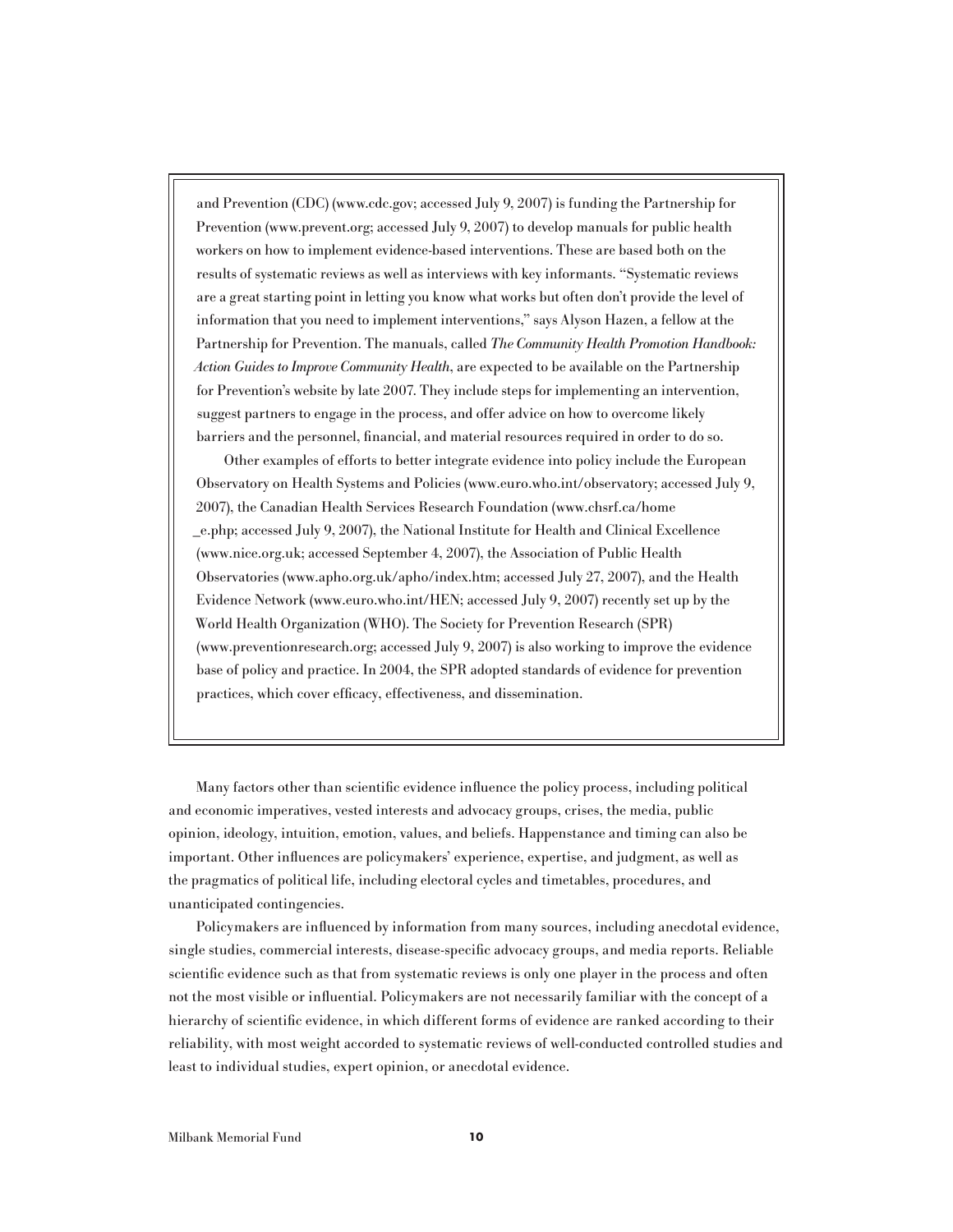and Prevention (CDC) (www.cdc.gov; accessed July 9, 2007) is funding the Partnership for Prevention (www.prevent.org; accessed July 9, 2007) to develop manuals for public health workers on how to implement evidence-based interventions. These are based both on the results of systematic reviews as well as interviews with key informants. "Systematic reviews are a great starting point in letting you know what works but often don't provide the level of information that you need to implement interventions," says Alyson Hazen, a fellow at the Partnership for Prevention. The manuals, called *The Community Health Promotion Handbook: Action Guides to Improve Community Health*, are expected to be available on the Partnership for Prevention's website by late 2007. They include steps for implementing an intervention, suggest partners to engage in the process, and offer advice on how to overcome likely barriers and the personnel, financial, and material resources required in order to do so.

Other examples of efforts to better integrate evidence into policy include the European Observatory on Health Systems and Policies (www.euro.who.int/observatory; accessed July 9, 2007), the Canadian Health Services Research Foundation (www.chsrf.ca/home_e.php; accessed July 9, 2007), the National Institute for Health and Clinical Excellence (www.nice.org.uk; accessed September 4, 2007), the Association of Public Health Observatories (www.apho.org.uk/apho/index.htm; accessed July 27, 2007), and the Health Evidence Network (www.euro.who.int/HEN; accessed July 9, 2007) recently set up by the World Health Organization (WHO). The Society for Prevention Research (SPR) (www.preventionresearch.org; accessed July 9, 2007) is also working to improve the evidence base of policy and practice. In 2004, the SPR adopted standards of evidence for prevention practices, which cover efficacy, effectiveness, and dissemination.

Many factors other than scientific evidence influence the policy process, including political and economic imperatives, vested interests and advocacy groups, crises, the media, public opinion, ideology, intuition, emotion, values, and beliefs. Happenstance and timing can also be important. Other influences are policymakers' experience, expertise, and judgment, as well as the pragmatics of political life, including electoral cycles and timetables, procedures, and unanticipated contingencies.

Policymakers are influenced by information from many sources, including anecdotal evidence, single studies, commercial interests, disease-specific advocacy groups, and media reports. Reliable scientific evidence such as that from systematic reviews is only one player in the process and often not the most visible or influential. Policymakers are not necessarily familiar with the concept of a hierarchy of scientific evidence, in which different forms of evidence are ranked according to their reliability, with most weight accorded to systematic reviews of well-conducted controlled studies and least to individual studies, expert opinion, or anecdotal evidence.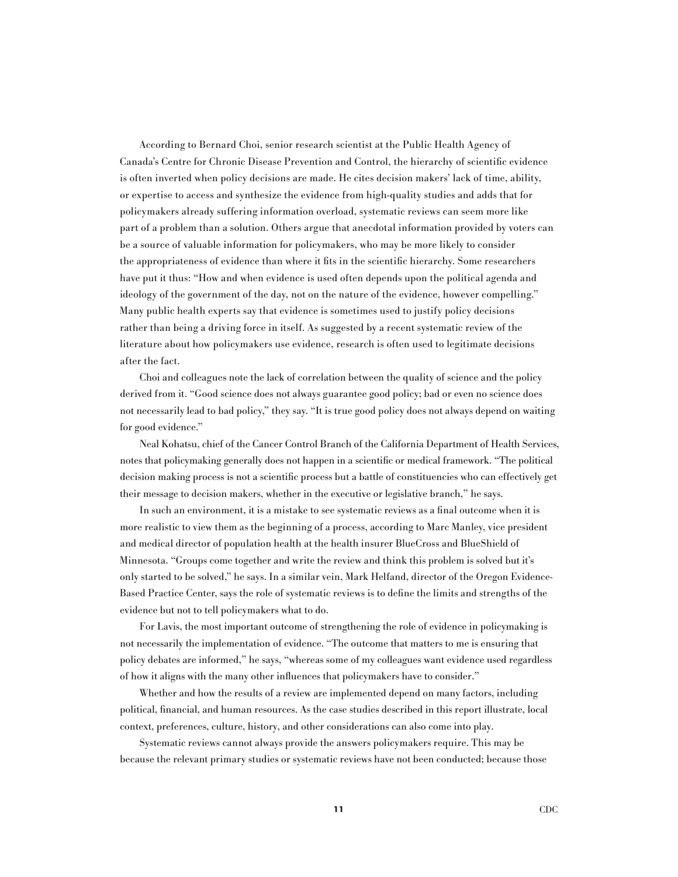According to Bernard Choi, senior research scientist at the Public Health Agency of Canada's Centre for Chronic Disease Prevention and Control, the hierarchy of scientific evidence is often inverted when policy decisions are made. He cites decision makers' lack of time, ability, or expertise to access and synthesize the evidence from high-quality studies and adds that for policymakers already suffering information overload, systematic reviews can seem more like part of a problem than a solution. Others argue that anecdotal information provided by voters can be a source of valuable information for policymakers, who may be more likely to consider the appropriateness of evidence than where it fits in the scientific hierarchy. Some researchers have put it thus: "How and when evidence is used often depends upon the political agenda and ideology of the government of the day, not on the nature of the evidence, however compelling." Many public health experts say that evidence is sometimes used to justify policy decisions rather than being a driving force in itself. As suggested by a recent systematic review of the literature about how policymakers use evidence, research is often used to legitimate decisions after the fact.

Choi and colleagues note the lack of correlation between the quality of science and the policy derived from it. "Good science does not always guarantee good policy; bad or even no science does not necessarily lead to bad policy," they say. "It is true good policy does not always depend on waiting for good evidence."

Neal Kohatsu, chief of the Cancer Control Branch of the California Department of Health Services, notes that policymaking generally does not happen in a scientific or medical framework. "The political decision making process is not a scientific process but a battle of constituencies who can effectively get their message to decision makers, whether in the executive or legislative branch," he says.

In such an environment, it is a mistake to see systematic reviews as a final outcome when it is more realistic to view them as the beginning of a process, according to Marc Manley, vice president and medical director of population health at the health insurer BlueCross and BlueShield of Minnesota. "Groups come together and write the review and think this problem is solved but it's only started to be solved," he says. In a similar vein, Mark Helfand, director of the Oregon Evidence-Based Practice Center, says the role of systematic reviews is to define the limits and strengths of the evidence but not to tell policymakers what to do.

For Lavis, the most important outcome of strengthening the role of evidence in policymaking is not necessarily the implementation of evidence. "The outcome that matters to me is ensuring that policy debates are informed," he says, "whereas some of my colleagues want evidence used regardless of how it aligns with the many other influences that policymakers have to consider."

Whether and how the results of a review are implemented depend on many factors, including political, financial, and human resources. As the case studies described in this report illustrate, local context, preferences, culture, history, and other considerations can also come into play.

Systematic reviews cannot always provide the answers policymakers require. This may be because the relevant primary studies or systematic reviews have not been conducted; because those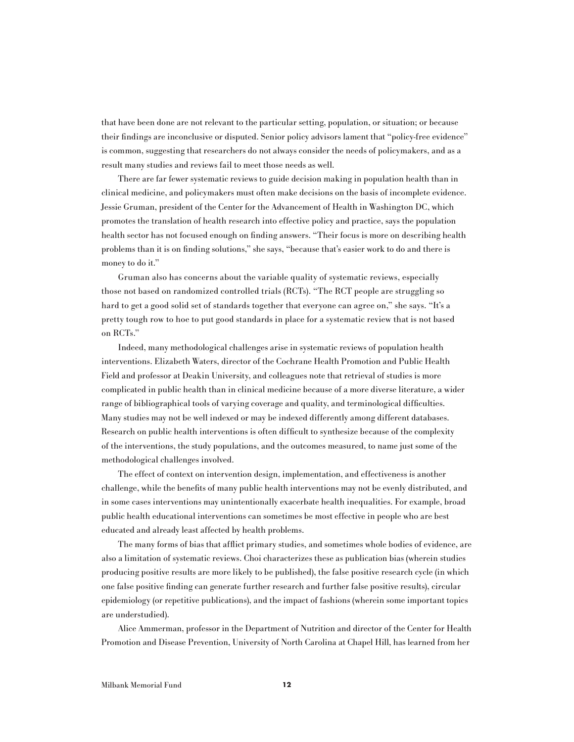that have been done are not relevant to the particular setting, population, or situation; or because their findings are inconclusive or disputed. Senior policy advisors lament that "policy-free evidence" is common, suggesting that researchers do not always consider the needs of policymakers, and as a result many studies and reviews fail to meet those needs as well.

There are far fewer systematic reviews to guide decision making in population health than in clinical medicine, and policymakers must often make decisions on the basis of incomplete evidence. Jessie Gruman, president of the Center for the Advancement of Health in Washington DC, which promotes the translation of health research into effective policy and practice, says the population health sector has not focused enough on finding answers. "Their focus is more on describing health problems than it is on finding solutions," she says, "because that's easier work to do and there is money to do it."

Gruman also has concerns about the variable quality of systematic reviews, especially those not based on randomized controlled trials (RCTs). "The RCT people are struggling so hard to get a good solid set of standards together that everyone can agree on," she says. "It's a pretty tough row to hoe to put good standards in place for a systematic review that is not based on RCTs."

Indeed, many methodological challenges arise in systematic reviews of population health interventions. Elizabeth Waters, director of the Cochrane Health Promotion and Public Health Field and professor at Deakin University, and colleagues note that retrieval of studies is more complicated in public health than in clinical medicine because of a more diverse literature, a wider range of bibliographical tools of varying coverage and quality, and terminological difficulties. Many studies may not be well indexed or may be indexed differently among different databases. Research on public health interventions is often difficult to synthesize because of the complexity of the interventions, the study populations, and the outcomes measured, to name just some of the methodological challenges involved.

The effect of context on intervention design, implementation, and effectiveness is another challenge, while the benefits of many public health interventions may not be evenly distributed, and in some cases interventions may unintentionally exacerbate health inequalities. For example, broad public health educational interventions can sometimes be most effective in people who are best educated and already least affected by health problems.

The many forms of bias that afflict primary studies, and sometimes whole bodies of evidence, are also a limitation of systematic reviews. Choi characterizes these as publication bias (wherein studies producing positive results are more likely to be published), the false positive research cycle (in which one false positive finding can generate further research and further false positive results), circular epidemiology (or repetitive publications), and the impact of fashions (wherein some important topics are understudied).

Alice Ammerman, professor in the Department of Nutrition and director of the Center for Health Promotion and Disease Prevention, University of North Carolina at Chapel Hill, has learned from her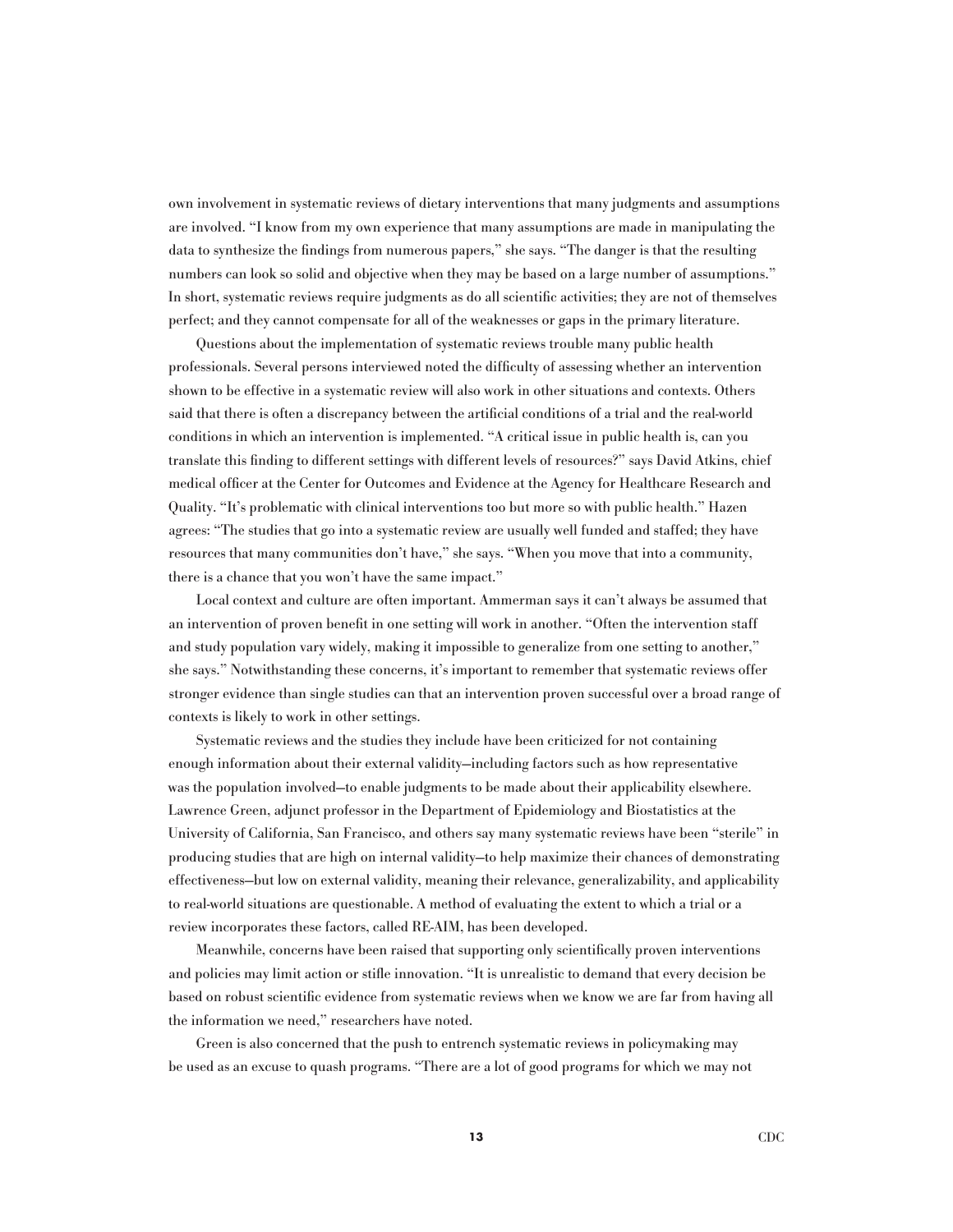own involvement in systematic reviews of dietary interventions that many judgments and assumptions are involved. "I know from my own experience that many assumptions are made in manipulating the data to synthesize the findings from numerous papers," she says. "The danger is that the resulting numbers can look so solid and objective when they may be based on a large number of assumptions." In short, systematic reviews require judgments as do all scientific activities; they are not of themselves perfect; and they cannot compensate for all of the weaknesses or gaps in the primary literature.

Questions about the implementation of systematic reviews trouble many public health professionals. Several persons interviewed noted the difficulty of assessing whether an intervention shown to be effective in a systematic review will also work in other situations and contexts. Others said that there is often a discrepancy between the artificial conditions of a trial and the real-world conditions in which an intervention is implemented. "A critical issue in public health is, can you translate this finding to different settings with different levels of resources?" says David Atkins, chief medical officer at the Center for Outcomes and Evidence at the Agency for Healthcare Research and Quality. "It's problematic with clinical interventions too but more so with public health." Hazen agrees: "The studies that go into a systematic review are usually well funded and staffed; they have resources that many communities don't have," she says. "When you move that into a community, there is a chance that you won't have the same impact."

Local context and culture are often important. Ammerman says it can't always be assumed that an intervention of proven benefit in one setting will work in another. "Often the intervention staff and study population vary widely, making it impossible to generalize from one setting to another," she says." Notwithstanding these concerns, it's important to remember that systematic reviews offer stronger evidence than single studies can that an intervention proven successful over a broad range of contexts is likely to work in other settings.

Systematic reviews and the studies they include have been criticized for not containing enough information about their external validity—including factors such as how representative was the population involved—to enable judgments to be made about their applicability elsewhere. Lawrence Green, adjunct professor in the Department of Epidemiology and Biostatistics at the University of California, San Francisco, and others say many systematic reviews have been "sterile" in producing studies that are high on internal validity—to help maximize their chances of demonstrating effectiveness—but low on external validity, meaning their relevance, generalizability, and applicability to real-world situations are questionable. A method of evaluating the extent to which a trial or a review incorporates these factors, called RE-AIM, has been developed.

Meanwhile, concerns have been raised that supporting only scientifically proven interventions and policies may limit action or stifle innovation. "It is unrealistic to demand that every decision be based on robust scientific evidence from systematic reviews when we know we are far from having all the information we need," researchers have noted.

Green is also concerned that the push to entrench systematic reviews in policymaking may be used as an excuse to quash programs. "There are a lot of good programs for which we may not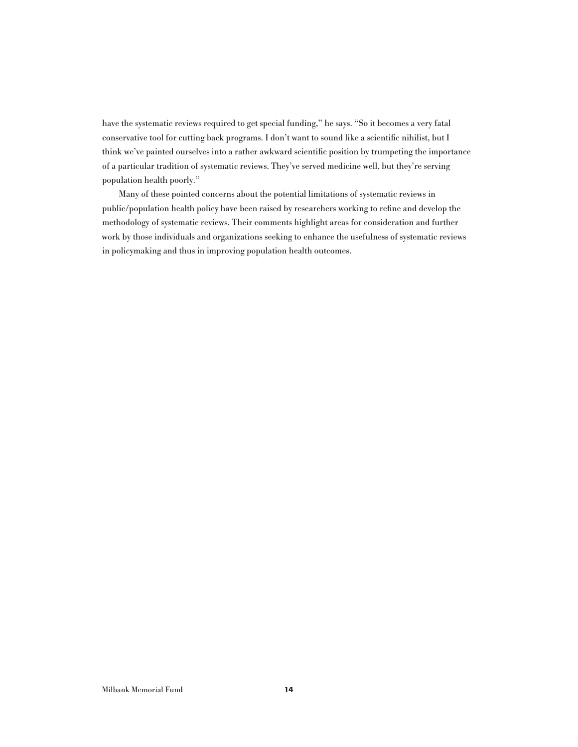have the systematic reviews required to get special funding," he says. "So it becomes a very fatal conservative tool for cutting back programs. I don't want to sound like a scientific nihilist, but I think we've painted ourselves into a rather awkward scientific position by trumpeting the importance of a particular tradition of systematic reviews. They've served medicine well, but they're serving population health poorly."

Many of these pointed concerns about the potential limitations of systematic reviews in public/population health policy have been raised by researchers working to refine and develop the methodology of systematic reviews. Their comments highlight areas for consideration and further work by those individuals and organizations seeking to enhance the usefulness of systematic reviews in policymaking and thus in improving population health outcomes.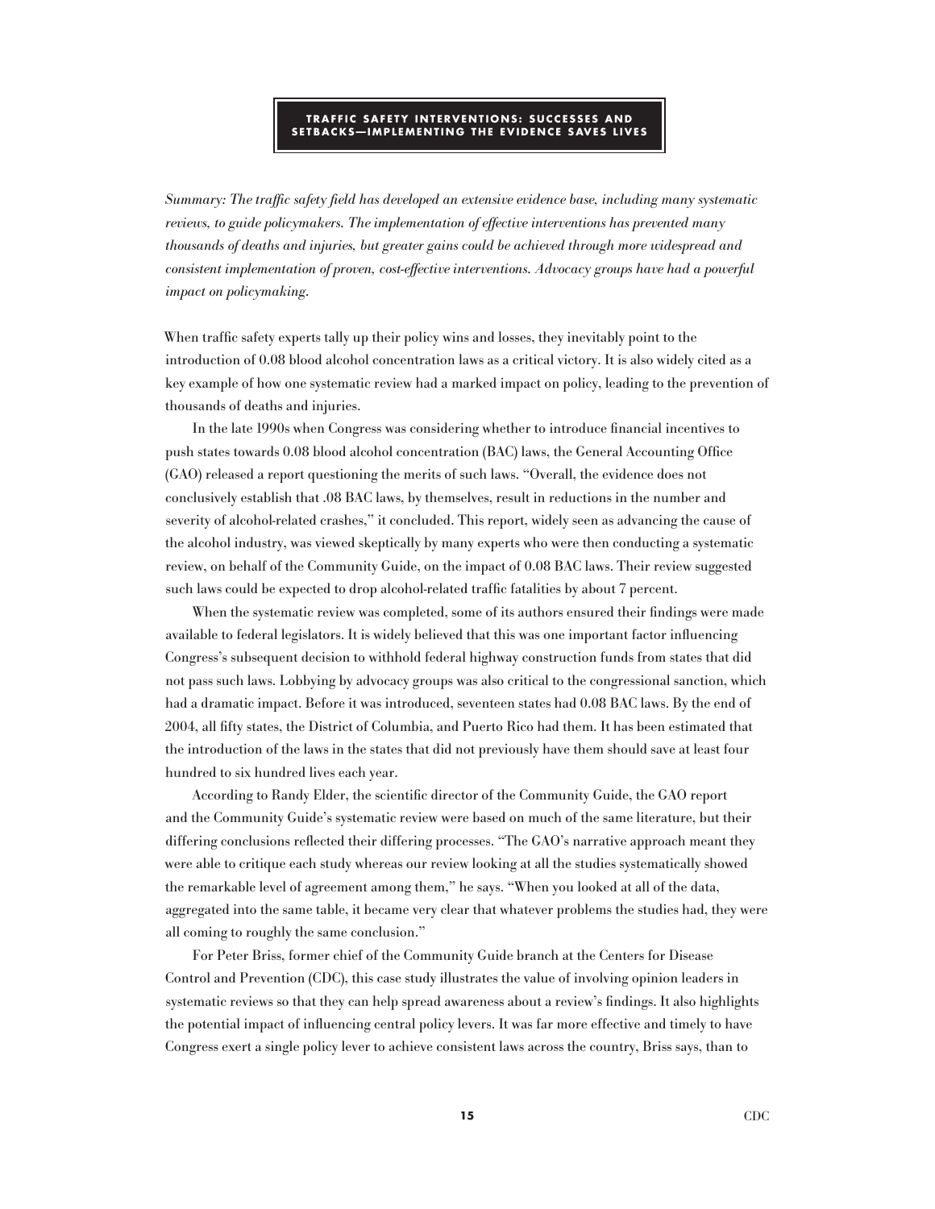## TRAFFIC SAFETY INTERVENTIONS: SUCCESSES AND SETBACKS—IMPLEMENTING THE EVIDENCE SAVES LIVES

*Summary: The traffic safety field has developed an extensive evidence base, including many systematic reviews, to guide policymakers. The implementation of effective interventions has prevented many thousands of deaths and injuries, but greater gains could be achieved through more widespread and consistent implementation of proven, cost-effective interventions. Advocacy groups have had a powerful impact on policymaking.*

When traffic safety experts tally up their policy wins and losses, they inevitably point to the introduction of 0.08 blood alcohol concentration laws as a critical victory. It is also widely cited as a key example of how one systematic review had a marked impact on policy, leading to the prevention of thousands of deaths and injuries.

In the late 1990s when Congress was considering whether to introduce financial incentives to push states towards 0.08 blood alcohol concentration (BAC) laws, the General Accounting Office (GAO) released a report questioning the merits of such laws. "Overall, the evidence does not conclusively establish that .08 BAC laws, by themselves, result in reductions in the number and severity of alcohol-related crashes," it concluded. This report, widely seen as advancing the cause of the alcohol industry, was viewed skeptically by many experts who were then conducting a systematic review, on behalf of the Community Guide, on the impact of 0.08 BAC laws. Their review suggested such laws could be expected to drop alcohol-related traffic fatalities by about 7 percent.

When the systematic review was completed, some of its authors ensured their findings were made available to federal legislators. It is widely believed that this was one important factor influencing Congress's subsequent decision to withhold federal highway construction funds from states that did not pass such laws. Lobbying by advocacy groups was also critical to the congressional sanction, which had a dramatic impact. Before it was introduced, seventeen states had 0.08 BAC laws. By the end of 2004, all fifty states, the District of Columbia, and Puerto Rico had them. It has been estimated that the introduction of the laws in the states that did not previously have them should save at least four hundred to six hundred lives each year.

According to Randy Elder, the scientific director of the Community Guide, the GAO report and the Community Guide's systematic review were based on much of the same literature, but their differing conclusions reflected their differing processes. "The GAO's narrative approach meant they were able to critique each study whereas our review looking at all the studies systematically showed the remarkable level of agreement among them," he says. "When you looked at all of the data, aggregated into the same table, it became very clear that whatever problems the studies had, they were all coming to roughly the same conclusion."

For Peter Briss, former chief of the Community Guide branch at the Centers for Disease Control and Prevention (CDC), this case study illustrates the value of involving opinion leaders in systematic reviews so that they can help spread awareness about a review's findings. It also highlights the potential impact of influencing central policy levers. It was far more effective and timely to have Congress exert a single policy lever to achieve consistent laws across the country, Briss says, than to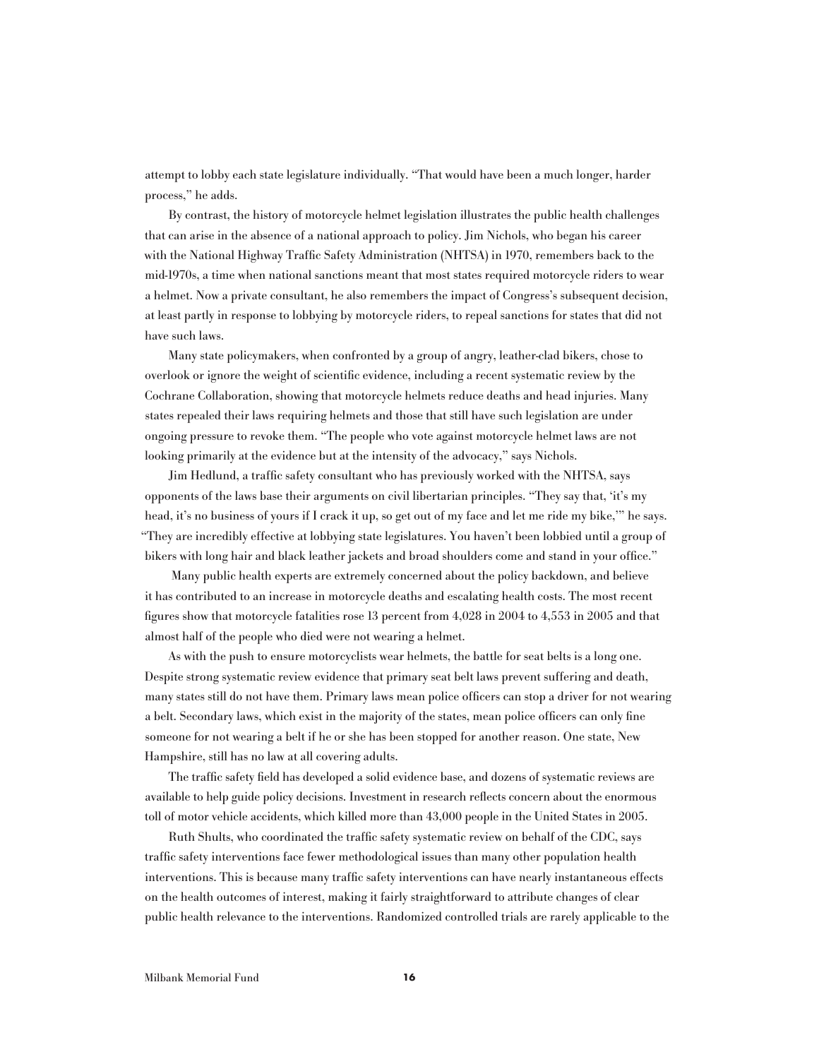attempt to lobby each state legislature individually. "That would have been a much longer, harder process," he adds.

By contrast, the history of motorcycle helmet legislation illustrates the public health challenges that can arise in the absence of a national approach to policy. Jim Nichols, who began his career with the National Highway Traffic Safety Administration (NHTSA) in 1970, remembers back to the mid-1970s, a time when national sanctions meant that most states required motorcycle riders to wear a helmet. Now a private consultant, he also remembers the impact of Congress's subsequent decision, at least partly in response to lobbying by motorcycle riders, to repeal sanctions for states that did not have such laws.

Many state policymakers, when confronted by a group of angry, leather-clad bikers, chose to overlook or ignore the weight of scientific evidence, including a recent systematic review by the Cochrane Collaboration, showing that motorcycle helmets reduce deaths and head injuries. Many states repealed their laws requiring helmets and those that still have such legislation are under ongoing pressure to revoke them. "The people who vote against motorcycle helmet laws are not looking primarily at the evidence but at the intensity of the advocacy," says Nichols.

Jim Hedlund, a traffic safety consultant who has previously worked with the NHTSA, says opponents of the laws base their arguments on civil libertarian principles. "They say that, 'it's my head, it's no business of yours if I crack it up, so get out of my face and let me ride my bike,'" he says. "They are incredibly effective at lobbying state legislatures. You haven't been lobbied until a group of bikers with long hair and black leather jackets and broad shoulders come and stand in your office."

Many public health experts are extremely concerned about the policy backdown, and believe it has contributed to an increase in motorcycle deaths and escalating health costs. The most recent figures show that motorcycle fatalities rose 13 percent from 4,028 in 2004 to 4,553 in 2005 and that almost half of the people who died were not wearing a helmet.

As with the push to ensure motorcyclists wear helmets, the battle for seat belts is a long one. Despite strong systematic review evidence that primary seat belt laws prevent suffering and death, many states still do not have them. Primary laws mean police officers can stop a driver for not wearing a belt. Secondary laws, which exist in the majority of the states, mean police officers can only fine someone for not wearing a belt if he or she has been stopped for another reason. One state, New Hampshire, still has no law at all covering adults.

The traffic safety field has developed a solid evidence base, and dozens of systematic reviews are available to help guide policy decisions. Investment in research reflects concern about the enormous toll of motor vehicle accidents, which killed more than 43,000 people in the United States in 2005.

Ruth Shults, who coordinated the traffic safety systematic review on behalf of the CDC, says traffic safety interventions face fewer methodological issues than many other population health interventions. This is because many traffic safety interventions can have nearly instantaneous effects on the health outcomes of interest, making it fairly straightforward to attribute changes of clear public health relevance to the interventions. Randomized controlled trials are rarely applicable to the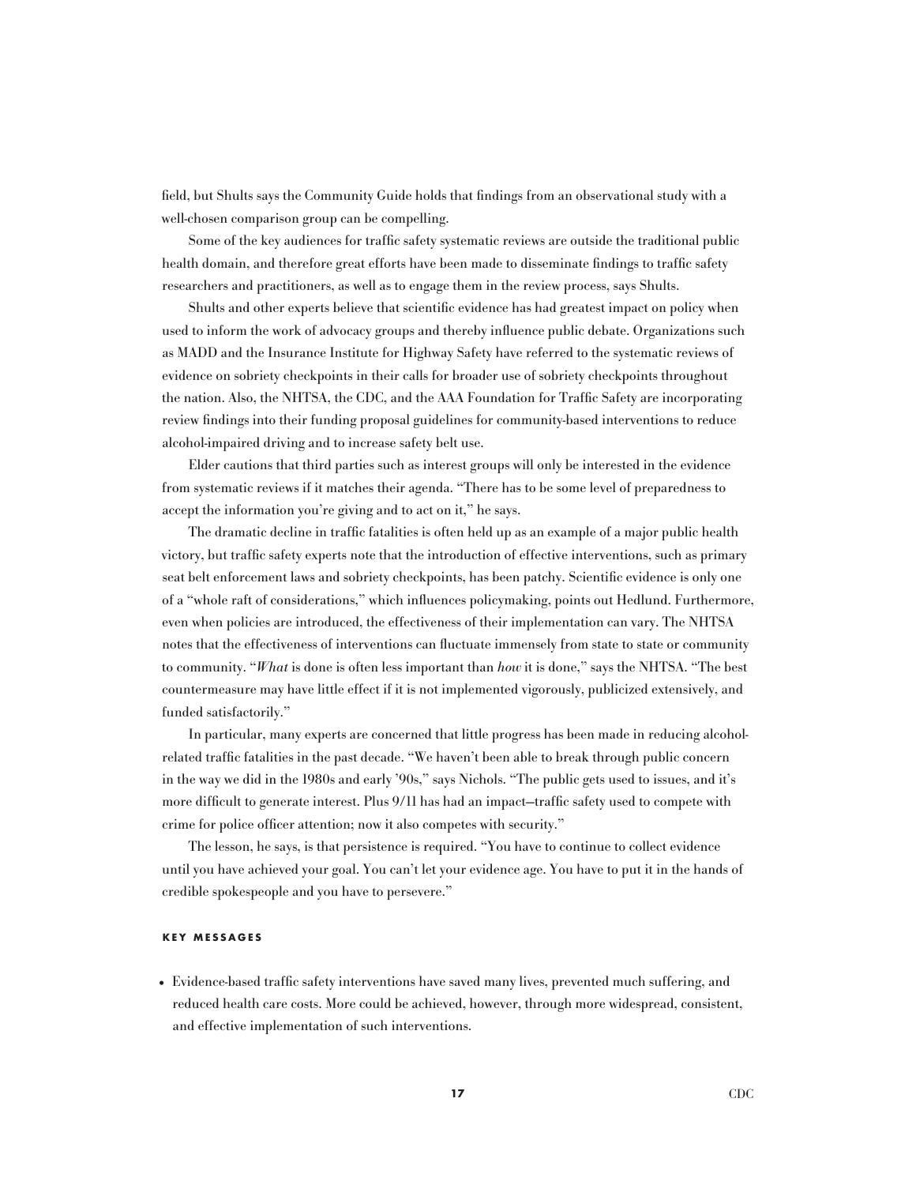field, but Shults says the Community Guide holds that findings from an observational study with a well-chosen comparison group can be compelling.

Some of the key audiences for traffic safety systematic reviews are outside the traditional public health domain, and therefore great efforts have been made to disseminate findings to traffic safety researchers and practitioners, as well as to engage them in the review process, says Shults.

Shults and other experts believe that scientific evidence has had greatest impact on policy when used to inform the work of advocacy groups and thereby influence public debate. Organizations such as MADD and the Insurance Institute for Highway Safety have referred to the systematic reviews of evidence on sobriety checkpoints in their calls for broader use of sobriety checkpoints throughout the nation. Also, the NHTSA, the CDC, and the AAA Foundation for Traffic Safety are incorporating review findings into their funding proposal guidelines for community-based interventions to reduce alcohol-impaired driving and to increase safety belt use.

Elder cautions that third parties such as interest groups will only be interested in the evidence from systematic reviews if it matches their agenda. "There has to be some level of preparedness to accept the information you're giving and to act on it," he says.

The dramatic decline in traffic fatalities is often held up as an example of a major public health victory, but traffic safety experts note that the introduction of effective interventions, such as primary seat belt enforcement laws and sobriety checkpoints, has been patchy. Scientific evidence is only one of a "whole raft of considerations," which influences policymaking, points out Hedlund. Furthermore, even when policies are introduced, the effectiveness of their implementation can vary. The NHTSA notes that the effectiveness of interventions can fluctuate immensely from state to state or community to community. "*What* is done is often less important than *how* it is done," says the NHTSA. "The best countermeasure may have little effect if it is not implemented vigorously, publicized extensively, and funded satisfactorily."

In particular, many experts are concerned that little progress has been made in reducing alcohol-related traffic fatalities in the past decade. "We haven't been able to break through public concern in the way we did in the 1980s and early '90s," says Nichols. "The public gets used to issues, and it's more difficult to generate interest. Plus 9/11 has had an impact—traffic safety used to compete with crime for police officer attention; now it also competes with security."

The lesson, he says, is that persistence is required. "You have to continue to collect evidence until you have achieved your goal. You can't let your evidence age. You have to put it in the hands of credible spokespeople and you have to persevere."

#### KEY MESSAGES

- Evidence-based traffic safety interventions have saved many lives, prevented much suffering, and reduced health care costs. More could be achieved, however, through more widespread, consistent, and effective implementation of such interventions.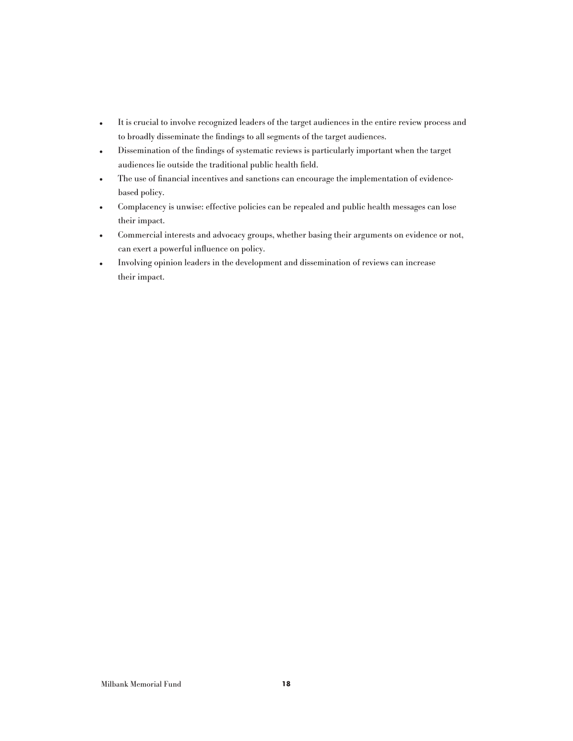- It is crucial to involve recognized leaders of the target audiences in the entire review process and to broadly disseminate the findings to all segments of the target audiences.
- Dissemination of the findings of systematic reviews is particularly important when the target audiences lie outside the traditional public health field.
- The use of financial incentives and sanctions can encourage the implementation of evidence-based policy.
- Complacency is unwise: effective policies can be repealed and public health messages can lose their impact.
- Commercial interests and advocacy groups, whether basing their arguments on evidence or not, can exert a powerful influence on policy.
- Involving opinion leaders in the development and dissemination of reviews can increase their impact.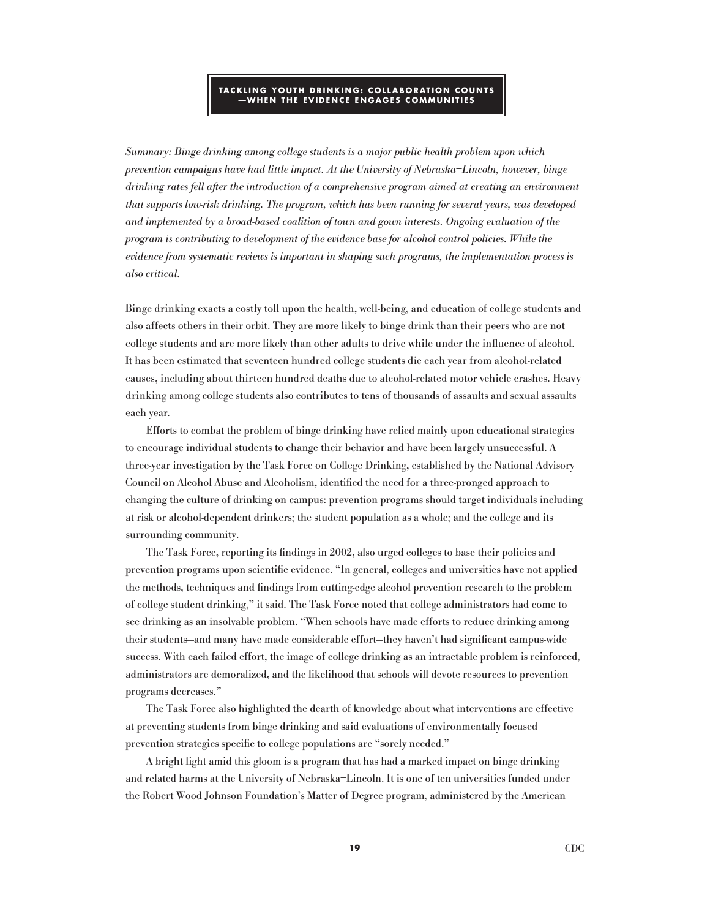# TACKLING YOUTH DRINKING: COLLABORATION COUNTS —WHEN THE EVIDENCE ENGAGES COMMUNITIES

*Summary: Binge drinking among college students is a major public health problem upon which prevention campaigns have had little impact. At the University of Nebraska–Lincoln, however, binge drinking rates fell after the introduction of a comprehensive program aimed at creating an environment that supports low-risk drinking. The program, which has been running for several years, was developed and implemented by a broad-based coalition of town and gown interests. Ongoing evaluation of the program is contributing to development of the evidence base for alcohol control policies. While the evidence from systematic reviews is important in shaping such programs, the implementation process is also critical.*

Binge drinking exacts a costly toll upon the health, well-being, and education of college students and also affects others in their orbit. They are more likely to binge drink than their peers who are not college students and are more likely than other adults to drive while under the influence of alcohol. It has been estimated that seventeen hundred college students die each year from alcohol-related causes, including about thirteen hundred deaths due to alcohol-related motor vehicle crashes. Heavy drinking among college students also contributes to tens of thousands of assaults and sexual assaults each year.

Efforts to combat the problem of binge drinking have relied mainly upon educational strategies to encourage individual students to change their behavior and have been largely unsuccessful. A three-year investigation by the Task Force on College Drinking, established by the National Advisory Council on Alcohol Abuse and Alcoholism, identified the need for a three-pronged approach to changing the culture of drinking on campus: prevention programs should target individuals including at risk or alcohol-dependent drinkers; the student population as a whole; and the college and its surrounding community.

The Task Force, reporting its findings in 2002, also urged colleges to base their policies and prevention programs upon scientific evidence. "In general, colleges and universities have not applied the methods, techniques and findings from cutting-edge alcohol prevention research to the problem of college student drinking," it said. The Task Force noted that college administrators had come to see drinking as an insolvable problem. "When schools have made efforts to reduce drinking among their students—and many have made considerable effort—they haven't had significant campus-wide success. With each failed effort, the image of college drinking as an intractable problem is reinforced, administrators are demoralized, and the likelihood that schools will devote resources to prevention programs decreases."

The Task Force also highlighted the dearth of knowledge about what interventions are effective at preventing students from binge drinking and said evaluations of environmentally focused prevention strategies specific to college populations are "sorely needed."

A bright light amid this gloom is a program that has had a marked impact on binge drinking and related harms at the University of Nebraska–Lincoln. It is one of ten universities funded under the Robert Wood Johnson Foundation's Matter of Degree program, administered by the American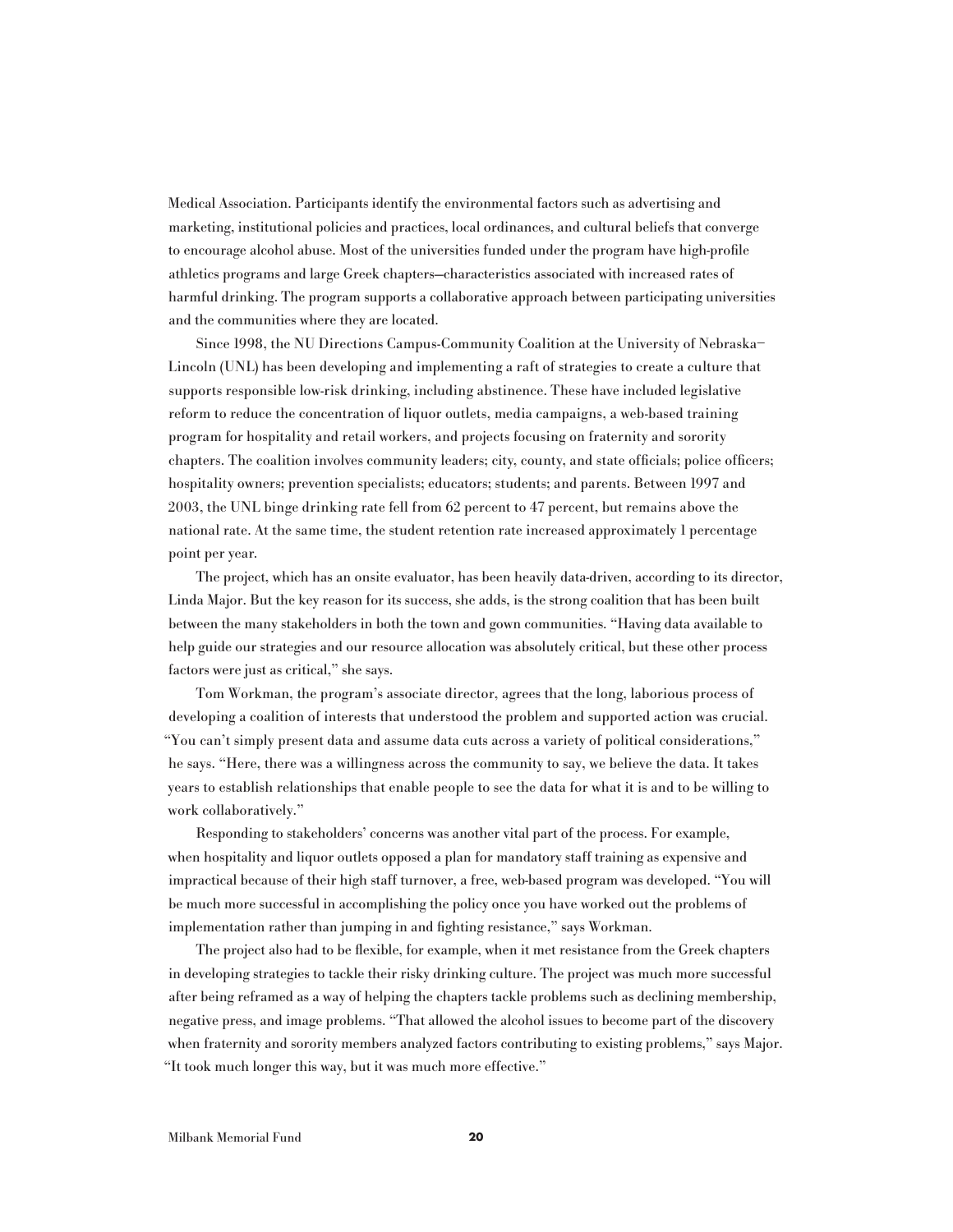Medical Association. Participants identify the environmental factors such as advertising and marketing, institutional policies and practices, local ordinances, and cultural beliefs that converge to encourage alcohol abuse. Most of the universities funded under the program have high-profile athletics programs and large Greek chapters—characteristics associated with increased rates of harmful drinking. The program supports a collaborative approach between participating universities and the communities where they are located.

Since 1998, the NU Directions Campus-Community Coalition at the University of Nebraska–Lincoln (UNL) has been developing and implementing a raft of strategies to create a culture that supports responsible low-risk drinking, including abstinence. These have included legislative reform to reduce the concentration of liquor outlets, media campaigns, a web-based training program for hospitality and retail workers, and projects focusing on fraternity and sorority chapters. The coalition involves community leaders; city, county, and state officials; police officers; hospitality owners; prevention specialists; educators; students; and parents. Between 1997 and 2003, the UNL binge drinking rate fell from 62 percent to 47 percent, but remains above the national rate. At the same time, the student retention rate increased approximately 1 percentage point per year.

The project, which has an onsite evaluator, has been heavily data-driven, according to its director, Linda Major. But the key reason for its success, she adds, is the strong coalition that has been built between the many stakeholders in both the town and gown communities. "Having data available to help guide our strategies and our resource allocation was absolutely critical, but these other process factors were just as critical," she says.

Tom Workman, the program's associate director, agrees that the long, laborious process of developing a coalition of interests that understood the problem and supported action was crucial. "You can't simply present data and assume data cuts across a variety of political considerations," he says. "Here, there was a willingness across the community to say, we believe the data. It takes years to establish relationships that enable people to see the data for what it is and to be willing to work collaboratively."

Responding to stakeholders' concerns was another vital part of the process. For example, when hospitality and liquor outlets opposed a plan for mandatory staff training as expensive and impractical because of their high staff turnover, a free, web-based program was developed. "You will be much more successful in accomplishing the policy once you have worked out the problems of implementation rather than jumping in and fighting resistance," says Workman.

The project also had to be flexible, for example, when it met resistance from the Greek chapters in developing strategies to tackle their risky drinking culture. The project was much more successful after being reframed as a way of helping the chapters tackle problems such as declining membership, negative press, and image problems. "That allowed the alcohol issues to become part of the discovery when fraternity and sorority members analyzed factors contributing to existing problems," says Major. "It took much longer this way, but it was much more effective."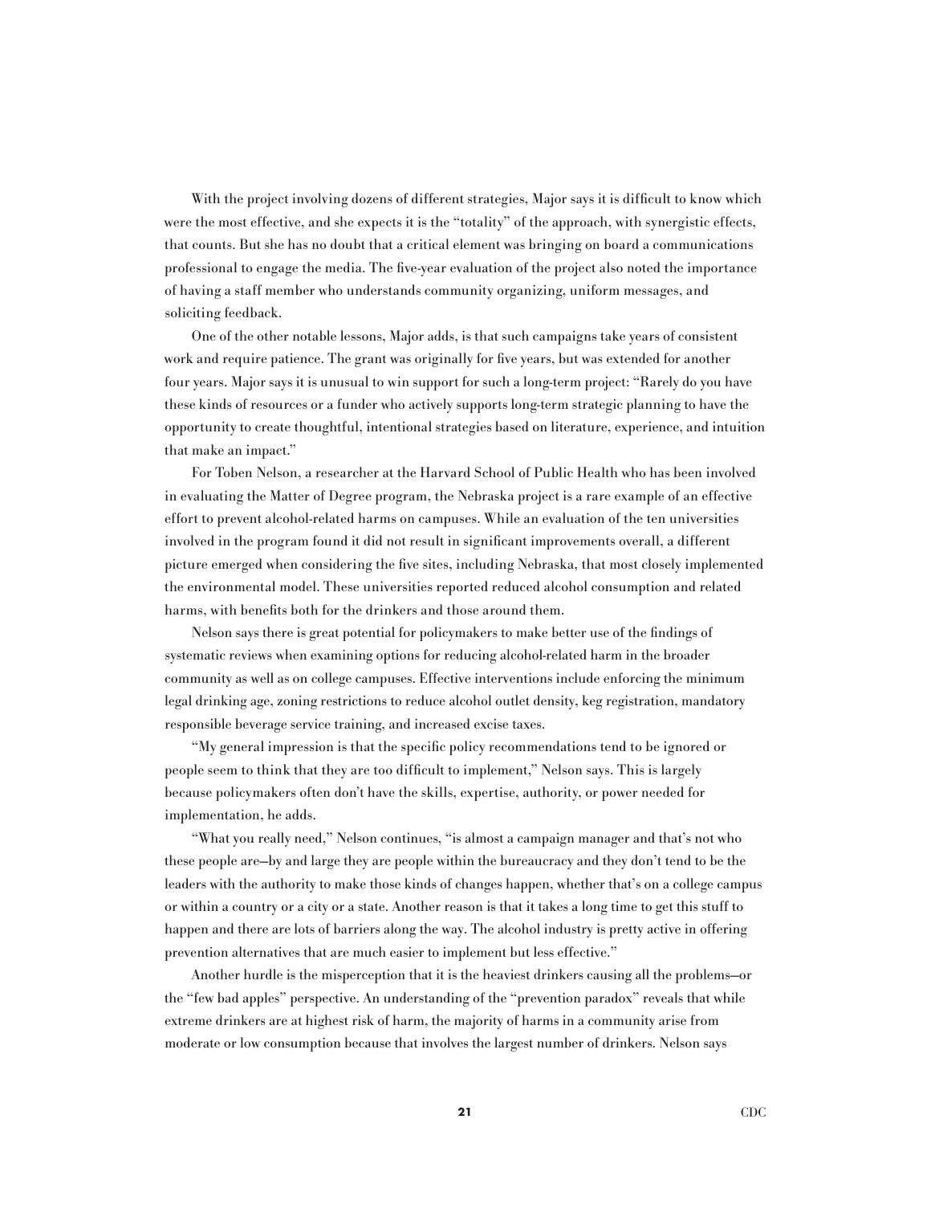With the project involving dozens of different strategies, Major says it is difficult to know which were the most effective, and she expects it is the "totality" of the approach, with synergistic effects, that counts. But she has no doubt that a critical element was bringing on board a communications professional to engage the media. The five-year evaluation of the project also noted the importance of having a staff member who understands community organizing, uniform messages, and soliciting feedback.

One of the other notable lessons, Major adds, is that such campaigns take years of consistent work and require patience. The grant was originally for five years, but was extended for another four years. Major says it is unusual to win support for such a long-term project: "Rarely do you have these kinds of resources or a funder who actively supports long-term strategic planning to have the opportunity to create thoughtful, intentional strategies based on literature, experience, and intuition that make an impact."

For Toben Nelson, a researcher at the Harvard School of Public Health who has been involved in evaluating the Matter of Degree program, the Nebraska project is a rare example of an effective effort to prevent alcohol-related harms on campuses. While an evaluation of the ten universities involved in the program found it did not result in significant improvements overall, a different picture emerged when considering the five sites, including Nebraska, that most closely implemented the environmental model. These universities reported reduced alcohol consumption and related harms, with benefits both for the drinkers and those around them.

Nelson says there is great potential for policymakers to make better use of the findings of systematic reviews when examining options for reducing alcohol-related harm in the broader community as well as on college campuses. Effective interventions include enforcing the minimum legal drinking age, zoning restrictions to reduce alcohol outlet density, keg registration, mandatory responsible beverage service training, and increased excise taxes.

"My general impression is that the specific policy recommendations tend to be ignored or people seem to think that they are too difficult to implement," Nelson says. This is largely because policymakers often don't have the skills, expertise, authority, or power needed for implementation, he adds.

"What you really need," Nelson continues, "is almost a campaign manager and that's not who these people are—by and large they are people within the bureaucracy and they don't tend to be the leaders with the authority to make those kinds of changes happen, whether that's on a college campus or within a country or a city or a state. Another reason is that it takes a long time to get this stuff to happen and there are lots of barriers along the way. The alcohol industry is pretty active in offering prevention alternatives that are much easier to implement but less effective."

Another hurdle is the misperception that it is the heaviest drinkers causing all the problems—or the "few bad apples" perspective. An understanding of the "prevention paradox" reveals that while extreme drinkers are at highest risk of harm, the majority of harms in a community arise from moderate or low consumption because that involves the largest number of drinkers. Nelson says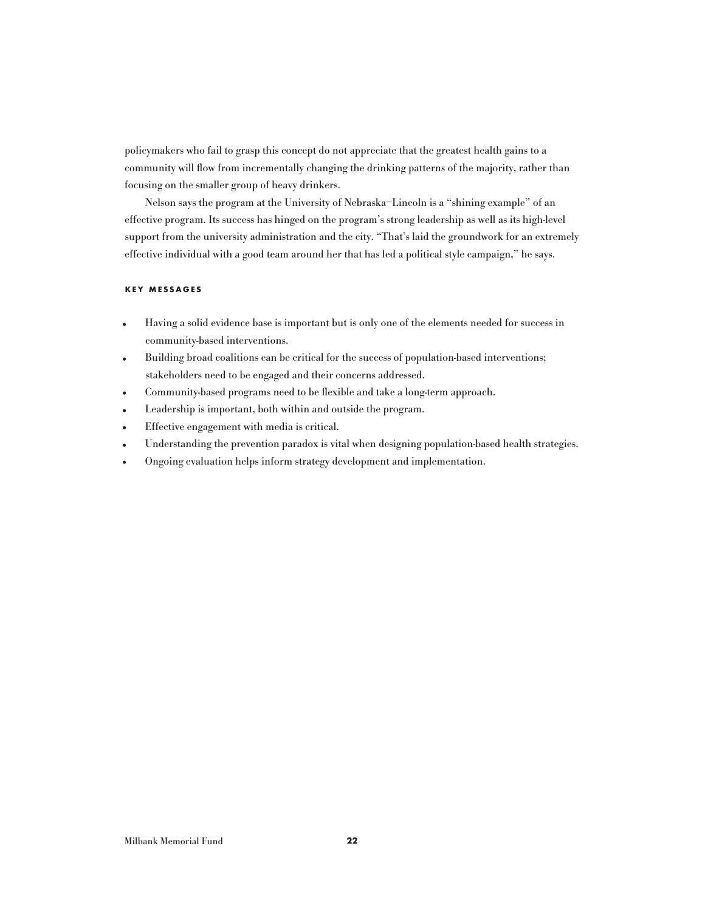policymakers who fail to grasp this concept do not appreciate that the greatest health gains to a community will flow from incrementally changing the drinking patterns of the majority, rather than focusing on the smaller group of heavy drinkers.

Nelson says the program at the University of Nebraska–Lincoln is a "shining example" of an effective program. Its success has hinged on the program's strong leadership as well as its high-level support from the university administration and the city. "That's laid the groundwork for an extremely effective individual with a good team around her that has led a political style campaign," he says.

#### KEY MESSAGES

- Having a solid evidence base is important but is only one of the elements needed for success in community-based interventions.
- Building broad coalitions can be critical for the success of population-based interventions; stakeholders need to be engaged and their concerns addressed.
- Community-based programs need to be flexible and take a long-term approach.
- Leadership is important, both within and outside the program.
- Effective engagement with media is critical.
- Understanding the prevention paradox is vital when designing population-based health strategies.
- Ongoing evaluation helps inform strategy development and implementation.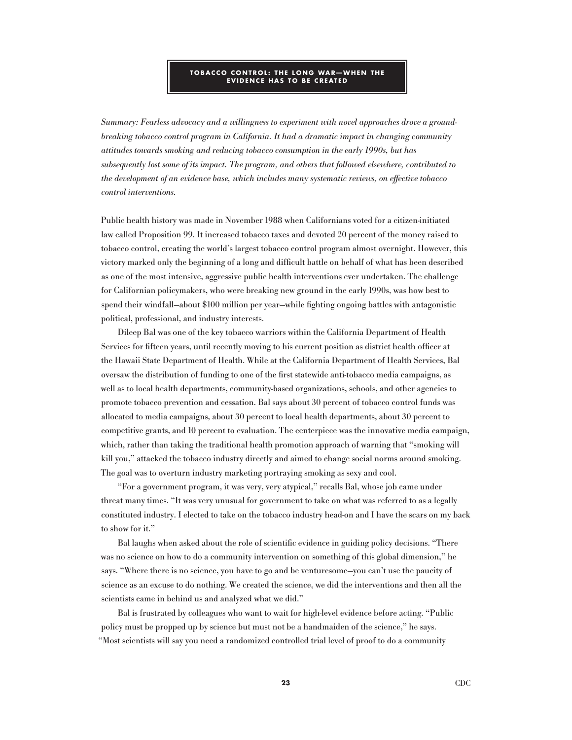## TOBACCO CONTROL: THE LONG WAR—WHEN THE EVIDENCE HAS TO BE CREATED

*Summary: Fearless advocacy and a willingness to experiment with novel approaches drove a groundbreaking tobacco control program in California. It had a dramatic impact in changing community attitudes towards smoking and reducing tobacco consumption in the early 1990s, but has subsequently lost some of its impact. The program, and others that followed elsewhere, contributed to the development of an evidence base, which includes many systematic reviews, on effective tobacco control interventions.*

Public health history was made in November 1988 when Californians voted for a citizen-initiated law called Proposition 99. It increased tobacco taxes and devoted 20 percent of the money raised to tobacco control, creating the world's largest tobacco control program almost overnight. However, this victory marked only the beginning of a long and difficult battle on behalf of what has been described as one of the most intensive, aggressive public health interventions ever undertaken. The challenge for Californian policymakers, who were breaking new ground in the early 1990s, was how best to spend their windfall—about $100 million per year—while fighting ongoing battles with antagonistic political, professional, and industry interests.

Dileep Bal was one of the key tobacco warriors within the California Department of Health Services for fifteen years, until recently moving to his current position as district health officer at the Hawaii State Department of Health. While at the California Department of Health Services, Bal oversaw the distribution of funding to one of the first statewide anti-tobacco media campaigns, as well as to local health departments, community-based organizations, schools, and other agencies to promote tobacco prevention and cessation. Bal says about 30 percent of tobacco control funds was allocated to media campaigns, about 30 percent to local health departments, about 30 percent to competitive grants, and 10 percent to evaluation. The centerpiece was the innovative media campaign, which, rather than taking the traditional health promotion approach of warning that "smoking will kill you," attacked the tobacco industry directly and aimed to change social norms around smoking. The goal was to overturn industry marketing portraying smoking as sexy and cool.

"For a government program, it was very, very atypical," recalls Bal, whose job came under threat many times. "It was very unusual for government to take on what was referred to as a legally constituted industry. I elected to take on the tobacco industry head-on and I have the scars on my back to show for it."

Bal laughs when asked about the role of scientific evidence in guiding policy decisions. "There was no science on how to do a community intervention on something of this global dimension," he says. "Where there is no science, you have to go and be venturesome—you can't use the paucity of science as an excuse to do nothing. We created the science, we did the interventions and then all the scientists came in behind us and analyzed what we did."

Bal is frustrated by colleagues who want to wait for high-level evidence before acting. "Public policy must be propped up by science but must not be a handmaiden of the science," he says. "Most scientists will say you need a randomized controlled trial level of proof to do a community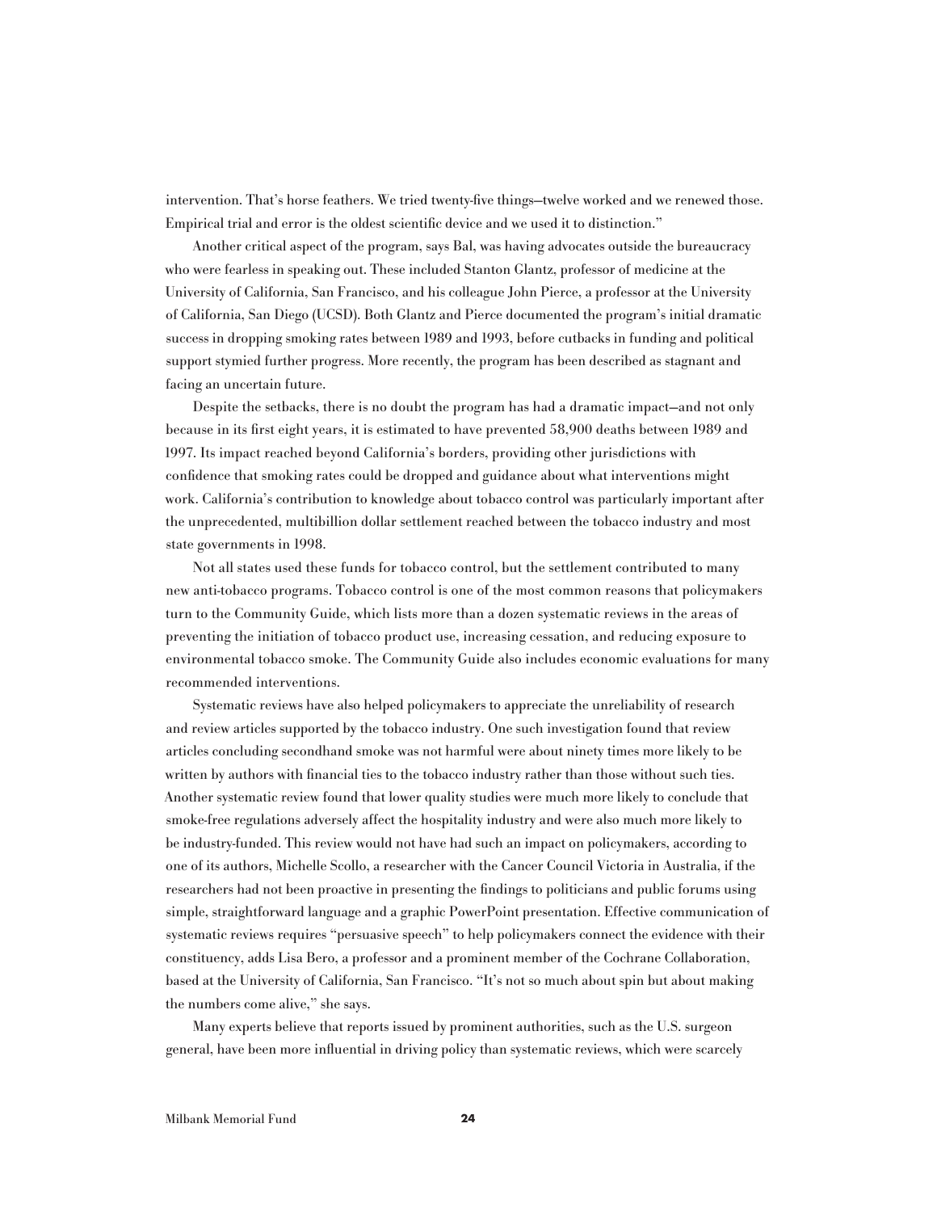intervention. That's horse feathers. We tried twenty-five things—twelve worked and we renewed those. Empirical trial and error is the oldest scientific device and we used it to distinction."

Another critical aspect of the program, says Bal, was having advocates outside the bureaucracy who were fearless in speaking out. These included Stanton Glantz, professor of medicine at the University of California, San Francisco, and his colleague John Pierce, a professor at the University of California, San Diego (UCSD). Both Glantz and Pierce documented the program's initial dramatic success in dropping smoking rates between 1989 and 1993, before cutbacks in funding and political support stymied further progress. More recently, the program has been described as stagnant and facing an uncertain future.

Despite the setbacks, there is no doubt the program has had a dramatic impact—and not only because in its first eight years, it is estimated to have prevented 58,900 deaths between 1989 and 1997. Its impact reached beyond California's borders, providing other jurisdictions with confidence that smoking rates could be dropped and guidance about what interventions might work. California's contribution to knowledge about tobacco control was particularly important after the unprecedented, multibillion dollar settlement reached between the tobacco industry and most state governments in 1998.

Not all states used these funds for tobacco control, but the settlement contributed to many new anti-tobacco programs. Tobacco control is one of the most common reasons that policymakers turn to the Community Guide, which lists more than a dozen systematic reviews in the areas of preventing the initiation of tobacco product use, increasing cessation, and reducing exposure to environmental tobacco smoke. The Community Guide also includes economic evaluations for many recommended interventions.

Systematic reviews have also helped policymakers to appreciate the unreliability of research and review articles supported by the tobacco industry. One such investigation found that review articles concluding secondhand smoke was not harmful were about ninety times more likely to be written by authors with financial ties to the tobacco industry rather than those without such ties. Another systematic review found that lower quality studies were much more likely to conclude that smoke-free regulations adversely affect the hospitality industry and were also much more likely to be industry-funded. This review would not have had such an impact on policymakers, according to one of its authors, Michelle Scollo, a researcher with the Cancer Council Victoria in Australia, if the researchers had not been proactive in presenting the findings to politicians and public forums using simple, straightforward language and a graphic PowerPoint presentation. Effective communication of systematic reviews requires "persuasive speech" to help policymakers connect the evidence with their constituency, adds Lisa Bero, a professor and a prominent member of the Cochrane Collaboration, based at the University of California, San Francisco. "It's not so much about spin but about making the numbers come alive," she says.

Many experts believe that reports issued by prominent authorities, such as the U.S. surgeon general, have been more influential in driving policy than systematic reviews, which were scarcely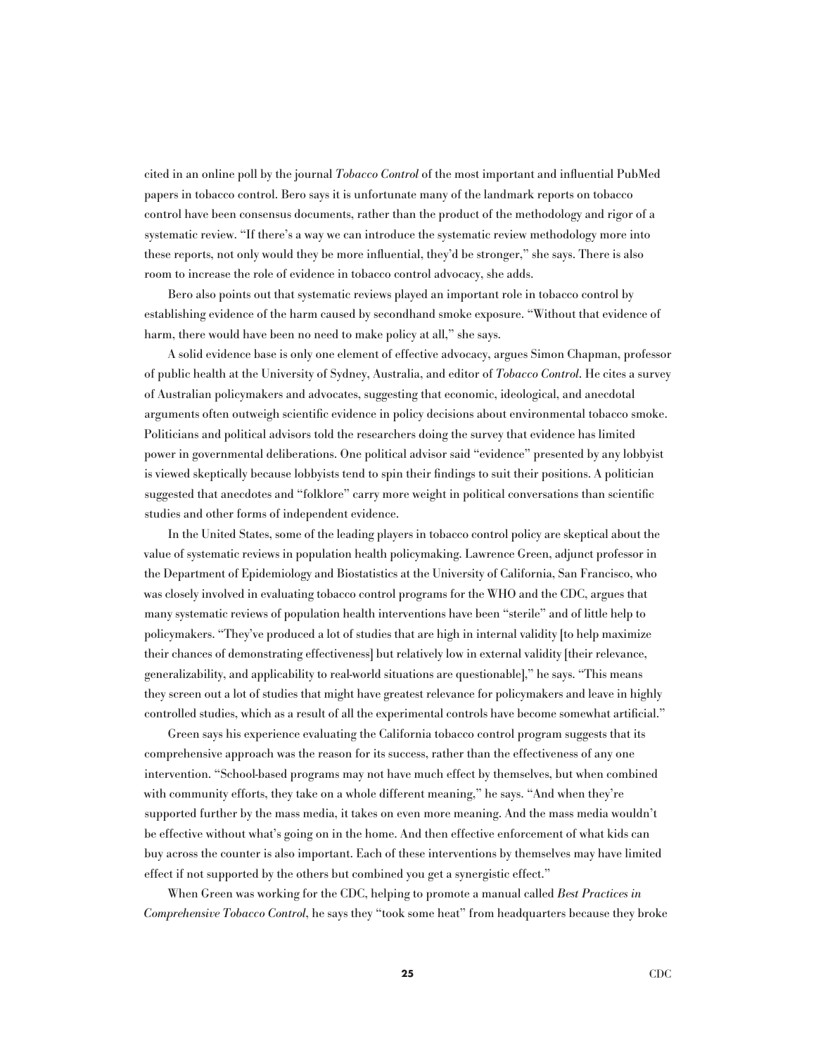cited in an online poll by the journal *Tobacco Control* of the most important and influential PubMed papers in tobacco control. Bero says it is unfortunate many of the landmark reports on tobacco control have been consensus documents, rather than the product of the methodology and rigor of a systematic review. "If there's a way we can introduce the systematic review methodology more into these reports, not only would they be more influential, they'd be stronger," she says. There is also room to increase the role of evidence in tobacco control advocacy, she adds.

Bero also points out that systematic reviews played an important role in tobacco control by establishing evidence of the harm caused by secondhand smoke exposure. "Without that evidence of harm, there would have been no need to make policy at all," she says.

A solid evidence base is only one element of effective advocacy, argues Simon Chapman, professor of public health at the University of Sydney, Australia, and editor of *Tobacco Control*. He cites a survey of Australian policymakers and advocates, suggesting that economic, ideological, and anecdotal arguments often outweigh scientific evidence in policy decisions about environmental tobacco smoke. Politicians and political advisors told the researchers doing the survey that evidence has limited power in governmental deliberations. One political advisor said "evidence" presented by any lobbyist is viewed skeptically because lobbyists tend to spin their findings to suit their positions. A politician suggested that anecdotes and "folklore" carry more weight in political conversations than scientific studies and other forms of independent evidence.

In the United States, some of the leading players in tobacco control policy are skeptical about the value of systematic reviews in population health policymaking. Lawrence Green, adjunct professor in the Department of Epidemiology and Biostatistics at the University of California, San Francisco, who was closely involved in evaluating tobacco control programs for the WHO and the CDC, argues that many systematic reviews of population health interventions have been "sterile" and of little help to policymakers. "They've produced a lot of studies that are high in internal validity [to help maximize their chances of demonstrating effectiveness] but relatively low in external validity [their relevance, generalizability, and applicability to real-world situations are questionable]," he says. "This means they screen out a lot of studies that might have greatest relevance for policymakers and leave in highly controlled studies, which as a result of all the experimental controls have become somewhat artificial."

Green says his experience evaluating the California tobacco control program suggests that its comprehensive approach was the reason for its success, rather than the effectiveness of any one intervention. "School-based programs may not have much effect by themselves, but when combined with community efforts, they take on a whole different meaning," he says. "And when they're supported further by the mass media, it takes on even more meaning. And the mass media wouldn't be effective without what's going on in the home. And then effective enforcement of what kids can buy across the counter is also important. Each of these interventions by themselves may have limited effect if not supported by the others but combined you get a synergistic effect."

When Green was working for the CDC, helping to promote a manual called *Best Practices in Comprehensive Tobacco Control*, he says they "took some heat" from headquarters because they broke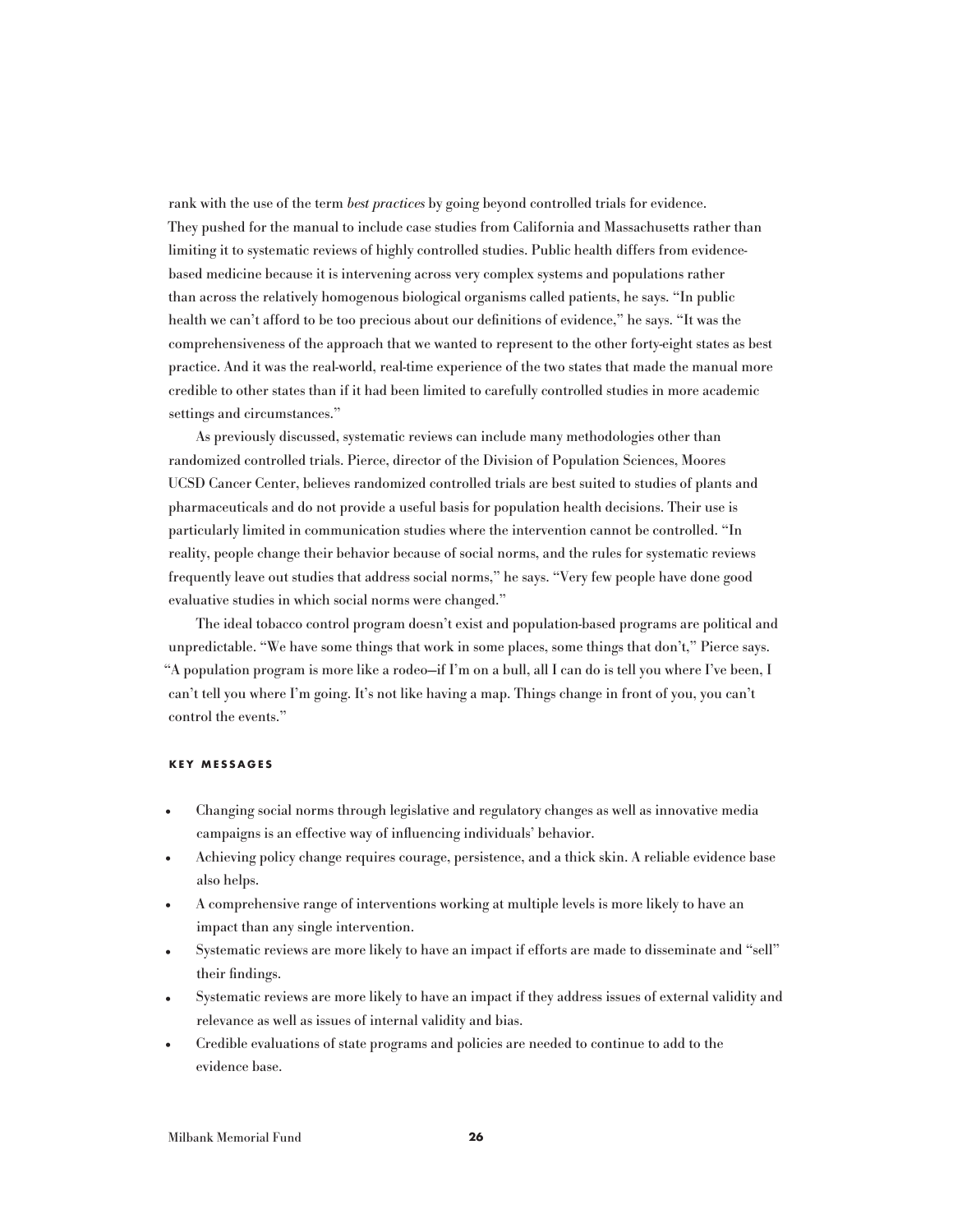rank with the use of the term *best practices* by going beyond controlled trials for evidence. They pushed for the manual to include case studies from California and Massachusetts rather than limiting it to systematic reviews of highly controlled studies. Public health differs from evidence-based medicine because it is intervening across very complex systems and populations rather than across the relatively homogenous biological organisms called patients, he says. "In public health we can't afford to be too precious about our definitions of evidence," he says. "It was the comprehensiveness of the approach that we wanted to represent to the other forty-eight states as best practice. And it was the real-world, real-time experience of the two states that made the manual more credible to other states than if it had been limited to carefully controlled studies in more academic settings and circumstances."

As previously discussed, systematic reviews can include many methodologies other than randomized controlled trials. Pierce, director of the Division of Population Sciences, Moores UCSD Cancer Center, believes randomized controlled trials are best suited to studies of plants and pharmaceuticals and do not provide a useful basis for population health decisions. Their use is particularly limited in communication studies where the intervention cannot be controlled. "In reality, people change their behavior because of social norms, and the rules for systematic reviews frequently leave out studies that address social norms," he says. "Very few people have done good evaluative studies in which social norms were changed."

The ideal tobacco control program doesn't exist and population-based programs are political and unpredictable. "We have some things that work in some places, some things that don't," Pierce says. "A population program is more like a rodeo—if I'm on a bull, all I can do is tell you where I've been, I can't tell you where I'm going. It's not like having a map. Things change in front of you, you can't control the events."

#### KEY MESSAGES

- Changing social norms through legislative and regulatory changes as well as innovative media campaigns is an effective way of influencing individuals' behavior.
- Achieving policy change requires courage, persistence, and a thick skin. A reliable evidence base also helps.
- A comprehensive range of interventions working at multiple levels is more likely to have an impact than any single intervention.
- Systematic reviews are more likely to have an impact if efforts are made to disseminate and "sell" their findings.
- Systematic reviews are more likely to have an impact if they address issues of external validity and relevance as well as issues of internal validity and bias.
- Credible evaluations of state programs and policies are needed to continue to add to the evidence base.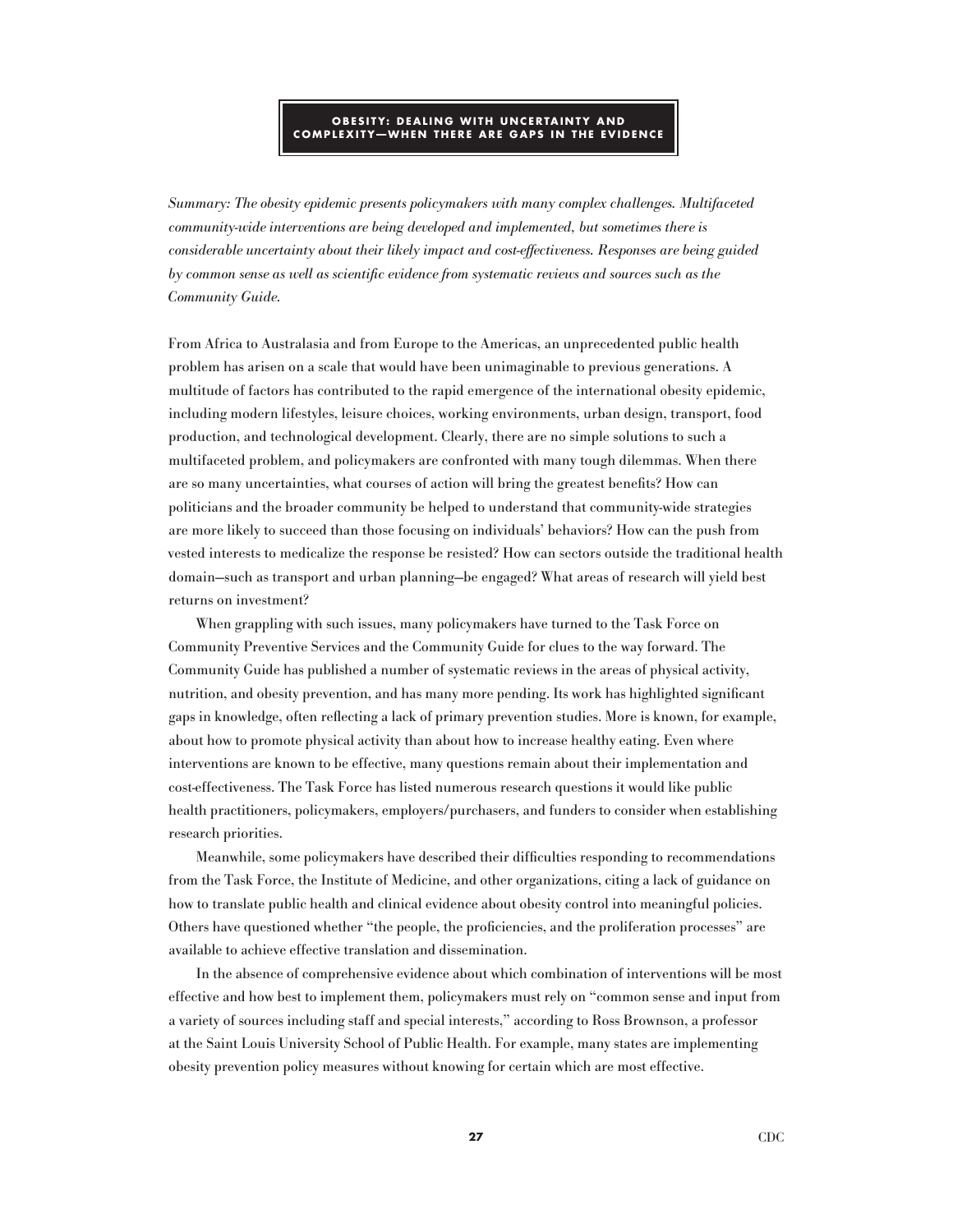## OBESITY: DEALING WITH UNCERTAINTY AND COMPLEXITY—WHEN THERE ARE GAPS IN THE EVIDENCE

*Summary: The obesity epidemic presents policymakers with many complex challenges. Multifaceted community-wide interventions are being developed and implemented, but sometimes there is considerable uncertainty about their likely impact and cost-effectiveness. Responses are being guided by common sense as well as scientific evidence from systematic reviews and sources such as the Community Guide.*

From Africa to Australasia and from Europe to the Americas, an unprecedented public health problem has arisen on a scale that would have been unimaginable to previous generations. A multitude of factors has contributed to the rapid emergence of the international obesity epidemic, including modern lifestyles, leisure choices, working environments, urban design, transport, food production, and technological development. Clearly, there are no simple solutions to such a multifaceted problem, and policymakers are confronted with many tough dilemmas. When there are so many uncertainties, what courses of action will bring the greatest benefits? How can politicians and the broader community be helped to understand that community-wide strategies are more likely to succeed than those focusing on individuals' behaviors? How can the push from vested interests to medicalize the response be resisted? How can sectors outside the traditional health domain—such as transport and urban planning—be engaged? What areas of research will yield best returns on investment?

When grappling with such issues, many policymakers have turned to the Task Force on Community Preventive Services and the Community Guide for clues to the way forward. The Community Guide has published a number of systematic reviews in the areas of physical activity, nutrition, and obesity prevention, and has many more pending. Its work has highlighted significant gaps in knowledge, often reflecting a lack of primary prevention studies. More is known, for example, about how to promote physical activity than about how to increase healthy eating. Even where interventions are known to be effective, many questions remain about their implementation and cost-effectiveness. The Task Force has listed numerous research questions it would like public health practitioners, policymakers, employers/purchasers, and funders to consider when establishing research priorities.

Meanwhile, some policymakers have described their difficulties responding to recommendations from the Task Force, the Institute of Medicine, and other organizations, citing a lack of guidance on how to translate public health and clinical evidence about obesity control into meaningful policies. Others have questioned whether "the people, the proficiencies, and the proliferation processes" are available to achieve effective translation and dissemination.

In the absence of comprehensive evidence about which combination of interventions will be most effective and how best to implement them, policymakers must rely on "common sense and input from a variety of sources including staff and special interests," according to Ross Brownson, a professor at the Saint Louis University School of Public Health. For example, many states are implementing obesity prevention policy measures without knowing for certain which are most effective.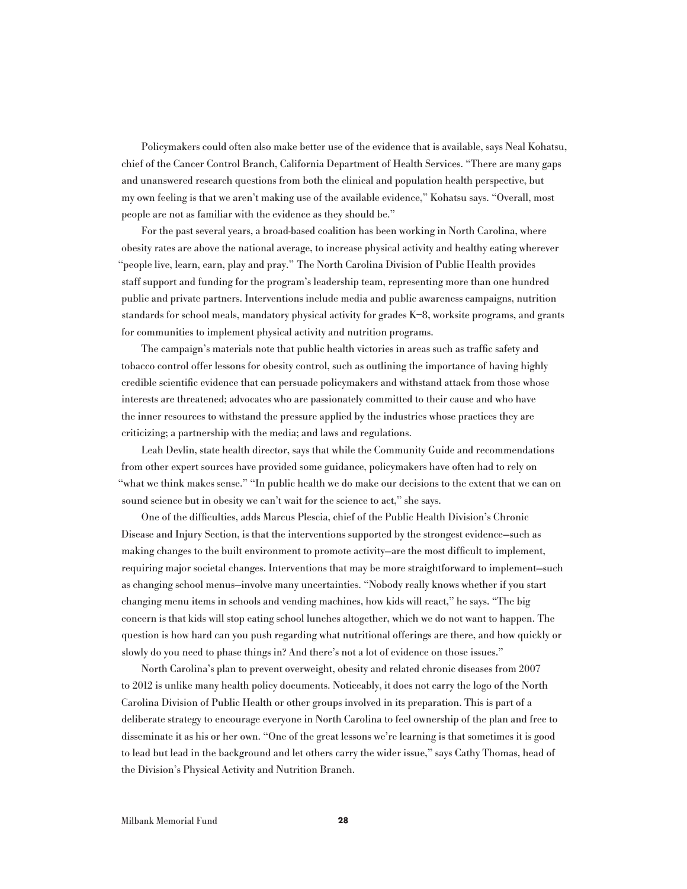Policymakers could often also make better use of the evidence that is available, says Neal Kohatsu, chief of the Cancer Control Branch, California Department of Health Services. "There are many gaps and unanswered research questions from both the clinical and population health perspective, but my own feeling is that we aren't making use of the available evidence," Kohatsu says. "Overall, most people are not as familiar with the evidence as they should be."

For the past several years, a broad-based coalition has been working in North Carolina, where obesity rates are above the national average, to increase physical activity and healthy eating wherever "people live, learn, earn, play and pray." The North Carolina Division of Public Health provides staff support and funding for the program's leadership team, representing more than one hundred public and private partners. Interventions include media and public awareness campaigns, nutrition standards for school meals, mandatory physical activity for grades K–8, worksite programs, and grants for communities to implement physical activity and nutrition programs.

The campaign's materials note that public health victories in areas such as traffic safety and tobacco control offer lessons for obesity control, such as outlining the importance of having highly credible scientific evidence that can persuade policymakers and withstand attack from those whose interests are threatened; advocates who are passionately committed to their cause and who have the inner resources to withstand the pressure applied by the industries whose practices they are criticizing; a partnership with the media; and laws and regulations.

Leah Devlin, state health director, says that while the Community Guide and recommendations from other expert sources have provided some guidance, policymakers have often had to rely on "what we think makes sense." "In public health we do make our decisions to the extent that we can on sound science but in obesity we can't wait for the science to act," she says.

One of the difficulties, adds Marcus Plescia, chief of the Public Health Division's Chronic Disease and Injury Section, is that the interventions supported by the strongest evidence—such as making changes to the built environment to promote activity—are the most difficult to implement, requiring major societal changes. Interventions that may be more straightforward to implement—such as changing school menus—involve many uncertainties. "Nobody really knows whether if you start changing menu items in schools and vending machines, how kids will react," he says. "The big concern is that kids will stop eating school lunches altogether, which we do not want to happen. The question is how hard can you push regarding what nutritional offerings are there, and how quickly or slowly do you need to phase things in? And there's not a lot of evidence on those issues."

North Carolina's plan to prevent overweight, obesity and related chronic diseases from 2007 to 2012 is unlike many health policy documents. Noticeably, it does not carry the logo of the North Carolina Division of Public Health or other groups involved in its preparation. This is part of a deliberate strategy to encourage everyone in North Carolina to feel ownership of the plan and free to disseminate it as his or her own. "One of the great lessons we're learning is that sometimes it is good to lead but lead in the background and let others carry the wider issue," says Cathy Thomas, head of the Division's Physical Activity and Nutrition Branch.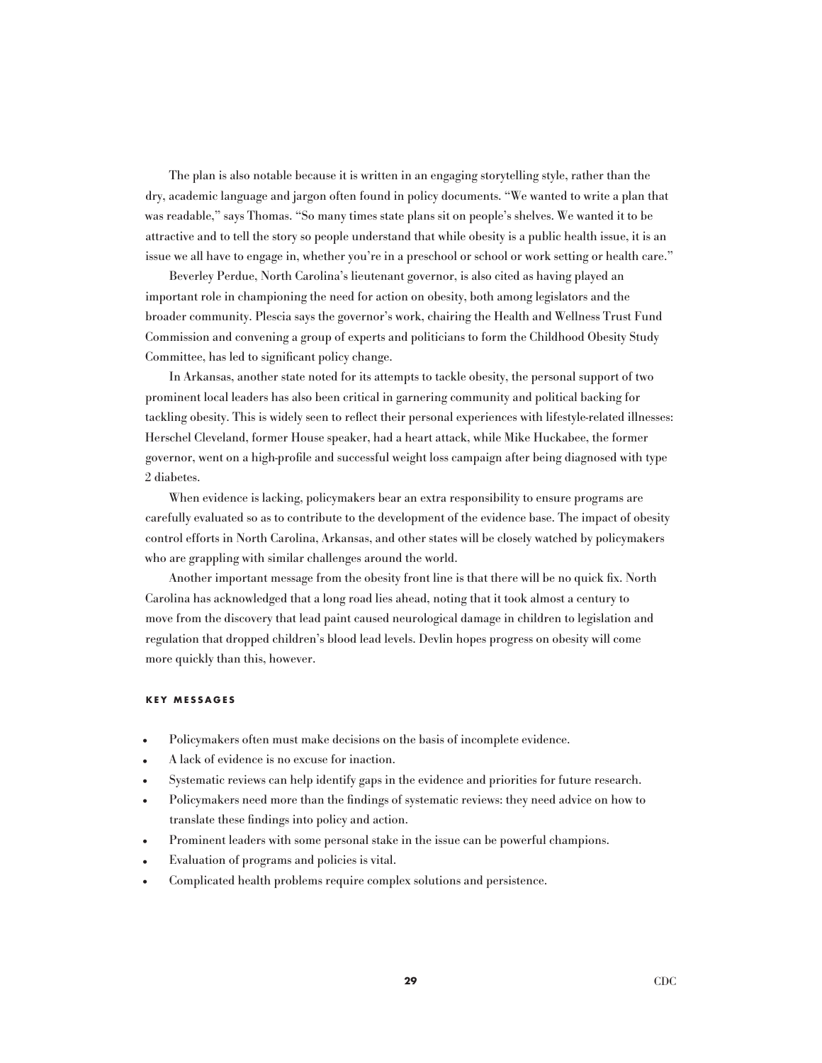The plan is also notable because it is written in an engaging storytelling style, rather than the dry, academic language and jargon often found in policy documents. "We wanted to write a plan that was readable," says Thomas. "So many times state plans sit on people's shelves. We wanted it to be attractive and to tell the story so people understand that while obesity is a public health issue, it is an issue we all have to engage in, whether you're in a preschool or school or work setting or health care."

Beverley Perdue, North Carolina's lieutenant governor, is also cited as having played an important role in championing the need for action on obesity, both among legislators and the broader community. Plescia says the governor's work, chairing the Health and Wellness Trust Fund Commission and convening a group of experts and politicians to form the Childhood Obesity Study Committee, has led to significant policy change.

In Arkansas, another state noted for its attempts to tackle obesity, the personal support of two prominent local leaders has also been critical in garnering community and political backing for tackling obesity. This is widely seen to reflect their personal experiences with lifestyle-related illnesses: Herschel Cleveland, former House speaker, had a heart attack, while Mike Huckabee, the former governor, went on a high-profile and successful weight loss campaign after being diagnosed with type 2 diabetes.

When evidence is lacking, policymakers bear an extra responsibility to ensure programs are carefully evaluated so as to contribute to the development of the evidence base. The impact of obesity control efforts in North Carolina, Arkansas, and other states will be closely watched by policymakers who are grappling with similar challenges around the world.

Another important message from the obesity front line is that there will be no quick fix. North Carolina has acknowledged that a long road lies ahead, noting that it took almost a century to move from the discovery that lead paint caused neurological damage in children to legislation and regulation that dropped children's blood lead levels. Devlin hopes progress on obesity will come more quickly than this, however.

#### KEY MESSAGES

- Policymakers often must make decisions on the basis of incomplete evidence.
- A lack of evidence is no excuse for inaction.
- Systematic reviews can help identify gaps in the evidence and priorities for future research.
- Policymakers need more than the findings of systematic reviews: they need advice on how to translate these findings into policy and action.
- Prominent leaders with some personal stake in the issue can be powerful champions.
- Evaluation of programs and policies is vital.
- Complicated health problems require complex solutions and persistence.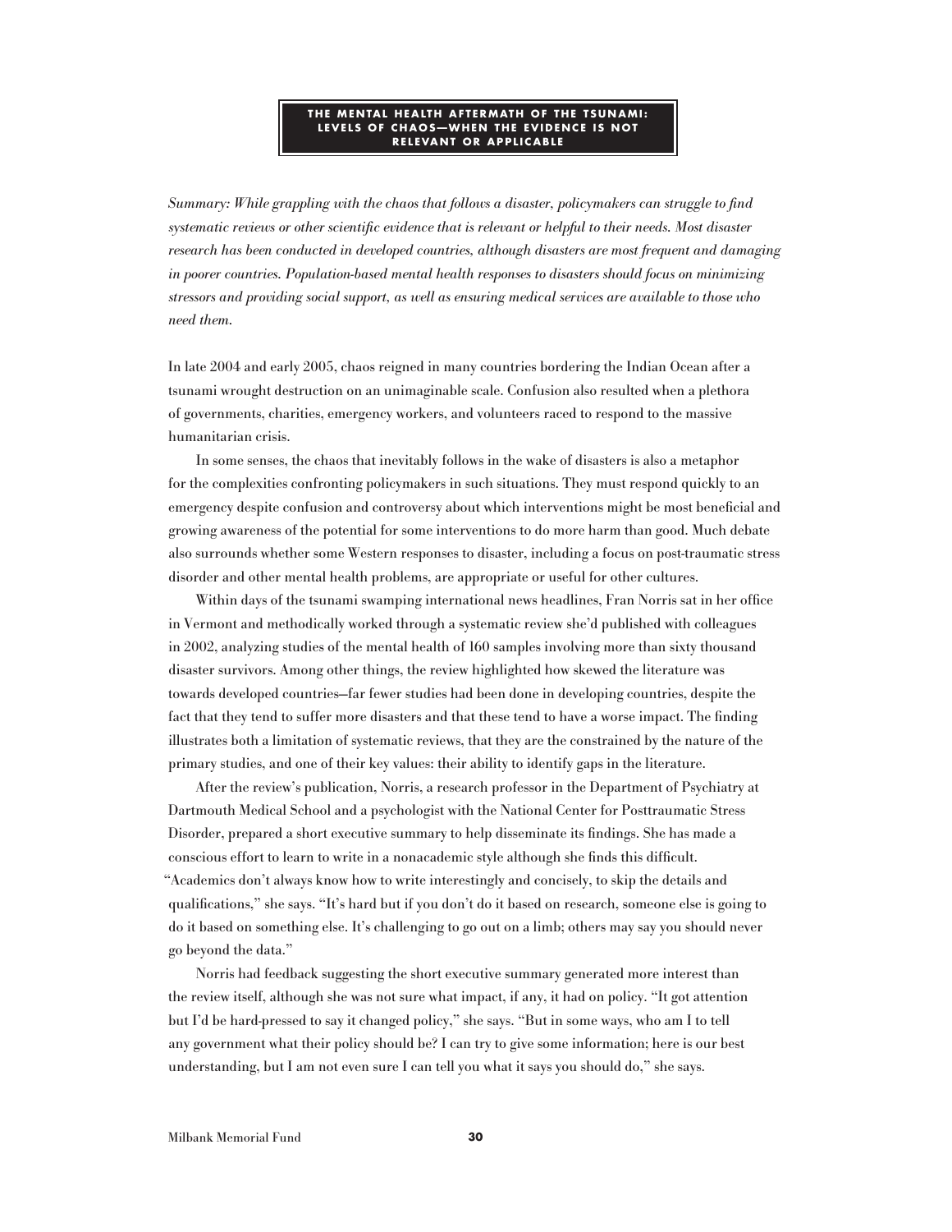## THE MENTAL HEALTH AFTERMATH OF THE TSUNAMI: LEVELS OF CHAOS—WHEN THE EVIDENCE IS NOT RELEVANT OR APPLICABLE

*Summary: While grappling with the chaos that follows a disaster, policymakers can struggle to find systematic reviews or other scientific evidence that is relevant or helpful to their needs. Most disaster research has been conducted in developed countries, although disasters are most frequent and damaging in poorer countries. Population-based mental health responses to disasters should focus on minimizing stressors and providing social support, as well as ensuring medical services are available to those who need them.*

In late 2004 and early 2005, chaos reigned in many countries bordering the Indian Ocean after a tsunami wrought destruction on an unimaginable scale. Confusion also resulted when a plethora of governments, charities, emergency workers, and volunteers raced to respond to the massive humanitarian crisis.

In some senses, the chaos that inevitably follows in the wake of disasters is also a metaphor for the complexities confronting policymakers in such situations. They must respond quickly to an emergency despite confusion and controversy about which interventions might be most beneficial and growing awareness of the potential for some interventions to do more harm than good. Much debate also surrounds whether some Western responses to disaster, including a focus on post-traumatic stress disorder and other mental health problems, are appropriate or useful for other cultures.

Within days of the tsunami swamping international news headlines, Fran Norris sat in her office in Vermont and methodically worked through a systematic review she'd published with colleagues in 2002, analyzing studies of the mental health of 160 samples involving more than sixty thousand disaster survivors. Among other things, the review highlighted how skewed the literature was towards developed countries—far fewer studies had been done in developing countries, despite the fact that they tend to suffer more disasters and that these tend to have a worse impact. The finding illustrates both a limitation of systematic reviews, that they are the constrained by the nature of the primary studies, and one of their key values: their ability to identify gaps in the literature.

After the review's publication, Norris, a research professor in the Department of Psychiatry at Dartmouth Medical School and a psychologist with the National Center for Posttraumatic Stress Disorder, prepared a short executive summary to help disseminate its findings. She has made a conscious effort to learn to write in a nonacademic style although she finds this difficult. "Academics don't always know how to write interestingly and concisely, to skip the details and qualifications," she says. "It's hard but if you don't do it based on research, someone else is going to do it based on something else. It's challenging to go out on a limb; others may say you should never go beyond the data."

Norris had feedback suggesting the short executive summary generated more interest than the review itself, although she was not sure what impact, if any, it had on policy. "It got attention but I'd be hard-pressed to say it changed policy," she says. "But in some ways, who am I to tell any government what their policy should be? I can try to give some information; here is our best understanding, but I am not even sure I can tell you what it says you should do," she says.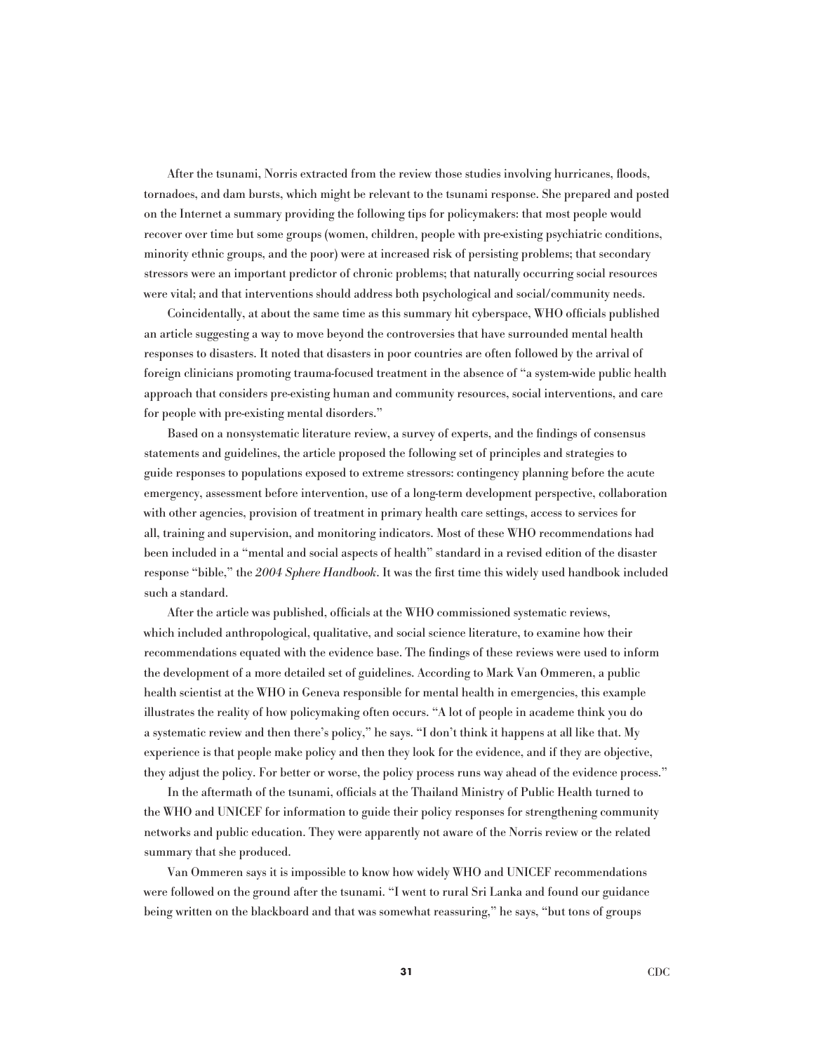After the tsunami, Norris extracted from the review those studies involving hurricanes, floods, tornadoes, and dam bursts, which might be relevant to the tsunami response. She prepared and posted on the Internet a summary providing the following tips for policymakers: that most people would recover over time but some groups (women, children, people with pre-existing psychiatric conditions, minority ethnic groups, and the poor) were at increased risk of persisting problems; that secondary stressors were an important predictor of chronic problems; that naturally occurring social resources were vital; and that interventions should address both psychological and social/community needs.

Coincidentally, at about the same time as this summary hit cyberspace, WHO officials published an article suggesting a way to move beyond the controversies that have surrounded mental health responses to disasters. It noted that disasters in poor countries are often followed by the arrival of foreign clinicians promoting trauma-focused treatment in the absence of "a system-wide public health approach that considers pre-existing human and community resources, social interventions, and care for people with pre-existing mental disorders."

Based on a nonsystematic literature review, a survey of experts, and the findings of consensus statements and guidelines, the article proposed the following set of principles and strategies to guide responses to populations exposed to extreme stressors: contingency planning before the acute emergency, assessment before intervention, use of a long-term development perspective, collaboration with other agencies, provision of treatment in primary health care settings, access to services for all, training and supervision, and monitoring indicators. Most of these WHO recommendations had been included in a "mental and social aspects of health" standard in a revised edition of the disaster response "bible," the *2004 Sphere Handbook*. It was the first time this widely used handbook included such a standard.

After the article was published, officials at the WHO commissioned systematic reviews, which included anthropological, qualitative, and social science literature, to examine how their recommendations equated with the evidence base. The findings of these reviews were used to inform the development of a more detailed set of guidelines. According to Mark Van Ommeren, a public health scientist at the WHO in Geneva responsible for mental health in emergencies, this example illustrates the reality of how policymaking often occurs. "A lot of people in academe think you do a systematic review and then there's policy," he says. "I don't think it happens at all like that. My experience is that people make policy and then they look for the evidence, and if they are objective, they adjust the policy. For better or worse, the policy process runs way ahead of the evidence process."

In the aftermath of the tsunami, officials at the Thailand Ministry of Public Health turned to the WHO and UNICEF for information to guide their policy responses for strengthening community networks and public education. They were apparently not aware of the Norris review or the related summary that she produced.

Van Ommeren says it is impossible to know how widely WHO and UNICEF recommendations were followed on the ground after the tsunami. "I went to rural Sri Lanka and found our guidance being written on the blackboard and that was somewhat reassuring," he says, "but tons of groups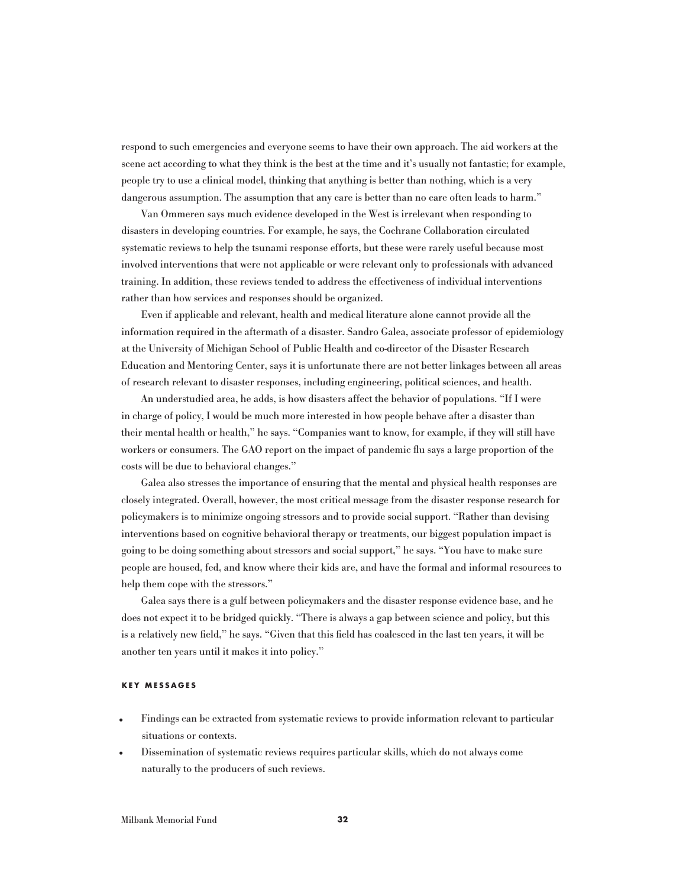respond to such emergencies and everyone seems to have their own approach. The aid workers at the scene act according to what they think is the best at the time and it's usually not fantastic; for example, people try to use a clinical model, thinking that anything is better than nothing, which is a very dangerous assumption. The assumption that any care is better than no care often leads to harm."

Van Ommeren says much evidence developed in the West is irrelevant when responding to disasters in developing countries. For example, he says, the Cochrane Collaboration circulated systematic reviews to help the tsunami response efforts, but these were rarely useful because most involved interventions that were not applicable or were relevant only to professionals with advanced training. In addition, these reviews tended to address the effectiveness of individual interventions rather than how services and responses should be organized.

Even if applicable and relevant, health and medical literature alone cannot provide all the information required in the aftermath of a disaster. Sandro Galea, associate professor of epidemiology at the University of Michigan School of Public Health and co-director of the Disaster Research Education and Mentoring Center, says it is unfortunate there are not better linkages between all areas of research relevant to disaster responses, including engineering, political sciences, and health.

An understudied area, he adds, is how disasters affect the behavior of populations. "If I were in charge of policy, I would be much more interested in how people behave after a disaster than their mental health or health," he says. "Companies want to know, for example, if they will still have workers or consumers. The GAO report on the impact of pandemic flu says a large proportion of the costs will be due to behavioral changes."

Galea also stresses the importance of ensuring that the mental and physical health responses are closely integrated. Overall, however, the most critical message from the disaster response research for policymakers is to minimize ongoing stressors and to provide social support. "Rather than devising interventions based on cognitive behavioral therapy or treatments, our biggest population impact is going to be doing something about stressors and social support," he says. "You have to make sure people are housed, fed, and know where their kids are, and have the formal and informal resources to help them cope with the stressors."

Galea says there is a gulf between policymakers and the disaster response evidence base, and he does not expect it to be bridged quickly. "There is always a gap between science and policy, but this is a relatively new field," he says. "Given that this field has coalesced in the last ten years, it will be another ten years until it makes it into policy."

#### KEY MESSAGES

- Findings can be extracted from systematic reviews to provide information relevant to particular situations or contexts.
- Dissemination of systematic reviews requires particular skills, which do not always come naturally to the producers of such reviews.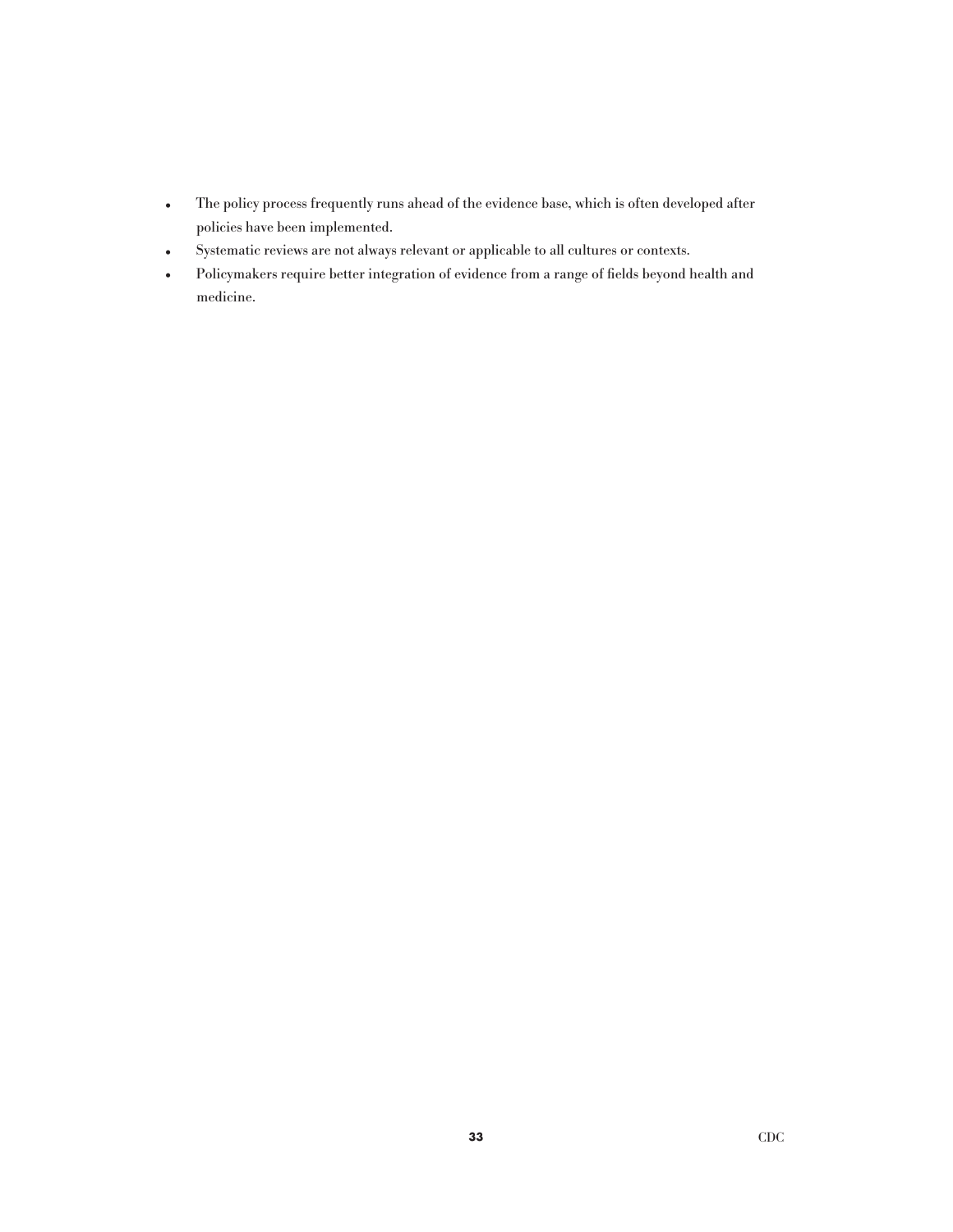- The policy process frequently runs ahead of the evidence base, which is often developed after policies have been implemented.
- Systematic reviews are not always relevant or applicable to all cultures or contexts.
- Policymakers require better integration of evidence from a range of fields beyond health and medicine.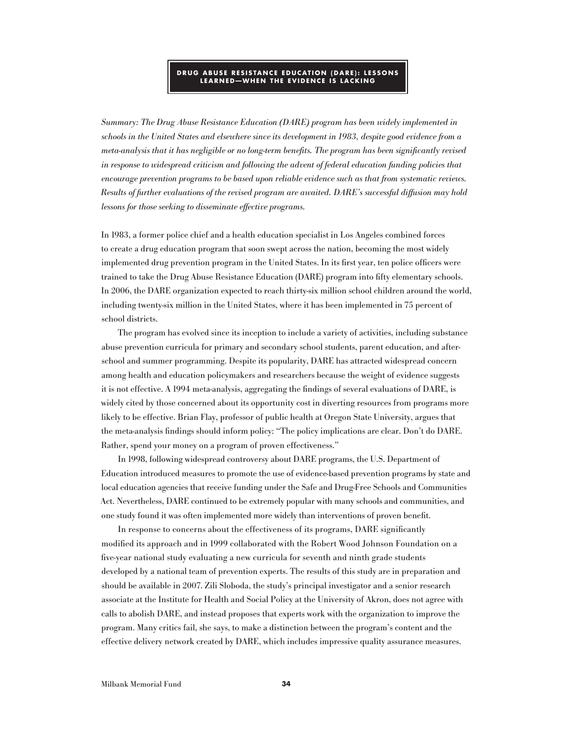## DRUG ABUSE RESISTANCE EDUCATION (DARE): LESSONS LEARNED—WHEN THE EVIDENCE IS LACKING

*Summary: The Drug Abuse Resistance Education (DARE) program has been widely implemented in schools in the United States and elsewhere since its development in 1983, despite good evidence from a meta-analysis that it has negligible or no long-term benefits. The program has been significantly revised in response to widespread criticism and following the advent of federal education funding policies that encourage prevention programs to be based upon reliable evidence such as that from systematic reviews. Results of further evaluations of the revised program are awaited. DARE's successful diffusion may hold lessons for those seeking to disseminate effective programs.*

In 1983, a former police chief and a health education specialist in Los Angeles combined forces to create a drug education program that soon swept across the nation, becoming the most widely implemented drug prevention program in the United States. In its first year, ten police officers were trained to take the Drug Abuse Resistance Education (DARE) program into fifty elementary schools. In 2006, the DARE organization expected to reach thirty-six million school children around the world, including twenty-six million in the United States, where it has been implemented in 75 percent of school districts.

The program has evolved since its inception to include a variety of activities, including substance abuse prevention curricula for primary and secondary school students, parent education, and after-school and summer programming. Despite its popularity, DARE has attracted widespread concern among health and education policymakers and researchers because the weight of evidence suggests it is not effective. A 1994 meta-analysis, aggregating the findings of several evaluations of DARE, is widely cited by those concerned about its opportunity cost in diverting resources from programs more likely to be effective. Brian Flay, professor of public health at Oregon State University, argues that the meta-analysis findings should inform policy: "The policy implications are clear. Don't do DARE. Rather, spend your money on a program of proven effectiveness."

In 1998, following widespread controversy about DARE programs, the U.S. Department of Education introduced measures to promote the use of evidence-based prevention programs by state and local education agencies that receive funding under the Safe and Drug-Free Schools and Communities Act. Nevertheless, DARE continued to be extremely popular with many schools and communities, and one study found it was often implemented more widely than interventions of proven benefit.

In response to concerns about the effectiveness of its programs, DARE significantly modified its approach and in 1999 collaborated with the Robert Wood Johnson Foundation on a five-year national study evaluating a new curricula for seventh and ninth grade students developed by a national team of prevention experts. The results of this study are in preparation and should be available in 2007. Zili Sloboda, the study's principal investigator and a senior research associate at the Institute for Health and Social Policy at the University of Akron, does not agree with calls to abolish DARE, and instead proposes that experts work with the organization to improve the program. Many critics fail, she says, to make a distinction between the program's content and the effective delivery network created by DARE, which includes impressive quality assurance measures.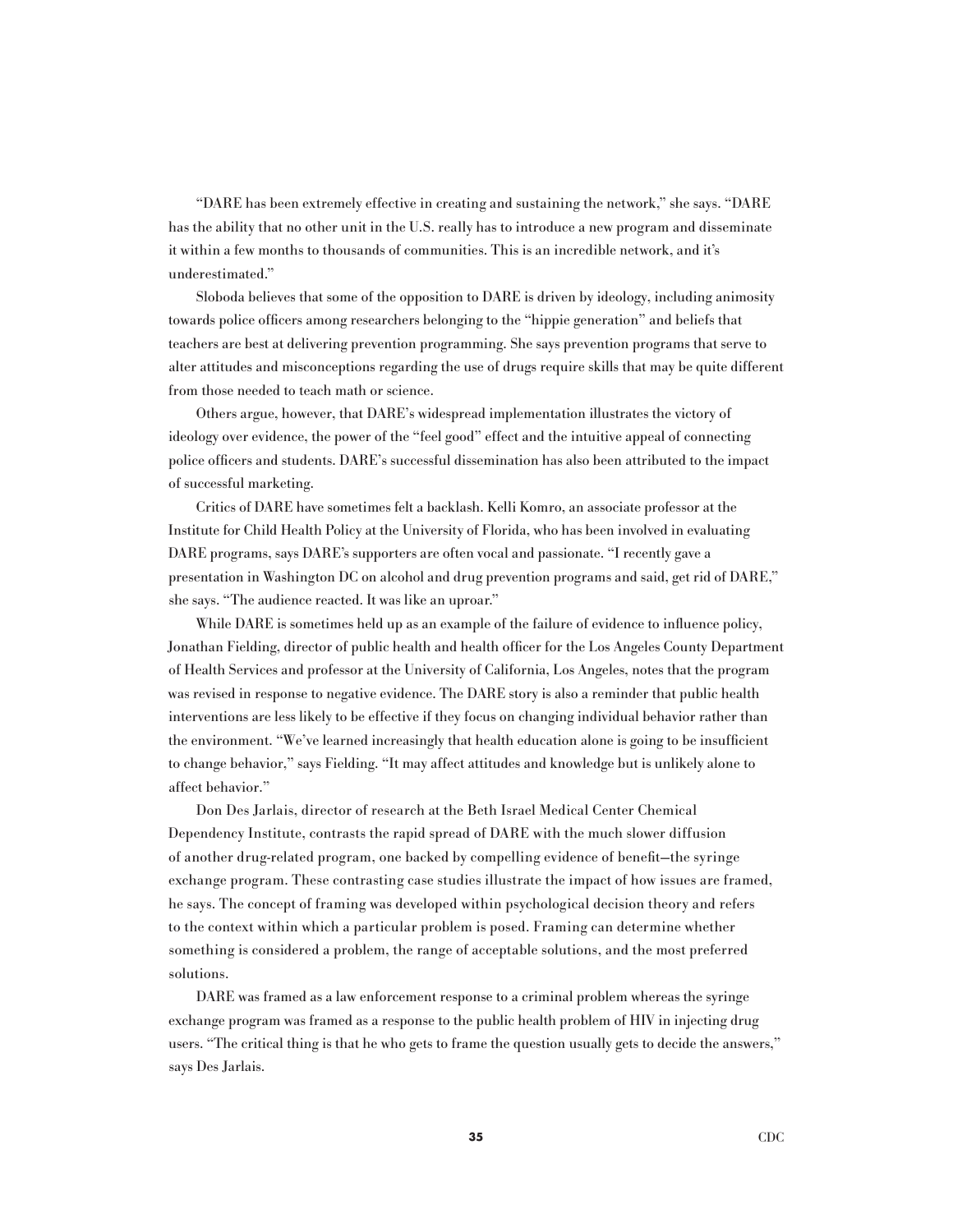"DARE has been extremely effective in creating and sustaining the network," she says. "DARE has the ability that no other unit in the U.S. really has to introduce a new program and disseminate it within a few months to thousands of communities. This is an incredible network, and it's underestimated."

Sloboda believes that some of the opposition to DARE is driven by ideology, including animosity towards police officers among researchers belonging to the "hippie generation" and beliefs that teachers are best at delivering prevention programming. She says prevention programs that serve to alter attitudes and misconceptions regarding the use of drugs require skills that may be quite different from those needed to teach math or science.

Others argue, however, that DARE's widespread implementation illustrates the victory of ideology over evidence, the power of the "feel good" effect and the intuitive appeal of connecting police officers and students. DARE's successful dissemination has also been attributed to the impact of successful marketing.

Critics of DARE have sometimes felt a backlash. Kelli Komro, an associate professor at the Institute for Child Health Policy at the University of Florida, who has been involved in evaluating DARE programs, says DARE's supporters are often vocal and passionate. "I recently gave a presentation in Washington DC on alcohol and drug prevention programs and said, get rid of DARE," she says. "The audience reacted. It was like an uproar."

While DARE is sometimes held up as an example of the failure of evidence to influence policy, Jonathan Fielding, director of public health and health officer for the Los Angeles County Department of Health Services and professor at the University of California, Los Angeles, notes that the program was revised in response to negative evidence. The DARE story is also a reminder that public health interventions are less likely to be effective if they focus on changing individual behavior rather than the environment. "We've learned increasingly that health education alone is going to be insufficient to change behavior," says Fielding. "It may affect attitudes and knowledge but is unlikely alone to affect behavior."

Don Des Jarlais, director of research at the Beth Israel Medical Center Chemical Dependency Institute, contrasts the rapid spread of DARE with the much slower diffusion of another drug-related program, one backed by compelling evidence of benefit—the syringe exchange program. These contrasting case studies illustrate the impact of how issues are framed, he says. The concept of framing was developed within psychological decision theory and refers to the context within which a particular problem is posed. Framing can determine whether something is considered a problem, the range of acceptable solutions, and the most preferred solutions.

DARE was framed as a law enforcement response to a criminal problem whereas the syringe exchange program was framed as a response to the public health problem of HIV in injecting drug users. "The critical thing is that he who gets to frame the question usually gets to decide the answers," says Des Jarlais.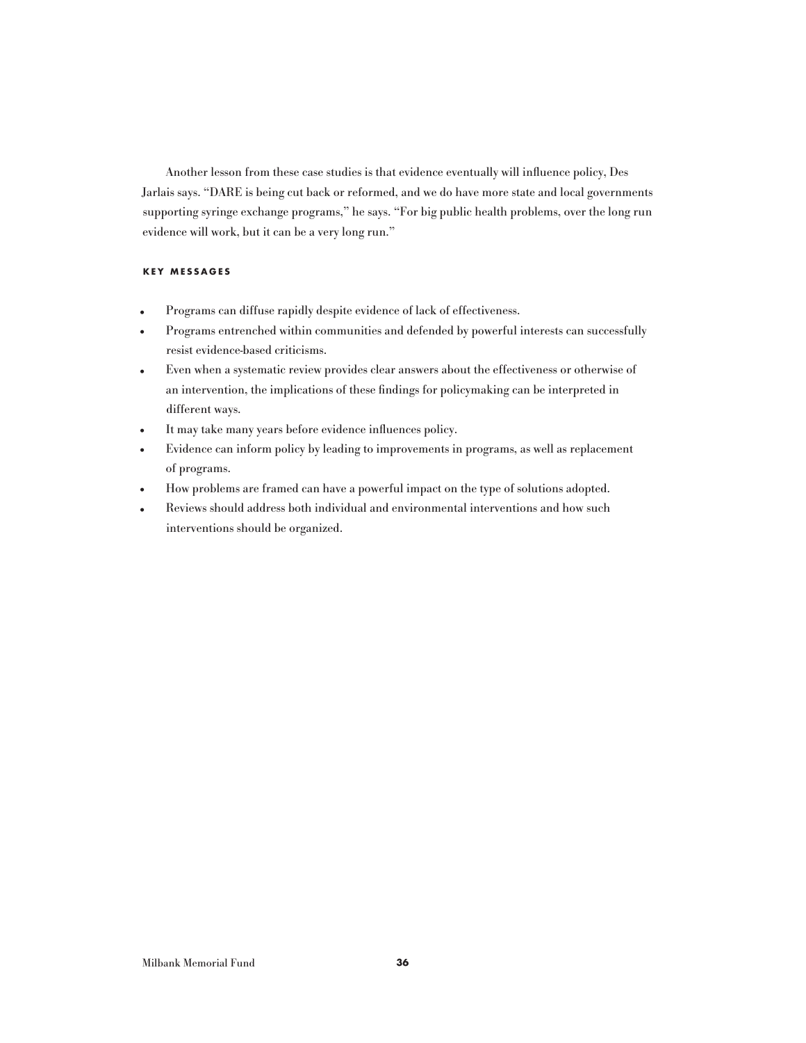Another lesson from these case studies is that evidence eventually will influence policy, Des Jarlais says. "DARE is being cut back or reformed, and we do have more state and local governments supporting syringe exchange programs," he says. "For big public health problems, over the long run evidence will work, but it can be a very long run."

#### KEY MESSAGES

- Programs can diffuse rapidly despite evidence of lack of effectiveness.
- Programs entrenched within communities and defended by powerful interests can successfully resist evidence-based criticisms.
- Even when a systematic review provides clear answers about the effectiveness or otherwise of an intervention, the implications of these findings for policymaking can be interpreted in different ways.
- It may take many years before evidence influences policy.
- Evidence can inform policy by leading to improvements in programs, as well as replacement of programs.
- How problems are framed can have a powerful impact on the type of solutions adopted.
- Reviews should address both individual and environmental interventions and how such interventions should be organized.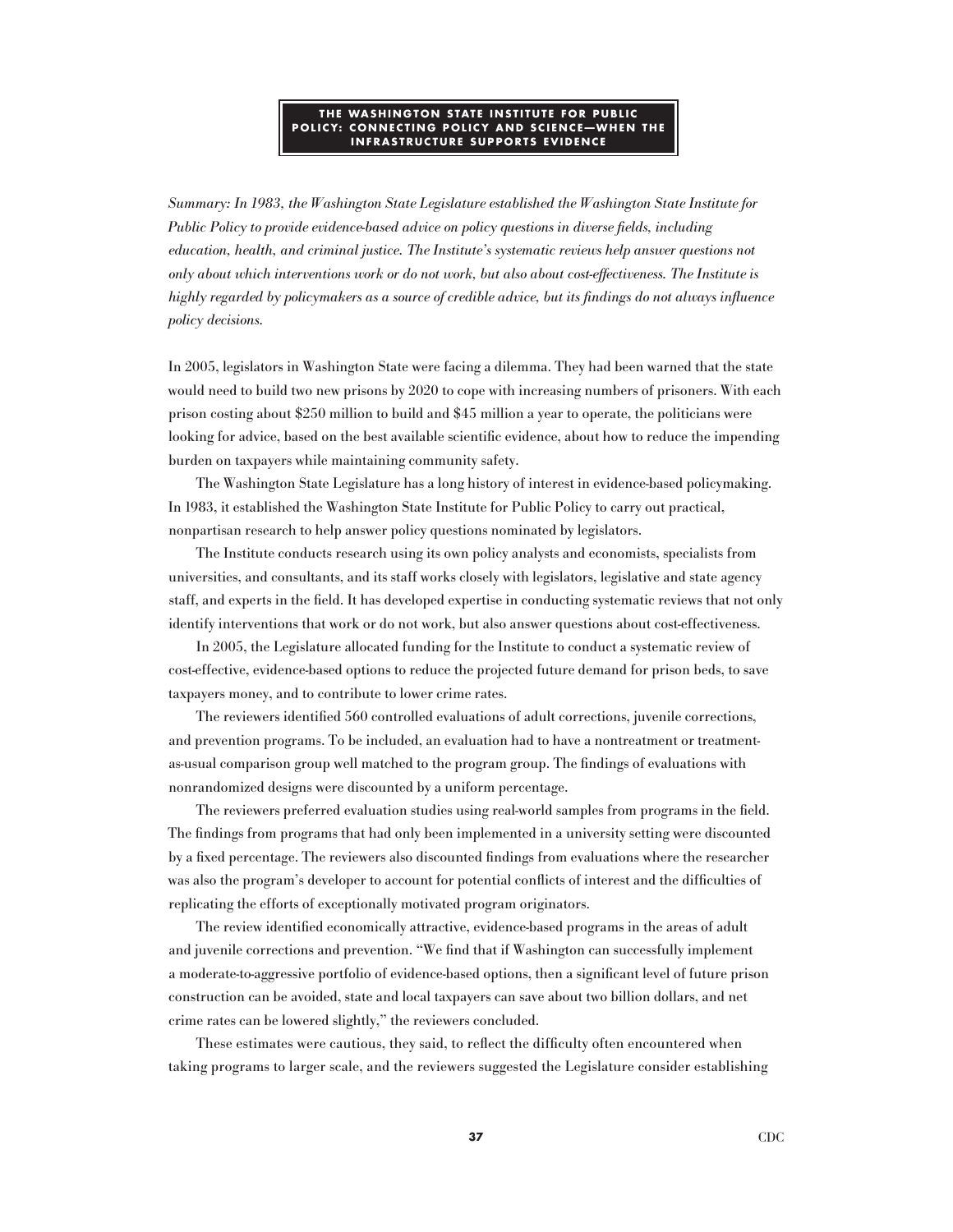## THE WASHINGTON STATE INSTITUTE FOR PUBLIC POLICY: CONNECTING POLICY AND SCIENCE—WHEN THE INFRASTRUCTURE SUPPORTS EVIDENCE

*Summary: In 1983, the Washington State Legislature established the Washington State Institute for Public Policy to provide evidence-based advice on policy questions in diverse fields, including education, health, and criminal justice. The Institute's systematic reviews help answer questions not only about which interventions work or do not work, but also about cost-effectiveness. The Institute is highly regarded by policymakers as a source of credible advice, but its findings do not always influence policy decisions.*

In 2005, legislators in Washington State were facing a dilemma. They had been warned that the state would need to build two new prisons by 2020 to cope with increasing numbers of prisoners. With each prison costing about $250 million to build and $45 million a year to operate, the politicians were looking for advice, based on the best available scientific evidence, about how to reduce the impending burden on taxpayers while maintaining community safety.

The Washington State Legislature has a long history of interest in evidence-based policymaking. In 1983, it established the Washington State Institute for Public Policy to carry out practical, nonpartisan research to help answer policy questions nominated by legislators.

The Institute conducts research using its own policy analysts and economists, specialists from universities, and consultants, and its staff works closely with legislators, legislative and state agency staff, and experts in the field. It has developed expertise in conducting systematic reviews that not only identify interventions that work or do not work, but also answer questions about cost-effectiveness.

In 2005, the Legislature allocated funding for the Institute to conduct a systematic review of cost-effective, evidence-based options to reduce the projected future demand for prison beds, to save taxpayers money, and to contribute to lower crime rates.

The reviewers identified 560 controlled evaluations of adult corrections, juvenile corrections, and prevention programs. To be included, an evaluation had to have a nontreatment or treatment-as-usual comparison group well matched to the program group. The findings of evaluations with nonrandomized designs were discounted by a uniform percentage.

The reviewers preferred evaluation studies using real-world samples from programs in the field. The findings from programs that had only been implemented in a university setting were discounted by a fixed percentage. The reviewers also discounted findings from evaluations where the researcher was also the program's developer to account for potential conflicts of interest and the difficulties of replicating the efforts of exceptionally motivated program originators.

The review identified economically attractive, evidence-based programs in the areas of adult and juvenile corrections and prevention. "We find that if Washington can successfully implement a moderate-to-aggressive portfolio of evidence-based options, then a significant level of future prison construction can be avoided, state and local taxpayers can save about two billion dollars, and net crime rates can be lowered slightly," the reviewers concluded.

These estimates were cautious, they said, to reflect the difficulty often encountered when taking programs to larger scale, and the reviewers suggested the Legislature consider establishing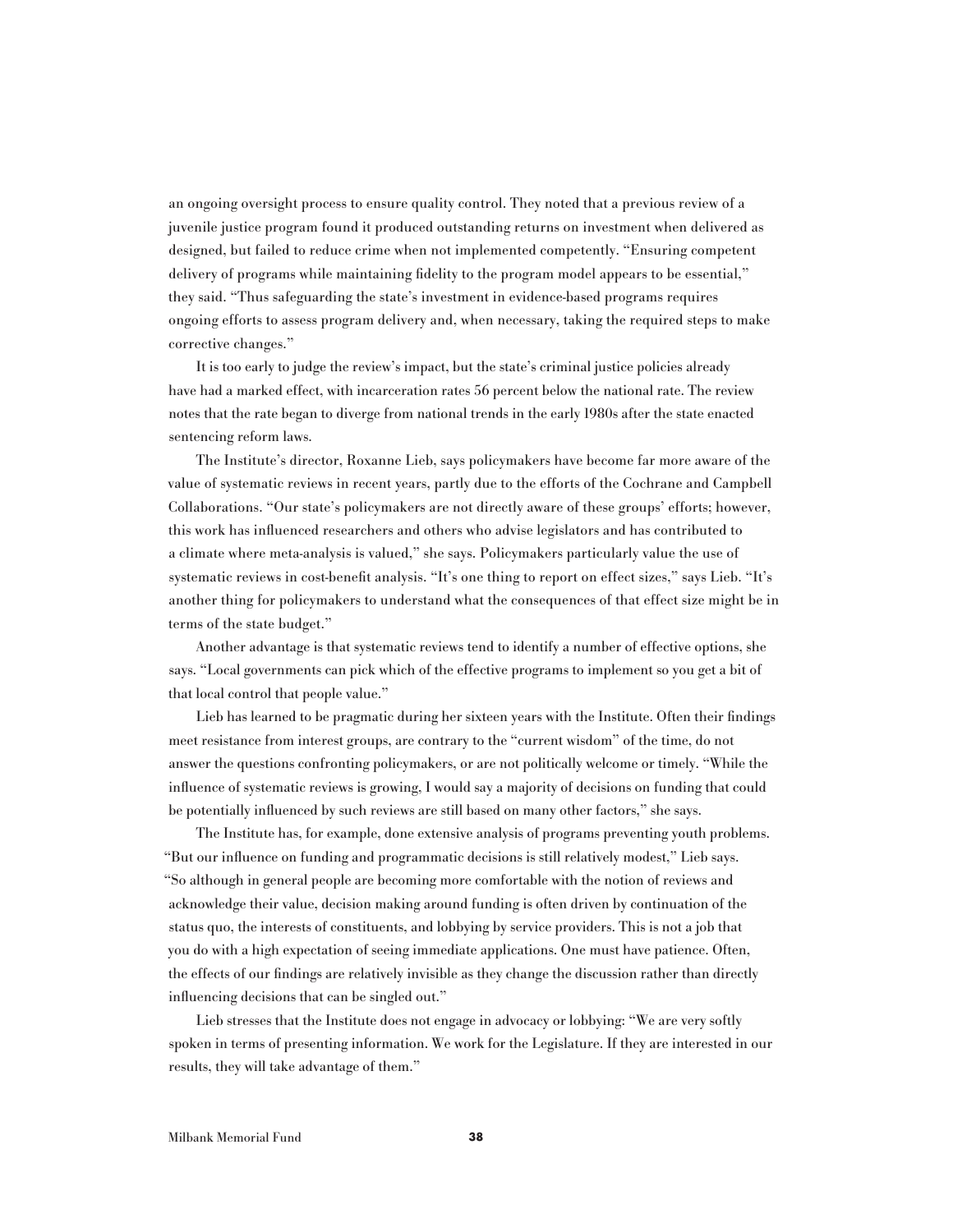an ongoing oversight process to ensure quality control. They noted that a previous review of a juvenile justice program found it produced outstanding returns on investment when delivered as designed, but failed to reduce crime when not implemented competently. "Ensuring competent delivery of programs while maintaining fidelity to the program model appears to be essential," they said. "Thus safeguarding the state's investment in evidence-based programs requires ongoing efforts to assess program delivery and, when necessary, taking the required steps to make corrective changes."

It is too early to judge the review's impact, but the state's criminal justice policies already have had a marked effect, with incarceration rates 56 percent below the national rate. The review notes that the rate began to diverge from national trends in the early 1980s after the state enacted sentencing reform laws.

The Institute's director, Roxanne Lieb, says policymakers have become far more aware of the value of systematic reviews in recent years, partly due to the efforts of the Cochrane and Campbell Collaborations. "Our state's policymakers are not directly aware of these groups' efforts; however, this work has influenced researchers and others who advise legislators and has contributed to a climate where meta-analysis is valued," she says. Policymakers particularly value the use of systematic reviews in cost-benefit analysis. "It's one thing to report on effect sizes," says Lieb. "It's another thing for policymakers to understand what the consequences of that effect size might be in terms of the state budget."

Another advantage is that systematic reviews tend to identify a number of effective options, she says. "Local governments can pick which of the effective programs to implement so you get a bit of that local control that people value."

Lieb has learned to be pragmatic during her sixteen years with the Institute. Often their findings meet resistance from interest groups, are contrary to the "current wisdom" of the time, do not answer the questions confronting policymakers, or are not politically welcome or timely. "While the influence of systematic reviews is growing, I would say a majority of decisions on funding that could be potentially influenced by such reviews are still based on many other factors," she says.

The Institute has, for example, done extensive analysis of programs preventing youth problems. "But our influence on funding and programmatic decisions is still relatively modest," Lieb says. "So although in general people are becoming more comfortable with the notion of reviews and acknowledge their value, decision making around funding is often driven by continuation of the status quo, the interests of constituents, and lobbying by service providers. This is not a job that you do with a high expectation of seeing immediate applications. One must have patience. Often, the effects of our findings are relatively invisible as they change the discussion rather than directly influencing decisions that can be singled out."

Lieb stresses that the Institute does not engage in advocacy or lobbying: "We are very softly spoken in terms of presenting information. We work for the Legislature. If they are interested in our results, they will take advantage of them."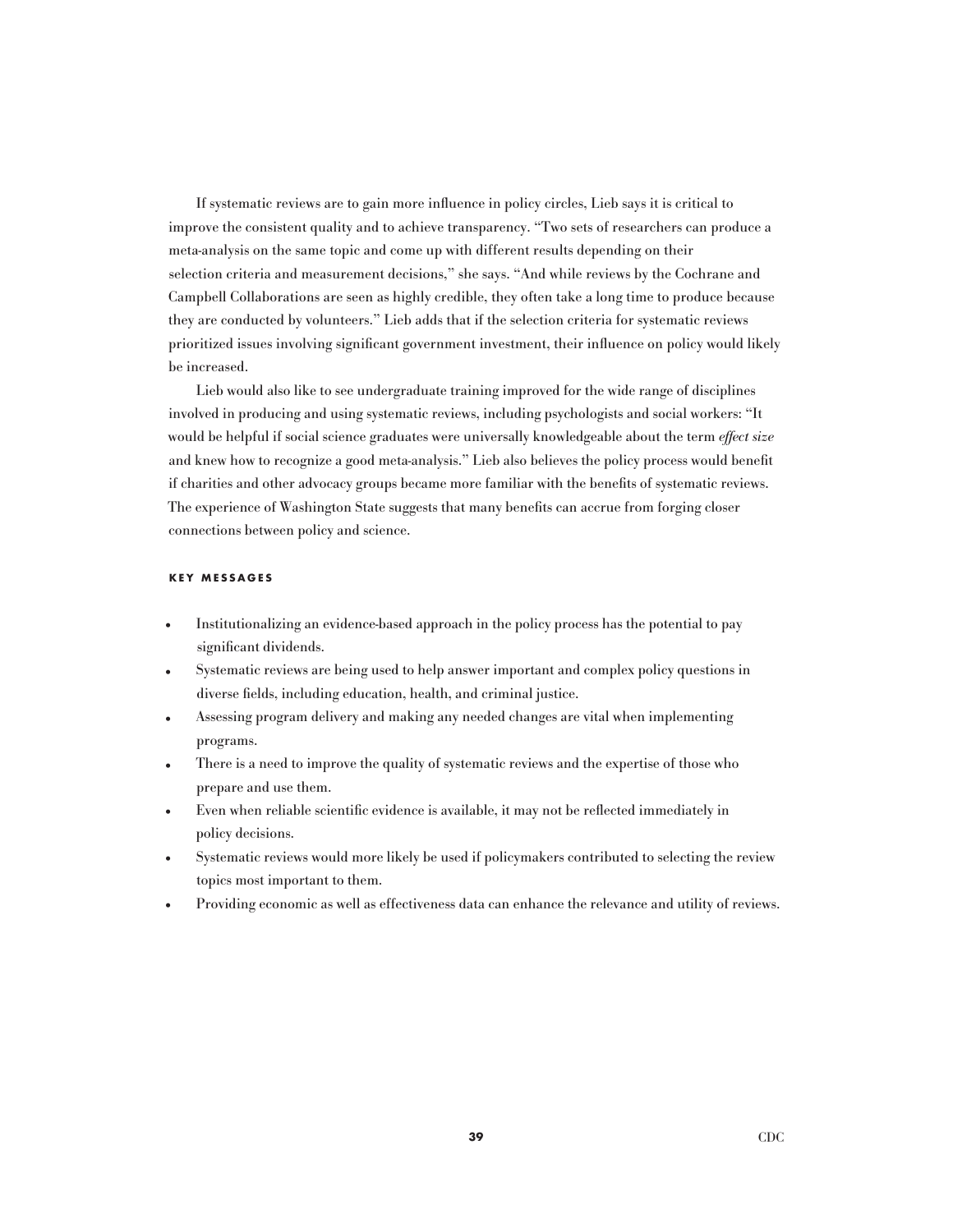If systematic reviews are to gain more influence in policy circles, Lieb says it is critical to improve the consistent quality and to achieve transparency. "Two sets of researchers can produce a meta-analysis on the same topic and come up with different results depending on their selection criteria and measurement decisions," she says. "And while reviews by the Cochrane and Campbell Collaborations are seen as highly credible, they often take a long time to produce because they are conducted by volunteers." Lieb adds that if the selection criteria for systematic reviews prioritized issues involving significant government investment, their influence on policy would likely be increased.

Lieb would also like to see undergraduate training improved for the wide range of disciplines involved in producing and using systematic reviews, including psychologists and social workers: "It would be helpful if social science graduates were universally knowledgeable about the term *effect size* and knew how to recognize a good meta-analysis." Lieb also believes the policy process would benefit if charities and other advocacy groups became more familiar with the benefits of systematic reviews. The experience of Washington State suggests that many benefits can accrue from forging closer connections between policy and science.

#### KEY MESSAGES

- Institutionalizing an evidence-based approach in the policy process has the potential to pay significant dividends.
- Systematic reviews are being used to help answer important and complex policy questions in diverse fields, including education, health, and criminal justice.
- Assessing program delivery and making any needed changes are vital when implementing programs.
- There is a need to improve the quality of systematic reviews and the expertise of those who prepare and use them.
- Even when reliable scientific evidence is available, it may not be reflected immediately in policy decisions.
- Systematic reviews would more likely be used if policymakers contributed to selecting the review topics most important to them.
- Providing economic as well as effectiveness data can enhance the relevance and utility of reviews.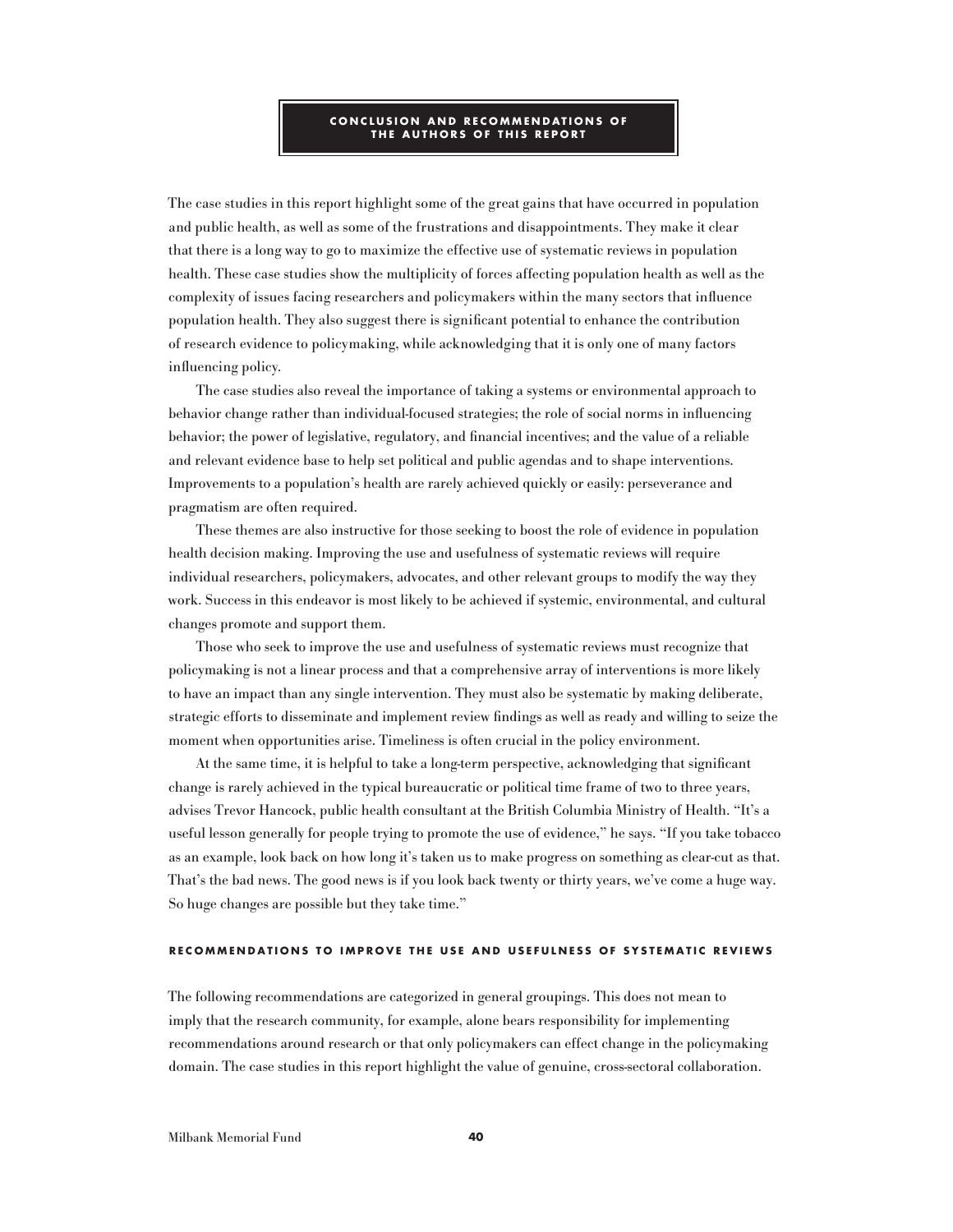## CONCLUSION AND RECOMMENDATIONS OF THE AUTHORS OF THIS REPORT

The case studies in this report highlight some of the great gains that have occurred in population and public health, as well as some of the frustrations and disappointments. They make it clear that there is a long way to go to maximize the effective use of systematic reviews in population health. These case studies show the multiplicity of forces affecting population health as well as the complexity of issues facing researchers and policymakers within the many sectors that influence population health. They also suggest there is significant potential to enhance the contribution of research evidence to policymaking, while acknowledging that it is only one of many factors influencing policy.

The case studies also reveal the importance of taking a systems or environmental approach to behavior change rather than individual-focused strategies; the role of social norms in influencing behavior; the power of legislative, regulatory, and financial incentives; and the value of a reliable and relevant evidence base to help set political and public agendas and to shape interventions. Improvements to a population's health are rarely achieved quickly or easily: perseverance and pragmatism are often required.

These themes are also instructive for those seeking to boost the role of evidence in population health decision making. Improving the use and usefulness of systematic reviews will require individual researchers, policymakers, advocates, and other relevant groups to modify the way they work. Success in this endeavor is most likely to be achieved if systemic, environmental, and cultural changes promote and support them.

Those who seek to improve the use and usefulness of systematic reviews must recognize that policymaking is not a linear process and that a comprehensive array of interventions is more likely to have an impact than any single intervention. They must also be systematic by making deliberate, strategic efforts to disseminate and implement review findings as well as ready and willing to seize the moment when opportunities arise. Timeliness is often crucial in the policy environment.

At the same time, it is helpful to take a long-term perspective, acknowledging that significant change is rarely achieved in the typical bureaucratic or political time frame of two to three years, advises Trevor Hancock, public health consultant at the British Columbia Ministry of Health. "It's a useful lesson generally for people trying to promote the use of evidence," he says. "If you take tobacco as an example, look back on how long it's taken us to make progress on something as clear-cut as that. That's the bad news. The good news is if you look back twenty or thirty years, we've come a huge way. So huge changes are possible but they take time."

### RECOMMENDATIONS TO IMPROVE THE USE AND USEFULNESS OF SYSTEMATIC REVIEWS

The following recommendations are categorized in general groupings. This does not mean to imply that the research community, for example, alone bears responsibility for implementing recommendations around research or that only policymakers can effect change in the policymaking domain. The case studies in this report highlight the value of genuine, cross-sectoral collaboration.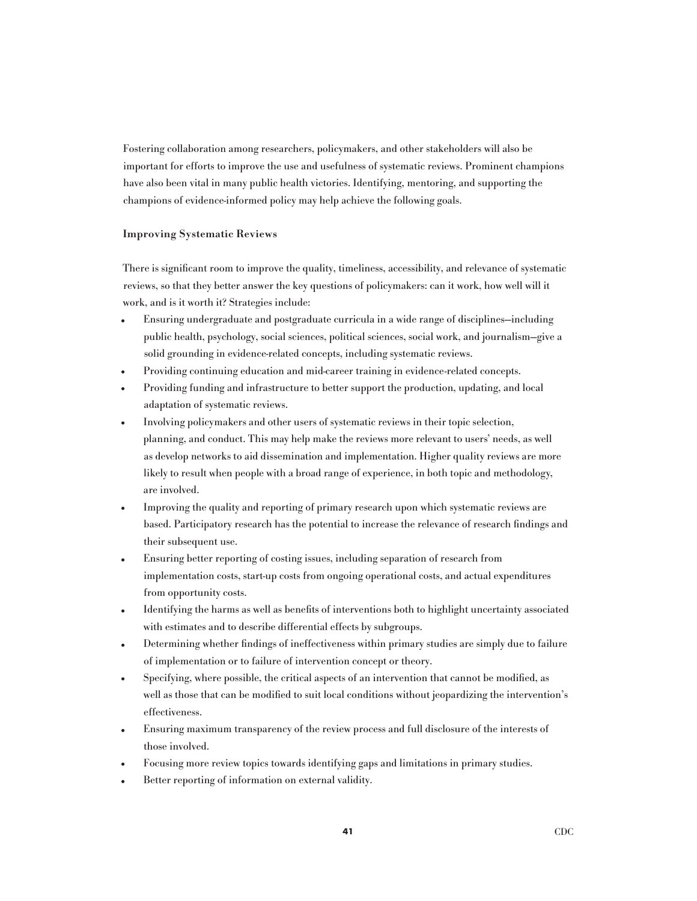Fostering collaboration among researchers, policymakers, and other stakeholders will also be important for efforts to improve the use and usefulness of systematic reviews. Prominent champions have also been vital in many public health victories. Identifying, mentoring, and supporting the champions of evidence-informed policy may help achieve the following goals.

### Improving Systematic Reviews

There is significant room to improve the quality, timeliness, accessibility, and relevance of systematic reviews, so that they better answer the key questions of policymakers: can it work, how well will it work, and is it worth it? Strategies include:

- Ensuring undergraduate and postgraduate curricula in a wide range of disciplines—including public health, psychology, social sciences, political sciences, social work, and journalism—give a solid grounding in evidence-related concepts, including systematic reviews.
- Providing continuing education and mid-career training in evidence-related concepts.
- Providing funding and infrastructure to better support the production, updating, and local adaptation of systematic reviews.
- Involving policymakers and other users of systematic reviews in their topic selection, planning, and conduct. This may help make the reviews more relevant to users' needs, as well as develop networks to aid dissemination and implementation. Higher quality reviews are more likely to result when people with a broad range of experience, in both topic and methodology, are involved.
- Improving the quality and reporting of primary research upon which systematic reviews are based. Participatory research has the potential to increase the relevance of research findings and their subsequent use.
- Ensuring better reporting of costing issues, including separation of research from implementation costs, start-up costs from ongoing operational costs, and actual expenditures from opportunity costs.
- Identifying the harms as well as benefits of interventions both to highlight uncertainty associated with estimates and to describe differential effects by subgroups.
- Determining whether findings of ineffectiveness within primary studies are simply due to failure of implementation or to failure of intervention concept or theory.
- Specifying, where possible, the critical aspects of an intervention that cannot be modified, as well as those that can be modified to suit local conditions without jeopardizing the intervention's effectiveness.
- Ensuring maximum transparency of the review process and full disclosure of the interests of those involved.
- Focusing more review topics towards identifying gaps and limitations in primary studies.
- Better reporting of information on external validity.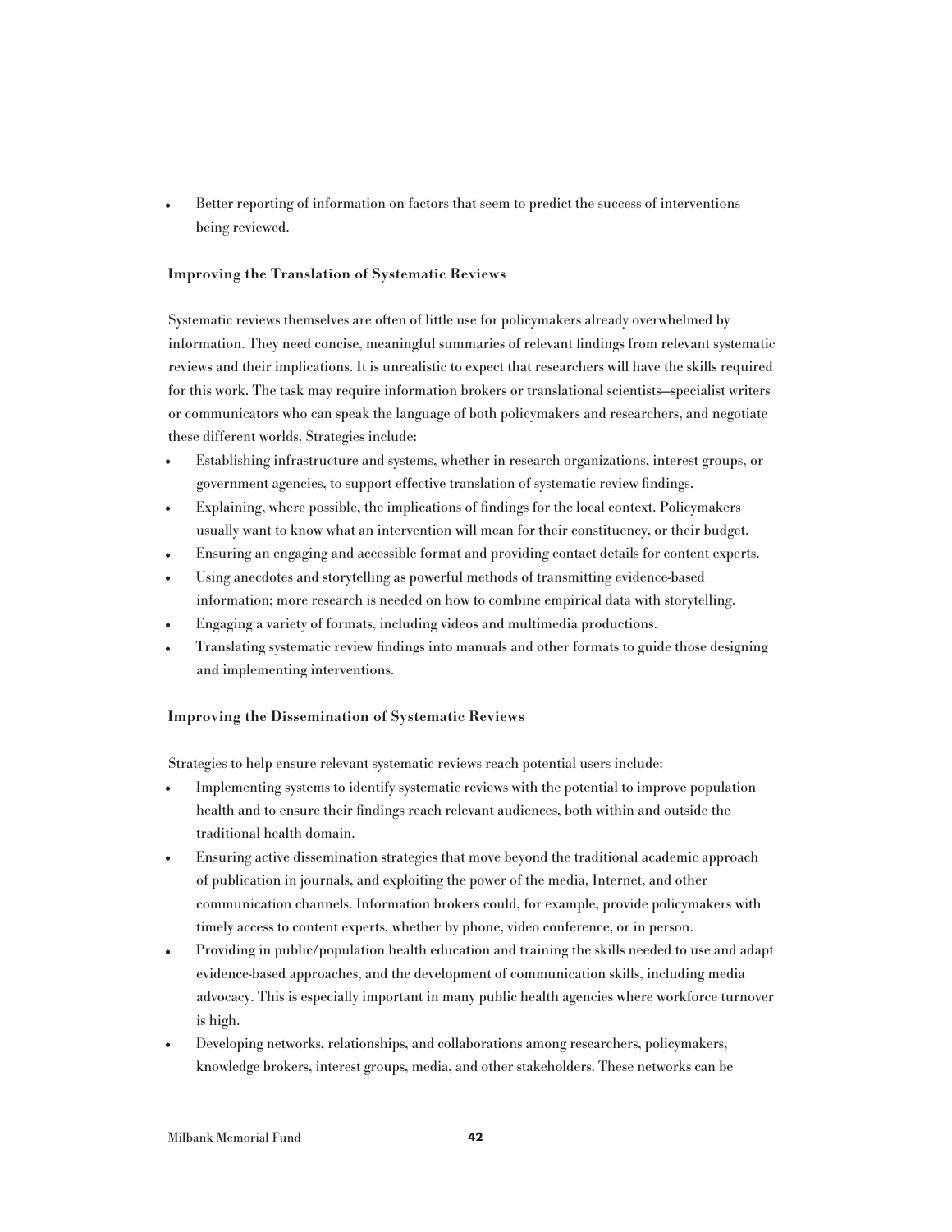- Better reporting of information on factors that seem to predict the success of interventions being reviewed.

### Improving the Translation of Systematic Reviews

Systematic reviews themselves are often of little use for policymakers already overwhelmed by information. They need concise, meaningful summaries of relevant findings from relevant systematic reviews and their implications. It is unrealistic to expect that researchers will have the skills required for this work. The task may require information brokers or translational scientists—specialist writers or communicators who can speak the language of both policymakers and researchers, and negotiate these different worlds. Strategies include:

- Establishing infrastructure and systems, whether in research organizations, interest groups, or government agencies, to support effective translation of systematic review findings.
- Explaining, where possible, the implications of findings for the local context. Policymakers usually want to know what an intervention will mean for their constituency, or their budget.
- Ensuring an engaging and accessible format and providing contact details for content experts.
- Using anecdotes and storytelling as powerful methods of transmitting evidence-based information; more research is needed on how to combine empirical data with storytelling.
- Engaging a variety of formats, including videos and multimedia productions.
- Translating systematic review findings into manuals and other formats to guide those designing and implementing interventions.

### Improving the Dissemination of Systematic Reviews

Strategies to help ensure relevant systematic reviews reach potential users include:

- Implementing systems to identify systematic reviews with the potential to improve population health and to ensure their findings reach relevant audiences, both within and outside the traditional health domain.
- Ensuring active dissemination strategies that move beyond the traditional academic approach of publication in journals, and exploiting the power of the media, Internet, and other communication channels. Information brokers could, for example, provide policymakers with timely access to content experts, whether by phone, video conference, or in person.
- Providing in public/population health education and training the skills needed to use and adapt evidence-based approaches, and the development of communication skills, including media advocacy. This is especially important in many public health agencies where workforce turnover is high.
- Developing networks, relationships, and collaborations among researchers, policymakers, knowledge brokers, interest groups, media, and other stakeholders. These networks can be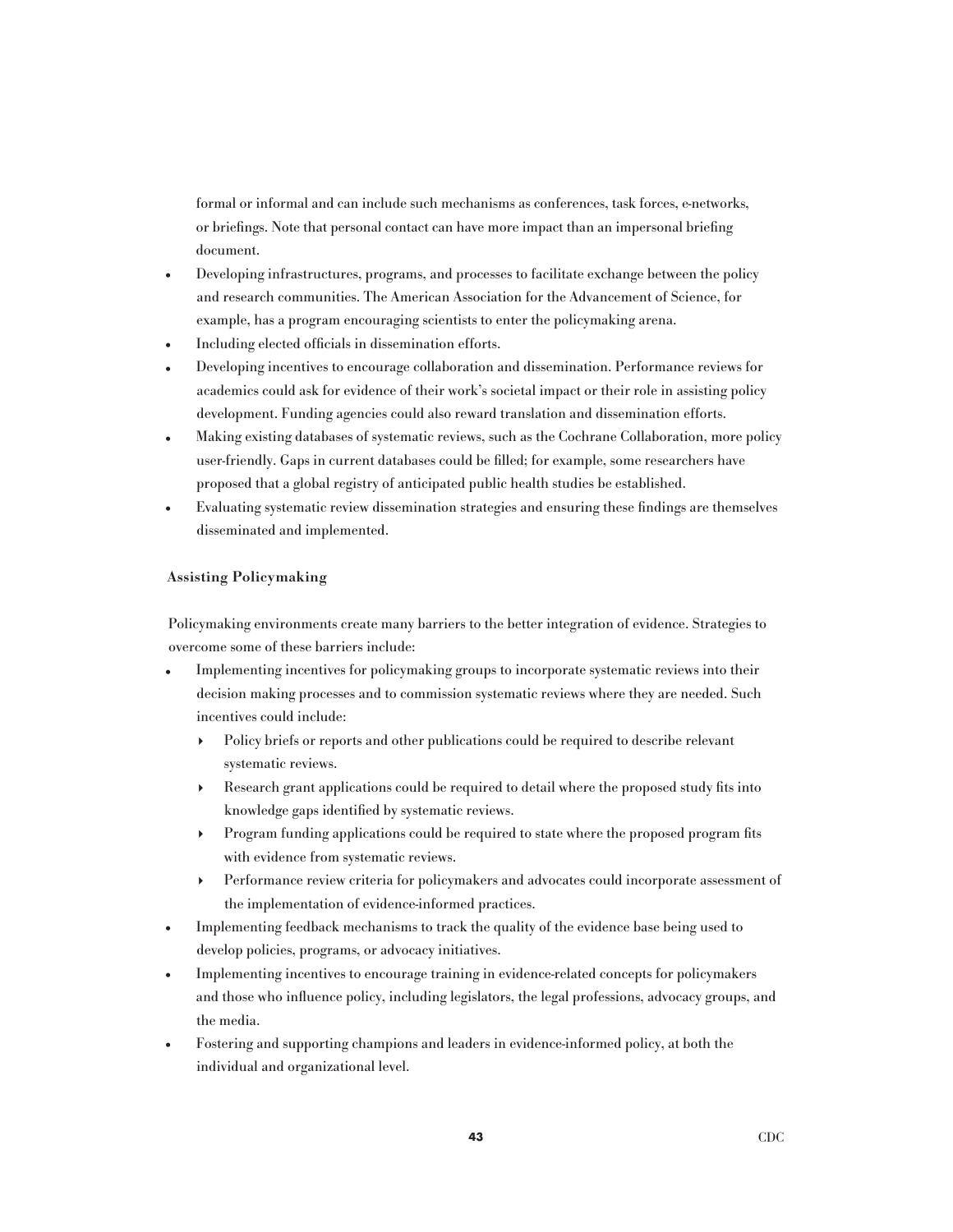formal or informal and can include such mechanisms as conferences, task forces, e-networks, or briefings. Note that personal contact can have more impact than an impersonal briefing document.

- Developing infrastructures, programs, and processes to facilitate exchange between the policy and research communities. The American Association for the Advancement of Science, for example, has a program encouraging scientists to enter the policymaking arena.
- Including elected officials in dissemination efforts.
- Developing incentives to encourage collaboration and dissemination. Performance reviews for academics could ask for evidence of their work's societal impact or their role in assisting policy development. Funding agencies could also reward translation and dissemination efforts.
- Making existing databases of systematic reviews, such as the Cochrane Collaboration, more policy user-friendly. Gaps in current databases could be filled; for example, some researchers have proposed that a global registry of anticipated public health studies be established.
- Evaluating systematic review dissemination strategies and ensuring these findings are themselves disseminated and implemented.

**Assisting Policymaking**

Policymaking environments create many barriers to the better integration of evidence. Strategies to overcome some of these barriers include:

- Implementing incentives for policymaking groups to incorporate systematic reviews into their decision making processes and to commission systematic reviews where they are needed. Such incentives could include:
  - Policy briefs or reports and other publications could be required to describe relevant systematic reviews.
  - Research grant applications could be required to detail where the proposed study fits into knowledge gaps identified by systematic reviews.
  - Program funding applications could be required to state where the proposed program fits with evidence from systematic reviews.
  - Performance review criteria for policymakers and advocates could incorporate assessment of the implementation of evidence-informed practices.
- Implementing feedback mechanisms to track the quality of the evidence base being used to develop policies, programs, or advocacy initiatives.
- Implementing incentives to encourage training in evidence-related concepts for policymakers and those who influence policy, including legislators, the legal professions, advocacy groups, and the media.
- Fostering and supporting champions and leaders in evidence-informed policy, at both the individual and organizational level.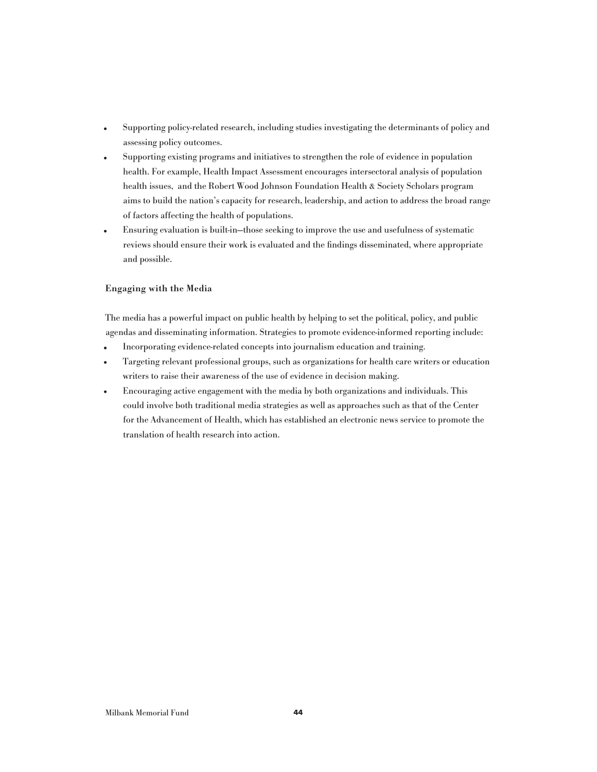- Supporting policy-related research, including studies investigating the determinants of policy and assessing policy outcomes.
- Supporting existing programs and initiatives to strengthen the role of evidence in population health. For example, Health Impact Assessment encourages intersectoral analysis of population health issues, and the Robert Wood Johnson Foundation Health & Society Scholars program aims to build the nation's capacity for research, leadership, and action to address the broad range of factors affecting the health of populations.
- Ensuring evaluation is built-in—those seeking to improve the use and usefulness of systematic reviews should ensure their work is evaluated and the findings disseminated, where appropriate and possible.

**Engaging with the Media**

The media has a powerful impact on public health by helping to set the political, policy, and public agendas and disseminating information. Strategies to promote evidence-informed reporting include:

- Incorporating evidence-related concepts into journalism education and training.
- Targeting relevant professional groups, such as organizations for health care writers or education writers to raise their awareness of the use of evidence in decision making.
- Encouraging active engagement with the media by both organizations and individuals. This could involve both traditional media strategies as well as approaches such as that of the Center for the Advancement of Health, which has established an electronic news service to promote the translation of health research into action.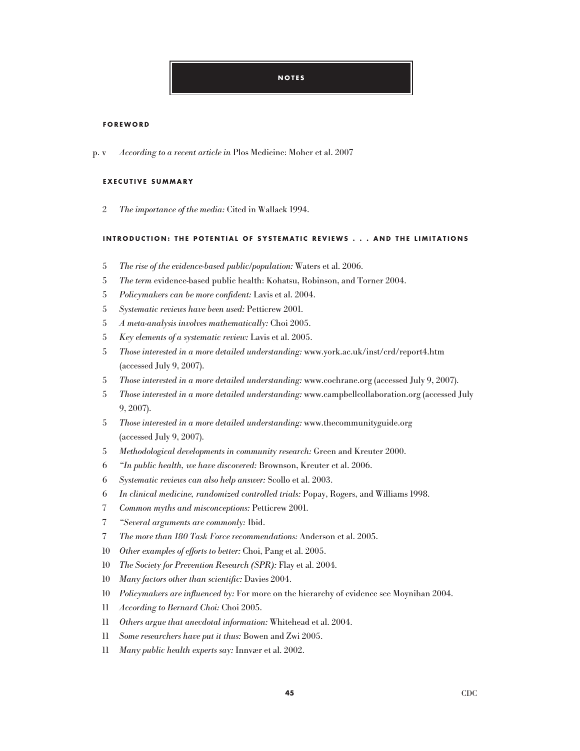# NOTES

## FOREWORD

p. v *According to a recent article in* Plos Medicine: Moher et al. 2007

## EXECUTIVE SUMMARY

2 *The importance of the media:* Cited in Wallack 1994.

## INTRODUCTION: THE POTENTIAL OF SYSTEMATIC REVIEWS . . . AND THE LIMITATIONS

5 *The rise of the evidence-based public/population:* Waters et al. 2006.

5 *The term* evidence-based public health: Kohatsu, Robinson, and Torner 2004.

5 *Policymakers can be more confident:* Lavis et al. 2004.

5 *Systematic reviews have been used:* Petticrew 2001.

5 *A meta-analysis involves mathematically:* Choi 2005.

5 *Key elements of a systematic review:* Lavis et al. 2005.

5 *Those interested in a more detailed understanding:* www.york.ac.uk/inst/crd/report4.htm (accessed July 9, 2007).

5 *Those interested in a more detailed understanding:* www.cochrane.org (accessed July 9, 2007).

5 *Those interested in a more detailed understanding:* www.campbellcollaboration.org (accessed July 9, 2007).

5 *Those interested in a more detailed understanding:* www.thecommunityguide.org (accessed July 9, 2007).

5 *Methodological developments in community research:* Green and Kreuter 2000.

6 *"In public health, we have discovered:* Brownson, Kreuter et al. 2006.

6 *Systematic reviews can also help answer:* Scollo et al. 2003.

6 *In clinical medicine, randomized controlled trials:* Popay, Rogers, and Williams 1998.

7 *Common myths and misconceptions:* Petticrew 2001.

7 *"Several arguments are commonly:* Ibid.

7 *The more than 180 Task Force recommendations:* Anderson et al. 2005.

10 *Other examples of efforts to better:* Choi, Pang et al. 2005.

10 *The Society for Prevention Research (SPR):* Flay et al. 2004.

10 *Many factors other than scientific:* Davies 2004.

10 *Policymakers are influenced by:* For more on the hierarchy of evidence see Moynihan 2004.

11 *According to Bernard Choi:* Choi 2005.

11 *Others argue that anecdotal information:* Whitehead et al. 2004.

11 *Some researchers have put it thus:* Bowen and Zwi 2005.

11 *Many public health experts say:* Innvær et al. 2002.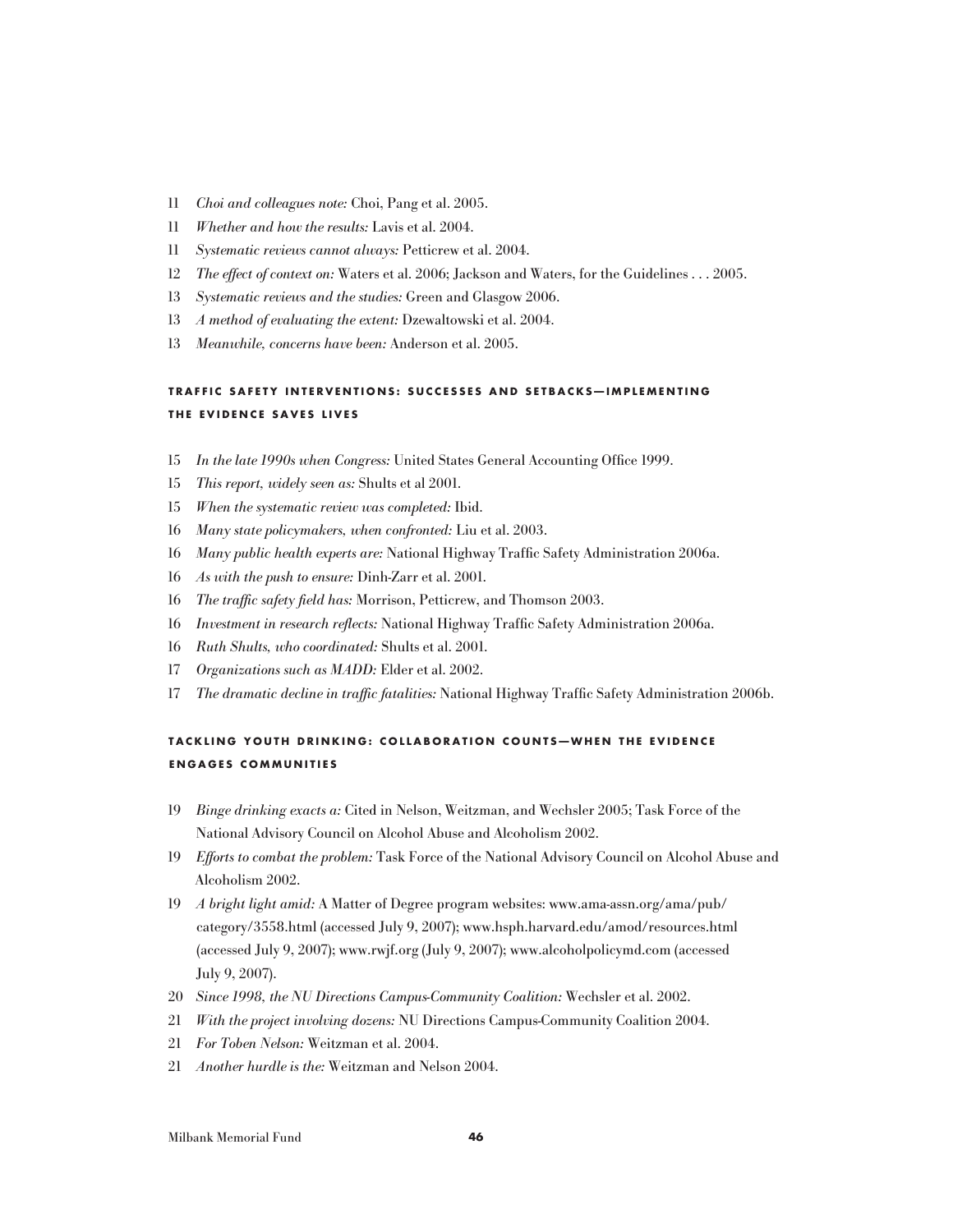11 *Choi and colleagues note:* Choi, Pang et al. 2005.

11 *Whether and how the results:* Lavis et al. 2004.

11 *Systematic reviews cannot always:* Petticrew et al. 2004.

12 *The effect of context on:* Waters et al. 2006; Jackson and Waters, for the Guidelines . . . 2005.

13 *Systematic reviews and the studies:* Green and Glasgow 2006.

13 *A method of evaluating the extent:* Dzewaltowski et al. 2004.

13 *Meanwhile, concerns have been:* Anderson et al. 2005.

## TRAFFIC SAFETY INTERVENTIONS: SUCCESSES AND SETBACKS—IMPLEMENTING THE EVIDENCE SAVES LIVES

15 *In the late 1990s when Congress:* United States General Accounting Office 1999.

15 *This report, widely seen as:* Shults et al 2001.

15 *When the systematic review was completed:* Ibid.

16 *Many state policymakers, when confronted:* Liu et al. 2003.

16 *Many public health experts are:* National Highway Traffic Safety Administration 2006a.

16 *As with the push to ensure:* Dinh-Zarr et al. 2001.

16 *The traffic safety field has:* Morrison, Petticrew, and Thomson 2003.

16 *Investment in research reflects:* National Highway Traffic Safety Administration 2006a.

16 *Ruth Shults, who coordinated:* Shults et al. 2001.

17 *Organizations such as MADD:* Elder et al. 2002.

17 *The dramatic decline in traffic fatalities:* National Highway Traffic Safety Administration 2006b.

## TACKLING YOUTH DRINKING: COLLABORATION COUNTS—WHEN THE EVIDENCE ENGAGES COMMUNITIES

19 *Binge drinking exacts a:* Cited in Nelson, Weitzman, and Wechsler 2005; Task Force of the National Advisory Council on Alcohol Abuse and Alcoholism 2002.

19 *Efforts to combat the problem:* Task Force of the National Advisory Council on Alcohol Abuse and Alcoholism 2002.

19 *A bright light amid:* A Matter of Degree program websites: www.ama-assn.org/ama/pub/category/3558.html (accessed July 9, 2007); www.hsph.harvard.edu/amod/resources.html (accessed July 9, 2007); www.rwjf.org (July 9, 2007); www.alcoholpolicymd.com (accessed July 9, 2007).

20 *Since 1998, the NU Directions Campus-Community Coalition:* Wechsler et al. 2002.

21 *With the project involving dozens:* NU Directions Campus-Community Coalition 2004.

21 *For Toben Nelson:* Weitzman et al. 2004.

21 *Another hurdle is the:* Weitzman and Nelson 2004.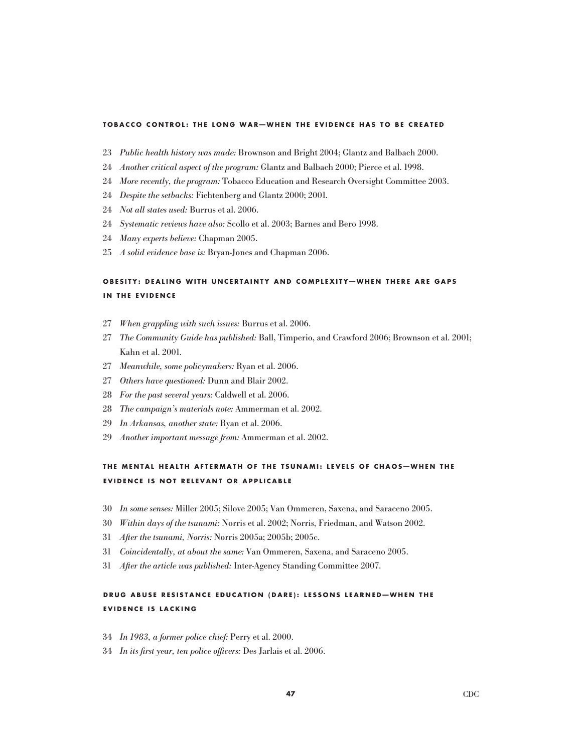#### TOBACCO CONTROL: THE LONG WAR—WHEN THE EVIDENCE HAS TO BE CREATED

23 *Public health history was made:* Brownson and Bright 2004; Glantz and Balbach 2000.

24 *Another critical aspect of the program:* Glantz and Balbach 2000; Pierce et al. 1998.

24 *More recently, the program:* Tobacco Education and Research Oversight Committee 2003.

24 *Despite the setbacks:* Fichtenberg and Glantz 2000; 2001.

24 *Not all states used:* Burrus et al. 2006.

24 *Systematic reviews have also:* Scollo et al. 2003; Barnes and Bero 1998.

24 *Many experts believe:* Chapman 2005.

25 *A solid evidence base is:* Bryan-Jones and Chapman 2006.

#### OBESITY: DEALING WITH UNCERTAINTY AND COMPLEXITY—WHEN THERE ARE GAPS IN THE EVIDENCE

27 *When grappling with such issues:* Burrus et al. 2006.

27 *The Community Guide has published:* Ball, Timperio, and Crawford 2006; Brownson et al. 2001; Kahn et al. 2001.

27 *Meanwhile, some policymakers:* Ryan et al. 2006.

27 *Others have questioned:* Dunn and Blair 2002.

28 *For the past several years:* Caldwell et al. 2006.

28 *The campaign's materials note:* Ammerman et al. 2002.

29 *In Arkansas, another state:* Ryan et al. 2006.

29 *Another important message from:* Ammerman et al. 2002.

#### THE MENTAL HEALTH AFTERMATH OF THE TSUNAMI: LEVELS OF CHAOS—WHEN THE EVIDENCE IS NOT RELEVANT OR APPLICABLE

30 *In some senses:* Miller 2005; Silove 2005; Van Ommeren, Saxena, and Saraceno 2005.

30 *Within days of the tsunami:* Norris et al. 2002; Norris, Friedman, and Watson 2002.

31 *After the tsunami, Norris:* Norris 2005a; 2005b; 2005c.

31 *Coincidentally, at about the same:* Van Ommeren, Saxena, and Saraceno 2005.

31 *After the article was published:* Inter-Agency Standing Committee 2007.

#### DRUG ABUSE RESISTANCE EDUCATION (DARE): LESSONS LEARNED—WHEN THE EVIDENCE IS LACKING

34 *In 1983, a former police chief:* Perry et al. 2000.

34 *In its first year, ten police officers:* Des Jarlais et al. 2006.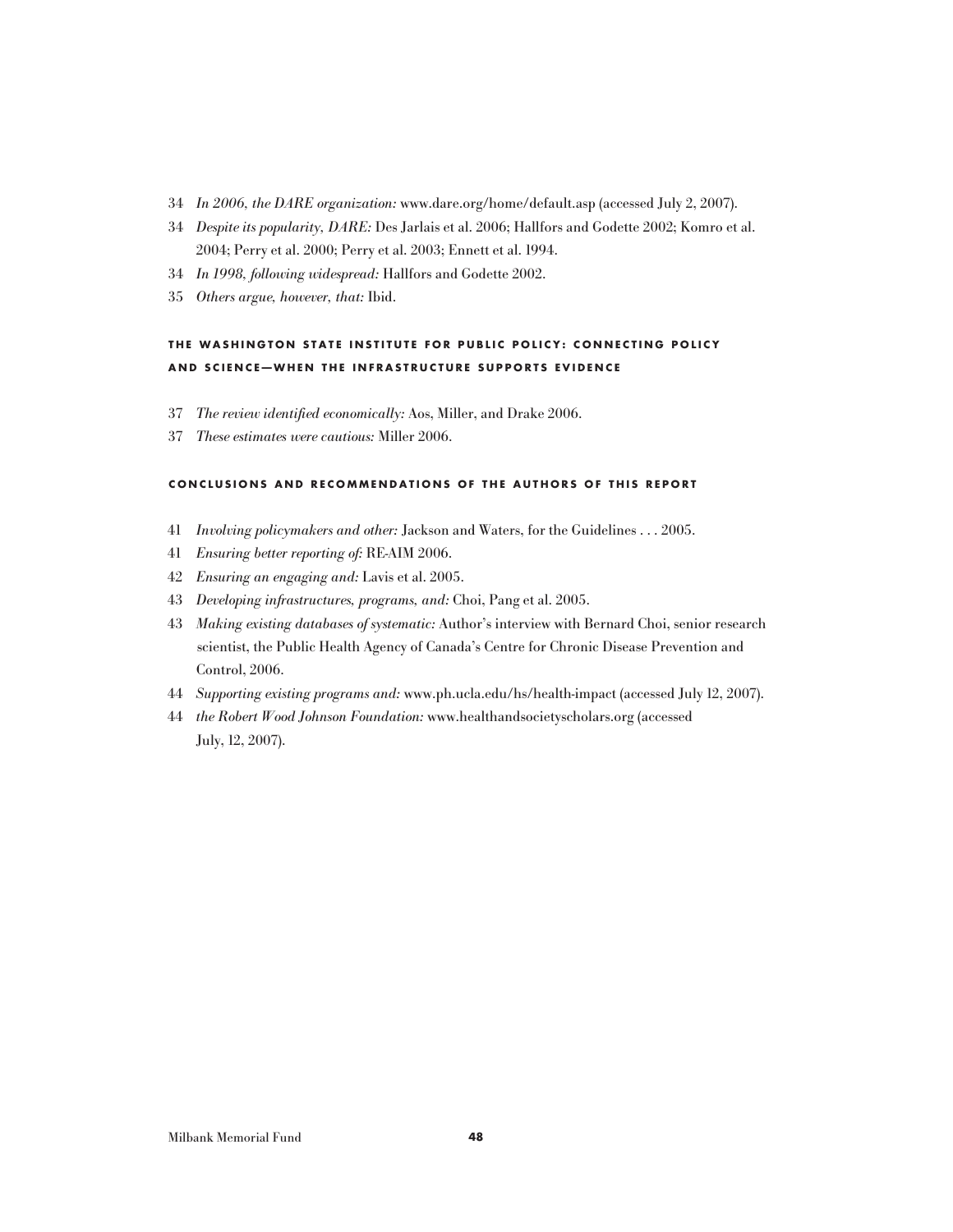34 *In 2006, the DARE organization:* www.dare.org/home/default.asp (accessed July 2, 2007).

34 *Despite its popularity, DARE:* Des Jarlais et al. 2006; Hallfors and Godette 2002; Komro et al. 2004; Perry et al. 2000; Perry et al. 2003; Ennett et al. 1994.

34 *In 1998, following widespread:* Hallfors and Godette 2002.

35 *Others argue, however, that:* Ibid.

### THE WASHINGTON STATE INSTITUTE FOR PUBLIC POLICY: CONNECTING POLICY AND SCIENCE—WHEN THE INFRASTRUCTURE SUPPORTS EVIDENCE

37 *The review identified economically:* Aos, Miller, and Drake 2006.

37 *These estimates were cautious:* Miller 2006.

### CONCLUSIONS AND RECOMMENDATIONS OF THE AUTHORS OF THIS REPORT

41 *Involving policymakers and other:* Jackson and Waters, for the Guidelines . . . 2005.

41 *Ensuring better reporting of:* RE-AIM 2006.

42 *Ensuring an engaging and:* Lavis et al. 2005.

43 *Developing infrastructures, programs, and:* Choi, Pang et al. 2005.

43 *Making existing databases of systematic:* Author's interview with Bernard Choi, senior research scientist, the Public Health Agency of Canada's Centre for Chronic Disease Prevention and Control, 2006.

44 *Supporting existing programs and:* www.ph.ucla.edu/hs/health-impact (accessed July 12, 2007).

44 *the Robert Wood Johnson Foundation:* www.healthandsocietyscholars.org (accessed July, 12, 2007).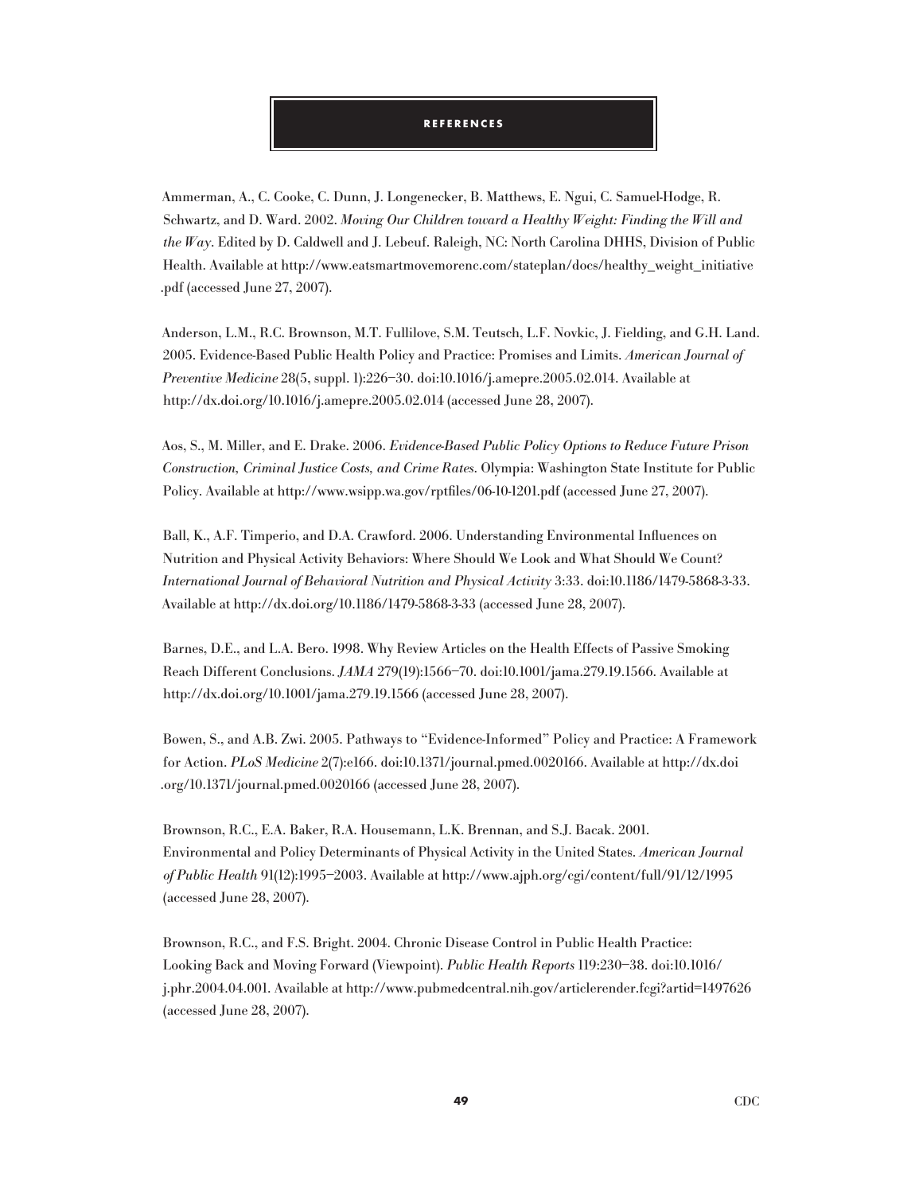## REFERENCES

Ammerman, A., C. Cooke, C. Dunn, J. Longenecker, B. Matthews, E. Ngui, C. Samuel-Hodge, R. Schwartz, and D. Ward. 2002. *Moving Our Children toward a Healthy Weight: Finding the Will and the Way*. Edited by D. Caldwell and J. Lebeuf. Raleigh, NC: North Carolina DHHS, Division of Public Health. Available at http://www.eatsmartmovemorenc.com/stateplan/docs/healthy_weight_initiative.pdf (accessed June 27, 2007).

Anderson, L.M., R.C. Brownson, M.T. Fullilove, S.M. Teutsch, L.F. Novkic, J. Fielding, and G.H. Land. 2005. Evidence-Based Public Health Policy and Practice: Promises and Limits. *American Journal of Preventive Medicine* 28(5, suppl. 1):226–30. doi:10.1016/j.amepre.2005.02.014. Available at http://dx.doi.org/10.1016/j.amepre.2005.02.014 (accessed June 28, 2007).

Aos, S., M. Miller, and E. Drake. 2006. *Evidence-Based Public Policy Options to Reduce Future Prison Construction, Criminal Justice Costs, and Crime Rates*. Olympia: Washington State Institute for Public Policy. Available at http://www.wsipp.wa.gov/rptfiles/06-10-1201.pdf (accessed June 27, 2007).

Ball, K., A.F. Timperio, and D.A. Crawford. 2006. Understanding Environmental Influences on Nutrition and Physical Activity Behaviors: Where Should We Look and What Should We Count? *International Journal of Behavioral Nutrition and Physical Activity* 3:33. doi:10.1186/1479-5868-3-33. Available at http://dx.doi.org/10.1186/1479-5868-3-33 (accessed June 28, 2007).

Barnes, D.E., and L.A. Bero. 1998. Why Review Articles on the Health Effects of Passive Smoking Reach Different Conclusions. *JAMA* 279(19):1566–70. doi:10.1001/jama.279.19.1566. Available at http://dx.doi.org/10.1001/jama.279.19.1566 (accessed June 28, 2007).

Bowen, S., and A.B. Zwi. 2005. Pathways to "Evidence-Informed" Policy and Practice: A Framework for Action. *PLoS Medicine* 2(7):e166. doi:10.1371/journal.pmed.0020166. Available at http://dx.doi.org/10.1371/journal.pmed.0020166 (accessed June 28, 2007).

Brownson, R.C., E.A. Baker, R.A. Housemann, L.K. Brennan, and S.J. Bacak. 2001. Environmental and Policy Determinants of Physical Activity in the United States. *American Journal of Public Health* 91(12):1995–2003. Available at http://www.ajph.org/cgi/content/full/91/12/1995 (accessed June 28, 2007).

Brownson, R.C., and F.S. Bright. 2004. Chronic Disease Control in Public Health Practice: Looking Back and Moving Forward (Viewpoint). *Public Health Reports* 119:230–38. doi:10.1016/j.phr.2004.04.001. Available at http://www.pubmedcentral.nih.gov/articlerender.fcgi?artid=1497626 (accessed June 28, 2007).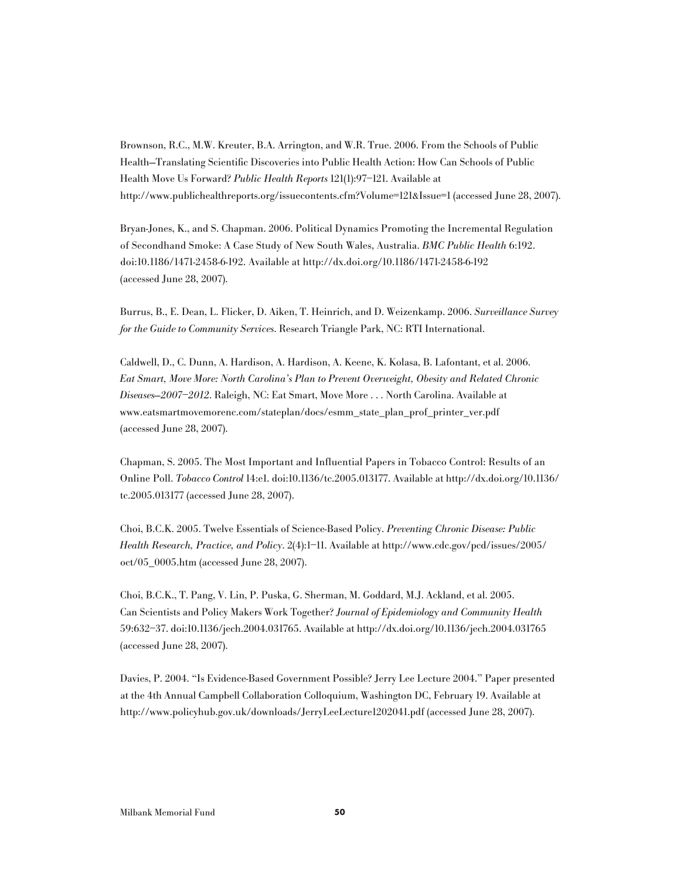Brownson, R.C., M.W. Kreuter, B.A. Arrington, and W.R. True. 2006. From the Schools of Public Health—Translating Scientific Discoveries into Public Health Action: How Can Schools of Public Health Move Us Forward? *Public Health Reports* 121(1):97–121. Available at http://www.publichealthreports.org/issuecontents.cfm?Volume=121&Issue=1 (accessed June 28, 2007).

Bryan-Jones, K., and S. Chapman. 2006. Political Dynamics Promoting the Incremental Regulation of Secondhand Smoke: A Case Study of New South Wales, Australia. *BMC Public Health* 6:192. doi:10.1186/1471-2458-6-192. Available at http://dx.doi.org/10.1186/1471-2458-6-192 (accessed June 28, 2007).

Burrus, B., E. Dean, L. Flicker, D. Aiken, T. Heinrich, and D. Weizenkamp. 2006. *Surveillance Survey for the Guide to Community Services*. Research Triangle Park, NC: RTI International.

Caldwell, D., C. Dunn, A. Hardison, A. Hardison, A. Keene, K. Kolasa, B. Lafontant, et al. 2006. *Eat Smart, Move More: North Carolina's Plan to Prevent Overweight, Obesity and Related Chronic Diseases—2007–2012*. Raleigh, NC: Eat Smart, Move More . . . North Carolina. Available at www.eatsmartmovemorenc.com/stateplan/docs/esmm_state_plan_prof_printer_ver.pdf (accessed June 28, 2007).

Chapman, S. 2005. The Most Important and Influential Papers in Tobacco Control: Results of an Online Poll. *Tobacco Control* 14:e1. doi:10.1136/tc.2005.013177. Available at http://dx.doi.org/10.1136/tc.2005.013177 (accessed June 28, 2007).

Choi, B.C.K. 2005. Twelve Essentials of Science-Based Policy. *Preventing Chronic Disease: Public Health Research, Practice, and Policy*. 2(4):1–11. Available at http://www.cdc.gov/pcd/issues/2005/oct/05_0005.htm (accessed June 28, 2007).

Choi, B.C.K., T. Pang, V. Lin, P. Puska, G. Sherman, M. Goddard, M.J. Ackland, et al. 2005. Can Scientists and Policy Makers Work Together? *Journal of Epidemiology and Community Health* 59:632–37. doi:10.1136/jech.2004.031765. Available at http://dx.doi.org/10.1136/jech.2004.031765 (accessed June 28, 2007).

Davies, P. 2004. "Is Evidence-Based Government Possible? Jerry Lee Lecture 2004." Paper presented at the 4th Annual Campbell Collaboration Colloquium, Washington DC, February 19. Available at http://www.policyhub.gov.uk/downloads/JerryLeeLecture1202041.pdf (accessed June 28, 2007).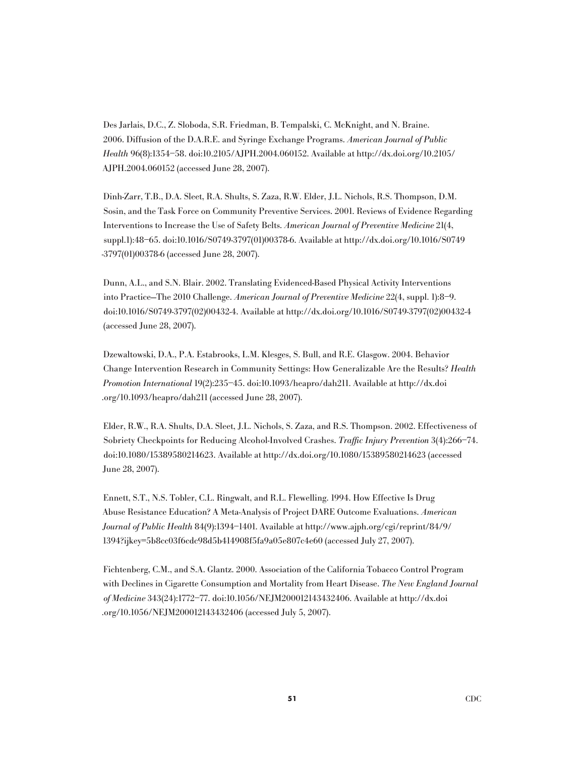Des Jarlais, D.C., Z. Sloboda, S.R. Friedman, B. Tempalski, C. McKnight, and N. Braine. 2006. Diffusion of the D.A.R.E. and Syringe Exchange Programs. *American Journal of Public Health* 96(8):1354–58. doi:10.2105/AJPH.2004.060152. Available at http://dx.doi.org/10.2105/AJPH.2004.060152 (accessed June 28, 2007).

Dinh-Zarr, T.B., D.A. Sleet, R.A. Shults, S. Zaza, R.W. Elder, J.L. Nichols, R.S. Thompson, D.M. Sosin, and the Task Force on Community Preventive Services. 2001. Reviews of Evidence Regarding Interventions to Increase the Use of Safety Belts. *American Journal of Preventive Medicine* 21(4, suppl.1):48–65. doi:10.1016/S0749-3797(01)00378-6. Available at http://dx.doi.org/10.1016/S0749-3797(01)00378-6 (accessed June 28, 2007).

Dunn, A.L., and S.N. Blair. 2002. Translating Evidenced-Based Physical Activity Interventions into Practice—The 2010 Challenge. *American Journal of Preventive Medicine* 22(4, suppl. 1):8–9. doi:10.1016/S0749-3797(02)00432-4. Available at http://dx.doi.org/10.1016/S0749-3797(02)00432-4 (accessed June 28, 2007).

Dzewaltowski, D.A., P.A. Estabrooks, L.M. Klesges, S. Bull, and R.E. Glasgow. 2004. Behavior Change Intervention Research in Community Settings: How Generalizable Are the Results? *Health Promotion International* 19(2):235–45. doi:10.1093/heapro/dah211. Available at http://dx.doi.org/10.1093/heapro/dah211 (accessed June 28, 2007).

Elder, R.W., R.A. Shults, D.A. Sleet, J.L. Nichols, S. Zaza, and R.S. Thompson. 2002. Effectiveness of Sobriety Checkpoints for Reducing Alcohol-Involved Crashes. *Traffic Injury Prevention* 3(4):266–74. doi:10.1080/15389580214623. Available at http://dx.doi.org/10.1080/15389580214623 (accessed June 28, 2007).

Ennett, S.T., N.S. Tobler, C.L. Ringwalt, and R.L. Flewelling. 1994. How Effective Is Drug Abuse Resistance Education? A Meta-Analysis of Project DARE Outcome Evaluations. *American Journal of Public Health* 84(9):1394–1401. Available at http://www.ajph.org/cgi/reprint/84/9/1394?ijkey=5b8cc03f6cdc98d5b414908f5fa9a05e807c4e60 (accessed July 27, 2007).

Fichtenberg, C.M., and S.A. Glantz. 2000. Association of the California Tobacco Control Program with Declines in Cigarette Consumption and Mortality from Heart Disease. *The New England Journal of Medicine* 343(24):1772–77. doi:10.1056/NEJM200012143432406. Available at http://dx.doi.org/10.1056/NEJM200012143432406 (accessed July 5, 2007).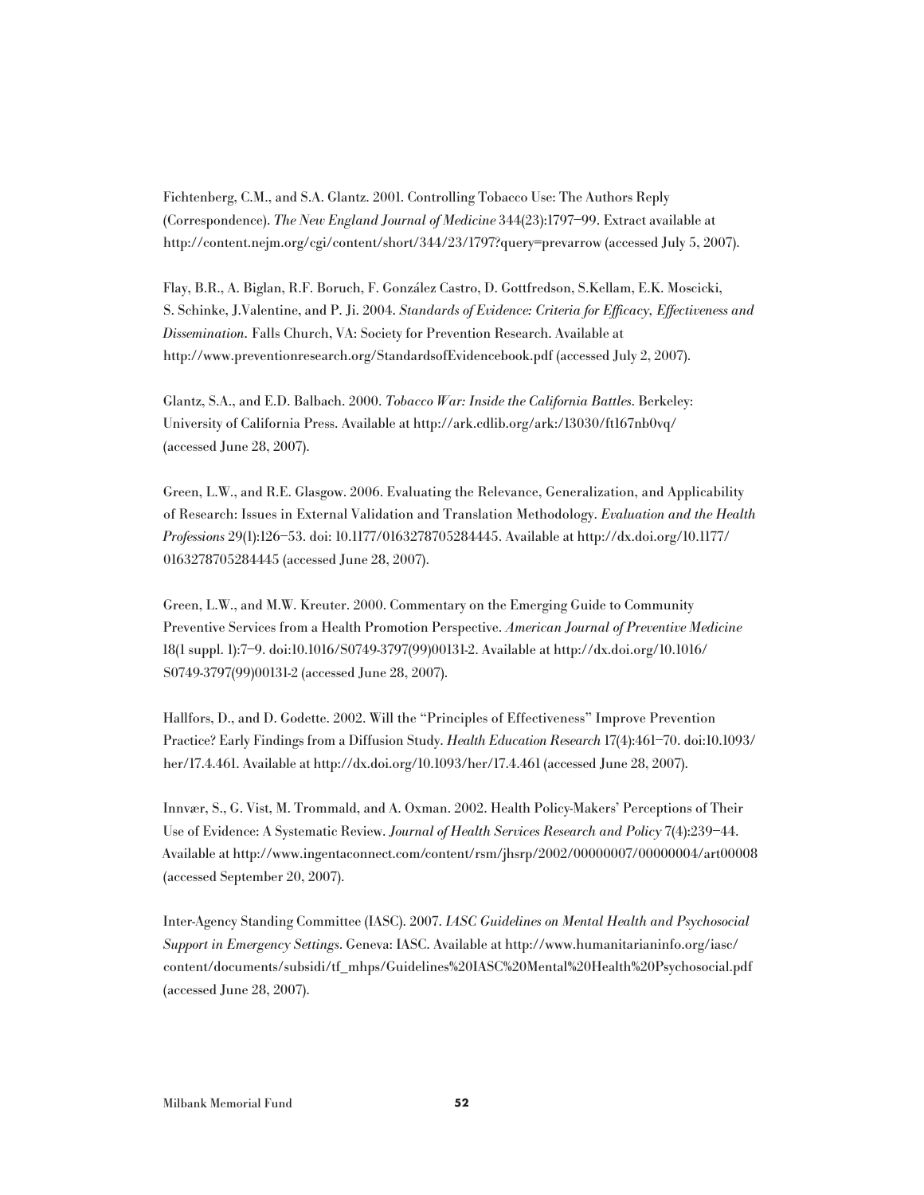Fichtenberg, C.M., and S.A. Glantz. 2001. Controlling Tobacco Use: The Authors Reply (Correspondence). *The New England Journal of Medicine* 344(23):1797–99. Extract available at http://content.nejm.org/cgi/content/short/344/23/1797?query=prevarrow (accessed July 5, 2007).

Flay, B.R., A. Biglan, R.F. Boruch, F. González Castro, D. Gottfredson, S.Kellam, E.K. Moscicki, S. Schinke, J.Valentine, and P. Ji. 2004. *Standards of Evidence: Criteria for Efficacy, Effectiveness and Dissemination.* Falls Church, VA: Society for Prevention Research. Available at http://www.preventionresearch.org/StandardsofEvidencebook.pdf (accessed July 2, 2007).

Glantz, S.A., and E.D. Balbach. 2000. *Tobacco War: Inside the California Battles.* Berkeley: University of California Press. Available at http://ark.cdlib.org/ark:/13030/ft167nb0vq/ (accessed June 28, 2007).

Green, L.W., and R.E. Glasgow. 2006. Evaluating the Relevance, Generalization, and Applicability of Research: Issues in External Validation and Translation Methodology. *Evaluation and the Health Professions* 29(1):126–53. doi: 10.1177/0163278705284445. Available at http://dx.doi.org/10.1177/0163278705284445 (accessed June 28, 2007).

Green, L.W., and M.W. Kreuter. 2000. Commentary on the Emerging Guide to Community Preventive Services from a Health Promotion Perspective. *American Journal of Preventive Medicine* 18(1 suppl. 1):7–9. doi:10.1016/S0749-3797(99)00131-2. Available at http://dx.doi.org/10.1016/S0749-3797(99)00131-2 (accessed June 28, 2007).

Hallfors, D., and D. Godette. 2002. Will the "Principles of Effectiveness" Improve Prevention Practice? Early Findings from a Diffusion Study. *Health Education Research* 17(4):461–70. doi:10.1093/her/17.4.461. Available at http://dx.doi.org/10.1093/her/17.4.461 (accessed June 28, 2007).

Innvær, S., G. Vist, M. Trommald, and A. Oxman. 2002. Health Policy-Makers' Perceptions of Their Use of Evidence: A Systematic Review. *Journal of Health Services Research and Policy* 7(4):239–44. Available at http://www.ingentaconnect.com/content/rsm/jhsrp/2002/00000007/00000004/art00008 (accessed September 20, 2007).

Inter-Agency Standing Committee (IASC). 2007. *IASC Guidelines on Mental Health and Psychosocial Support in Emergency Settings.* Geneva: IASC. Available at http://www.humanitarianinfo.org/iasc/content/documents/subsidi/tf_mhps/Guidelines%20IASC%20Mental%20Health%20Psychosocial.pdf (accessed June 28, 2007).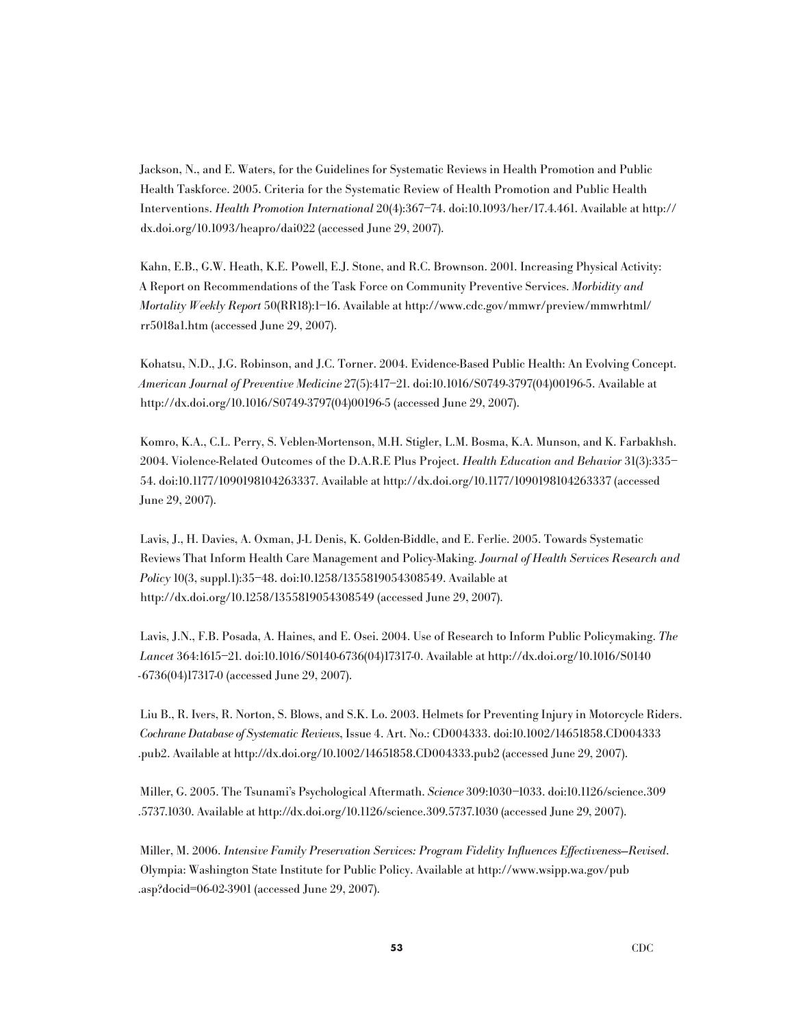Jackson, N., and E. Waters, for the Guidelines for Systematic Reviews in Health Promotion and Public Health Taskforce. 2005. Criteria for the Systematic Review of Health Promotion and Public Health Interventions. *Health Promotion International* 20(4):367–74. doi:10.1093/her/17.4.461. Available at http://dx.doi.org/10.1093/heapro/dai022 (accessed June 29, 2007).

Kahn, E.B., G.W. Heath, K.E. Powell, E.J. Stone, and R.C. Brownson. 2001. Increasing Physical Activity: A Report on Recommendations of the Task Force on Community Preventive Services. *Morbidity and Mortality Weekly Report* 50(RR18):1–16. Available at http://www.cdc.gov/mmwr/preview/mmwrhtml/rr5018a1.htm (accessed June 29, 2007).

Kohatsu, N.D., J.G. Robinson, and J.C. Torner. 2004. Evidence-Based Public Health: An Evolving Concept. *American Journal of Preventive Medicine* 27(5):417–21. doi:10.1016/S0749-3797(04)00196-5. Available at http://dx.doi.org/10.1016/S0749-3797(04)00196-5 (accessed June 29, 2007).

Komro, K.A., C.L. Perry, S. Veblen-Mortenson, M.H. Stigler, L.M. Bosma, K.A. Munson, and K. Farbakhsh. 2004. Violence-Related Outcomes of the D.A.R.E Plus Project. *Health Education and Behavior* 31(3):335–54. doi:10.1177/1090198104263337. Available at http://dx.doi.org/10.1177/1090198104263337 (accessed June 29, 2007).

Lavis, J., H. Davies, A. Oxman, J-L Denis, K. Golden-Biddle, and E. Ferlie. 2005. Towards Systematic Reviews That Inform Health Care Management and Policy-Making. *Journal of Health Services Research and Policy* 10(3, suppl.1):35–48. doi:10.1258/1355819054308549. Available at http://dx.doi.org/10.1258/1355819054308549 (accessed June 29, 2007).

Lavis, J.N., F.B. Posada, A. Haines, and E. Osei. 2004. Use of Research to Inform Public Policymaking. *The Lancet* 364:1615–21. doi:10.1016/S0140-6736(04)17317-0. Available at http://dx.doi.org/10.1016/S0140-6736(04)17317-0 (accessed June 29, 2007).

Liu B., R. Ivers, R. Norton, S. Blows, and S.K. Lo. 2003. Helmets for Preventing Injury in Motorcycle Riders. *Cochrane Database of Systematic Reviews*, Issue 4. Art. No.: CD004333. doi:10.1002/14651858.CD004333.pub2. Available at http://dx.doi.org/10.1002/14651858.CD004333.pub2 (accessed June 29, 2007).

Miller, G. 2005. The Tsunami's Psychological Aftermath. *Science* 309:1030–1033. doi:10.1126/science.309.5737.1030. Available at http://dx.doi.org/10.1126/science.309.5737.1030 (accessed June 29, 2007).

Miller, M. 2006. *Intensive Family Preservation Services: Program Fidelity Influences Effectiveness—Revised*. Olympia: Washington State Institute for Public Policy. Available at http://www.wsipp.wa.gov/pub.asp?docid=06-02-3901 (accessed June 29, 2007).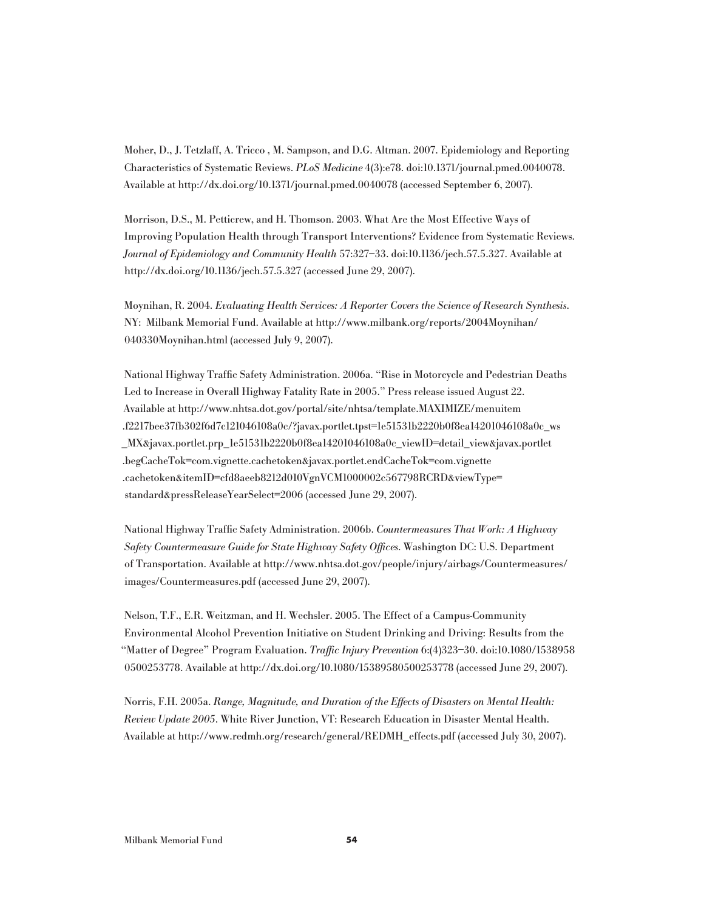Moher, D., J. Tetzlaff, A. Tricco , M. Sampson, and D.G. Altman. 2007. Epidemiology and Reporting Characteristics of Systematic Reviews. *PLoS Medicine* 4(3):e78. doi:10.1371/journal.pmed.0040078. Available at http://dx.doi.org/10.1371/journal.pmed.0040078 (accessed September 6, 2007).

Morrison, D.S., M. Petticrew, and H. Thomson. 2003. What Are the Most Effective Ways of Improving Population Health through Transport Interventions? Evidence from Systematic Reviews. *Journal of Epidemiology and Community Health* 57:327–33. doi:10.1136/jech.57.5.327. Available at http://dx.doi.org/10.1136/jech.57.5.327 (accessed June 29, 2007).

Moynihan, R. 2004. *Evaluating Health Services: A Reporter Covers the Science of Research Synthesis*. NY: Milbank Memorial Fund. Available at http://www.milbank.org/reports/2004Moynihan/040330Moynihan.html (accessed July 9, 2007).

National Highway Traffic Safety Administration. 2006a. "Rise in Motorcycle and Pedestrian Deaths Led to Increase in Overall Highway Fatality Rate in 2005." Press release issued August 22. Available at http://www.nhtsa.dot.gov/portal/site/nhtsa/template.MAXIMIZE/menuitem.f2217bee37fb302f6d7c121046108a0c/?javax.portlet.tpst=1e51531b2220b0f8ea14201046108a0c_ws_MX&javax.portlet.prp_1e51531b2220b0f8ea14201046108a0c_viewID=detail_view&javax.portlet.begCacheTok=com.vignette.cachetoken&javax.portlet.endCacheTok=com.vignette.cachetoken&itemID=cfd8aeeb8212d010VgnVCM1000002c567798RCRD&viewType=standard&pressReleaseYearSelect=2006 (accessed June 29, 2007).

National Highway Traffic Safety Administration. 2006b. *Countermeasures That Work: A Highway Safety Countermeasure Guide for State Highway Safety Offices*. Washington DC: U.S. Department of Transportation. Available at http://www.nhtsa.dot.gov/people/injury/airbags/Countermeasures/images/Countermeasures.pdf (accessed June 29, 2007).

Nelson, T.F., E.R. Weitzman, and H. Wechsler. 2005. The Effect of a Campus-Community Environmental Alcohol Prevention Initiative on Student Drinking and Driving: Results from the "Matter of Degree" Program Evaluation. *Traffic Injury Prevention* 6:(4)323–30. doi:10.1080/15389580500253778. Available at http://dx.doi.org/10.1080/15389580500253778 (accessed June 29, 2007).

Norris, F.H. 2005a. *Range, Magnitude, and Duration of the Effects of Disasters on Mental Health: Review Update 2005*. White River Junction, VT: Research Education in Disaster Mental Health. Available at http://www.redmh.org/research/general/REDMH_effects.pdf (accessed July 30, 2007).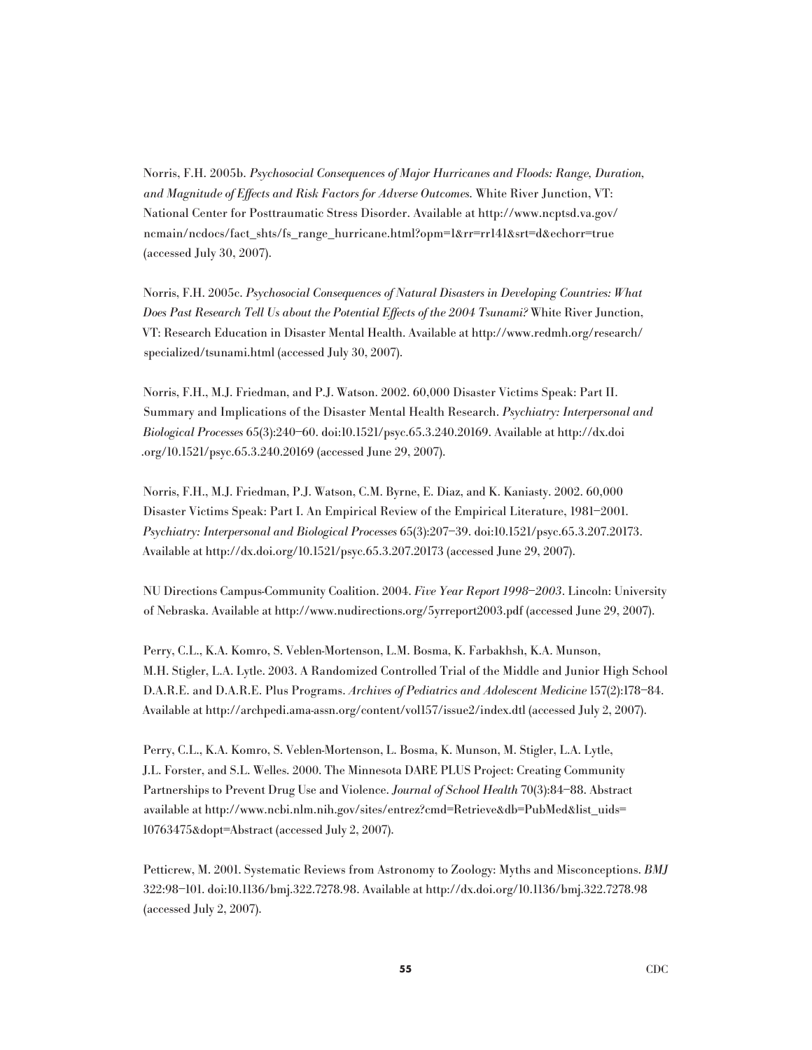Norris, F.H. 2005b. *Psychosocial Consequences of Major Hurricanes and Floods: Range, Duration, and Magnitude of Effects and Risk Factors for Adverse Outcomes.* White River Junction, VT: National Center for Posttraumatic Stress Disorder. Available at http://www.ncptsd.va.gov/ncmain/ncdocs/fact_shts/fs_range_hurricane.html?opm=1&rr=rr141&srt=d&echorr=true (accessed July 30, 2007).

Norris, F.H. 2005c. *Psychosocial Consequences of Natural Disasters in Developing Countries: What Does Past Research Tell Us about the Potential Effects of the 2004 Tsunami?* White River Junction, VT: Research Education in Disaster Mental Health. Available at http://www.redmh.org/research/specialized/tsunami.html (accessed July 30, 2007).

Norris, F.H., M.J. Friedman, and P.J. Watson. 2002. 60,000 Disaster Victims Speak: Part II. Summary and Implications of the Disaster Mental Health Research. *Psychiatry: Interpersonal and Biological Processes* 65(3):240–60. doi:10.1521/psyc.65.3.240.20169. Available at http://dx.doi.org/10.1521/psyc.65.3.240.20169 (accessed June 29, 2007).

Norris, F.H., M.J. Friedman, P.J. Watson, C.M. Byrne, E. Diaz, and K. Kaniasty. 2002. 60,000 Disaster Victims Speak: Part I. An Empirical Review of the Empirical Literature, 1981–2001. *Psychiatry: Interpersonal and Biological Processes* 65(3):207–39. doi:10.1521/psyc.65.3.207.20173. Available at http://dx.doi.org/10.1521/psyc.65.3.207.20173 (accessed June 29, 2007).

NU Directions Campus-Community Coalition. 2004. *Five Year Report 1998–2003*. Lincoln: University of Nebraska. Available at http://www.nudirections.org/5yrreport2003.pdf (accessed June 29, 2007).

Perry, C.L., K.A. Komro, S. Veblen-Mortenson, L.M. Bosma, K. Farbakhsh, K.A. Munson, M.H. Stigler, L.A. Lytle. 2003. A Randomized Controlled Trial of the Middle and Junior High School D.A.R.E. and D.A.R.E. Plus Programs. *Archives of Pediatrics and Adolescent Medicine* 157(2):178–84. Available at http://archpedi.ama-assn.org/content/vol157/issue2/index.dtl (accessed July 2, 2007).

Perry, C.L., K.A. Komro, S. Veblen-Mortenson, L. Bosma, K. Munson, M. Stigler, L.A. Lytle, J.L. Forster, and S.L. Welles. 2000. The Minnesota DARE PLUS Project: Creating Community Partnerships to Prevent Drug Use and Violence. *Journal of School Health* 70(3):84–88. Abstract available at http://www.ncbi.nlm.nih.gov/sites/entrez?cmd=Retrieve&db=PubMed&list_uids=10763475&dopt=Abstract (accessed July 2, 2007).

Petticrew, M. 2001. Systematic Reviews from Astronomy to Zoology: Myths and Misconceptions. *BMJ* 322:98–101. doi:10.1136/bmj.322.7278.98. Available at http://dx.doi.org/10.1136/bmj.322.7278.98 (accessed July 2, 2007).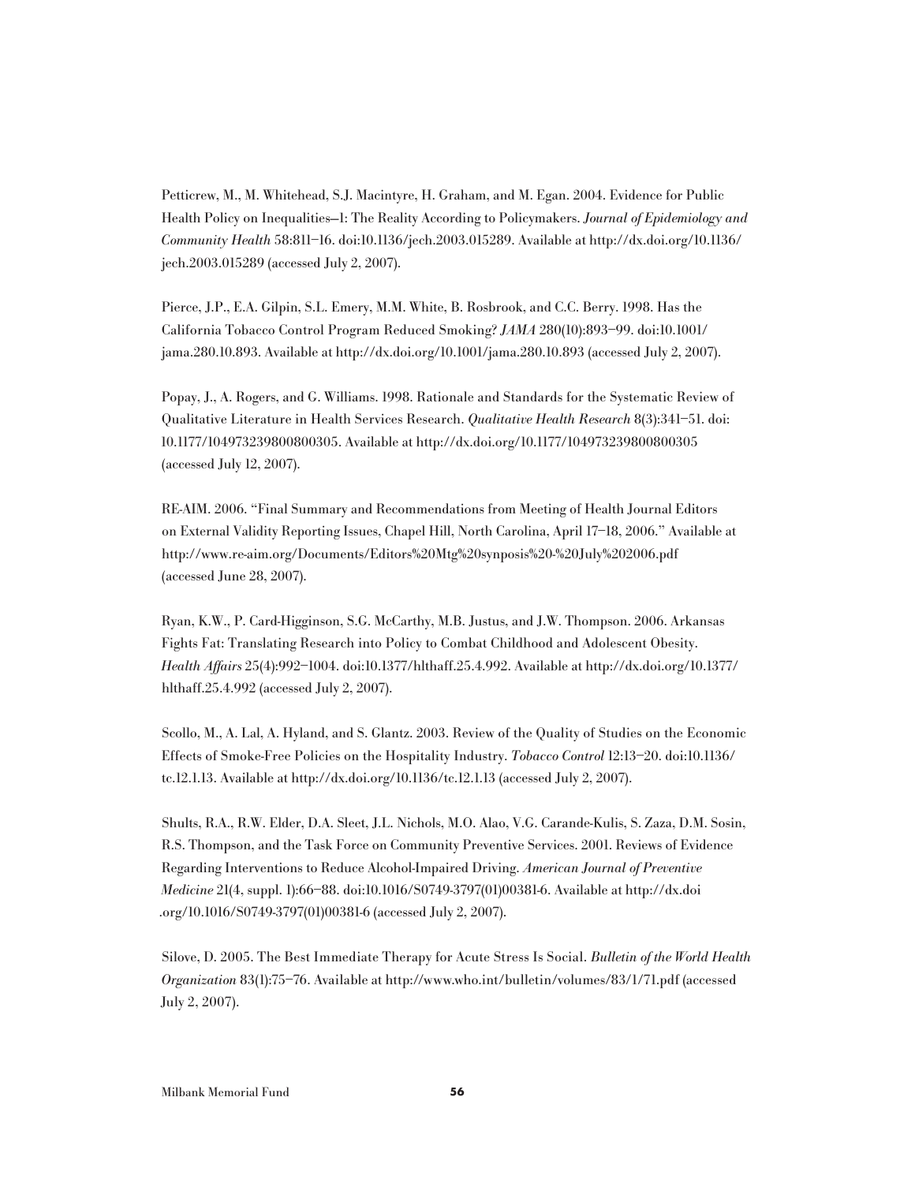Petticrew, M., M. Whitehead, S.J. Macintyre, H. Graham, and M. Egan. 2004. Evidence for Public Health Policy on Inequalities—1: The Reality According to Policymakers. *Journal of Epidemiology and Community Health* 58:811–16. doi:10.1136/jech.2003.015289. Available at http://dx.doi.org/10.1136/jech.2003.015289 (accessed July 2, 2007).

Pierce, J.P., E.A. Gilpin, S.L. Emery, M.M. White, B. Rosbrook, and C.C. Berry. 1998. Has the California Tobacco Control Program Reduced Smoking? *JAMA* 280(10):893–99. doi:10.1001/jama.280.10.893. Available at http://dx.doi.org/10.1001/jama.280.10.893 (accessed July 2, 2007).

Popay, J., A. Rogers, and G. Williams. 1998. Rationale and Standards for the Systematic Review of Qualitative Literature in Health Services Research. *Qualitative Health Research* 8(3):341–51. doi: 10.1177/104973239800800305. Available at http://dx.doi.org/10.1177/104973239800800305 (accessed July 12, 2007).

RE-AIM. 2006. "Final Summary and Recommendations from Meeting of Health Journal Editors on External Validity Reporting Issues, Chapel Hill, North Carolina, April 17–18, 2006." Available at http://www.re-aim.org/Documents/Editors%20Mtg%20synposis%20-%20July%202006.pdf (accessed June 28, 2007).

Ryan, K.W., P. Card-Higginson, S.G. McCarthy, M.B. Justus, and J.W. Thompson. 2006. Arkansas Fights Fat: Translating Research into Policy to Combat Childhood and Adolescent Obesity. *Health Affairs* 25(4):992–1004. doi:10.1377/hlthaff.25.4.992. Available at http://dx.doi.org/10.1377/hlthaff.25.4.992 (accessed July 2, 2007).

Scollo, M., A. Lal, A. Hyland, and S. Glantz. 2003. Review of the Quality of Studies on the Economic Effects of Smoke-Free Policies on the Hospitality Industry. *Tobacco Control* 12:13–20. doi:10.1136/tc.12.1.13. Available at http://dx.doi.org/10.1136/tc.12.1.13 (accessed July 2, 2007).

Shults, R.A., R.W. Elder, D.A. Sleet, J.L. Nichols, M.O. Alao, V.G. Carande-Kulis, S. Zaza, D.M. Sosin, R.S. Thompson, and the Task Force on Community Preventive Services. 2001. Reviews of Evidence Regarding Interventions to Reduce Alcohol-Impaired Driving. *American Journal of Preventive Medicine* 21(4, suppl. 1):66–88. doi:10.1016/S0749-3797(01)00381-6. Available at http://dx.doi.org/10.1016/S0749-3797(01)00381-6 (accessed July 2, 2007).

Silove, D. 2005. The Best Immediate Therapy for Acute Stress Is Social. *Bulletin of the World Health Organization* 83(1):75–76. Available at http://www.who.int/bulletin/volumes/83/1/71.pdf (accessed July 2, 2007).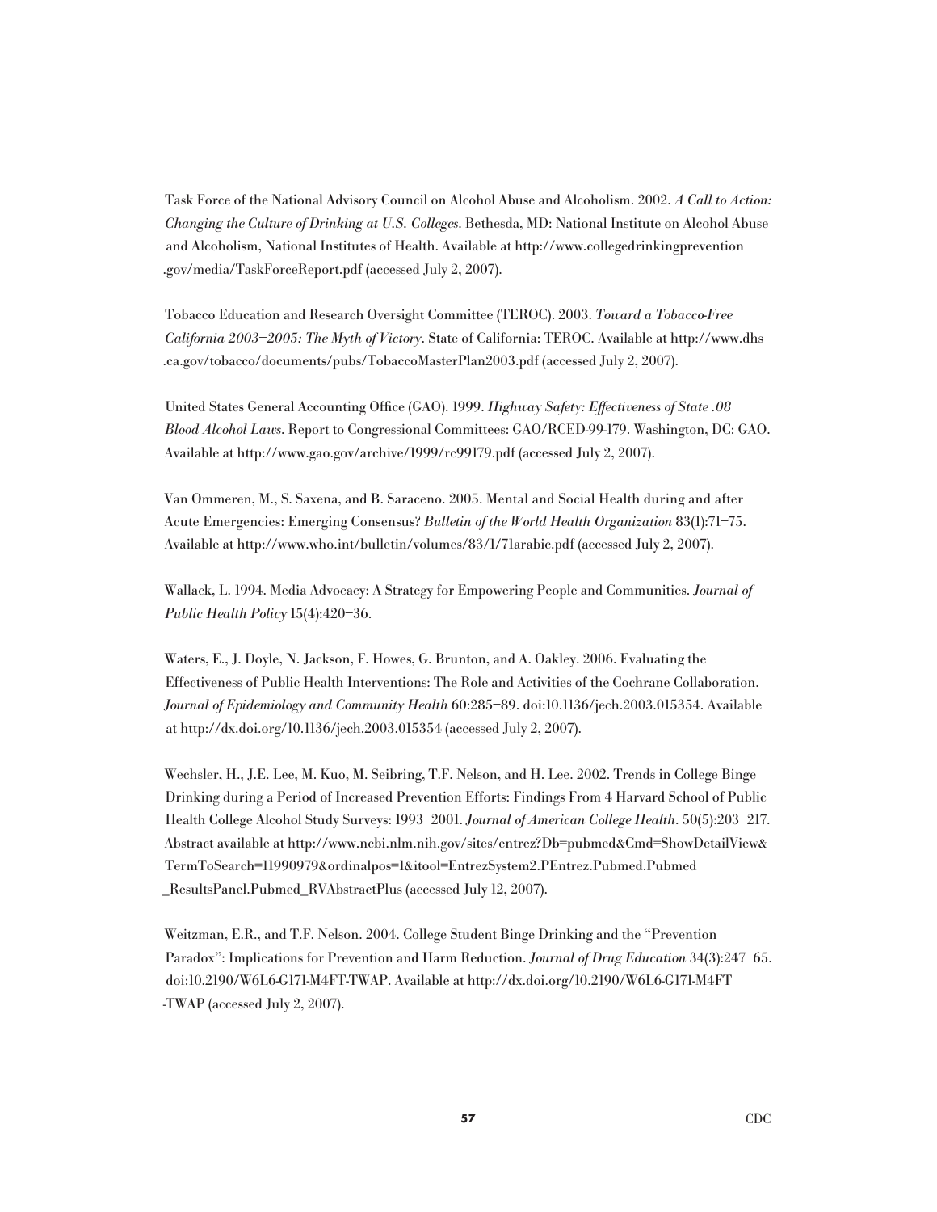Task Force of the National Advisory Council on Alcohol Abuse and Alcoholism. 2002. *A Call to Action: Changing the Culture of Drinking at U.S. Colleges*. Bethesda, MD: National Institute on Alcohol Abuse and Alcoholism, National Institutes of Health. Available at http://www.collegedrinkingprevention .gov/media/TaskForceReport.pdf (accessed July 2, 2007).

Tobacco Education and Research Oversight Committee (TEROC). 2003. *Toward a Tobacco-Free California 2003–2005: The Myth of Victory*. State of California: TEROC. Available at http://www.dhs .ca.gov/tobacco/documents/pubs/TobaccoMasterPlan2003.pdf (accessed July 2, 2007).

United States General Accounting Office (GAO). 1999. *Highway Safety: Effectiveness of State .08 Blood Alcohol Laws*. Report to Congressional Committees: GAO/RCED-99-179. Washington, DC: GAO. Available at http://www.gao.gov/archive/1999/rc99179.pdf (accessed July 2, 2007).

Van Ommeren, M., S. Saxena, and B. Saraceno. 2005. Mental and Social Health during and after Acute Emergencies: Emerging Consensus? *Bulletin of the World Health Organization* 83(1):71–75. Available at http://www.who.int/bulletin/volumes/83/1/71arabic.pdf (accessed July 2, 2007).

Wallack, L. 1994. Media Advocacy: A Strategy for Empowering People and Communities. *Journal of Public Health Policy* 15(4):420–36.

Waters, E., J. Doyle, N. Jackson, F. Howes, G. Brunton, and A. Oakley. 2006. Evaluating the Effectiveness of Public Health Interventions: The Role and Activities of the Cochrane Collaboration. *Journal of Epidemiology and Community Health* 60:285–89. doi:10.1136/jech.2003.015354. Available at http://dx.doi.org/10.1136/jech.2003.015354 (accessed July 2, 2007).

Wechsler, H., J.E. Lee, M. Kuo, M. Seibring, T.F. Nelson, and H. Lee. 2002. Trends in College Binge Drinking during a Period of Increased Prevention Efforts: Findings From 4 Harvard School of Public Health College Alcohol Study Surveys: 1993–2001. *Journal of American College Health*. 50(5):203–217. Abstract available at http://www.ncbi.nlm.nih.gov/sites/entrez?Db=pubmed&Cmd=ShowDetailView&TermToSearch=11990979&ordinalpos=1&itool=EntrezSystem2.PEntrez.Pubmed.Pubmed_ResultsPanel.Pubmed_RVAbstractPlus (accessed July 12, 2007).

Weitzman, E.R., and T.F. Nelson. 2004. College Student Binge Drinking and the "Prevention Paradox": Implications for Prevention and Harm Reduction. *Journal of Drug Education* 34(3):247–65. doi:10.2190/W6L6-G171-M4FT-TWAP. Available at http://dx.doi.org/10.2190/W6L6-G171-M4FT-TWAP (accessed July 2, 2007).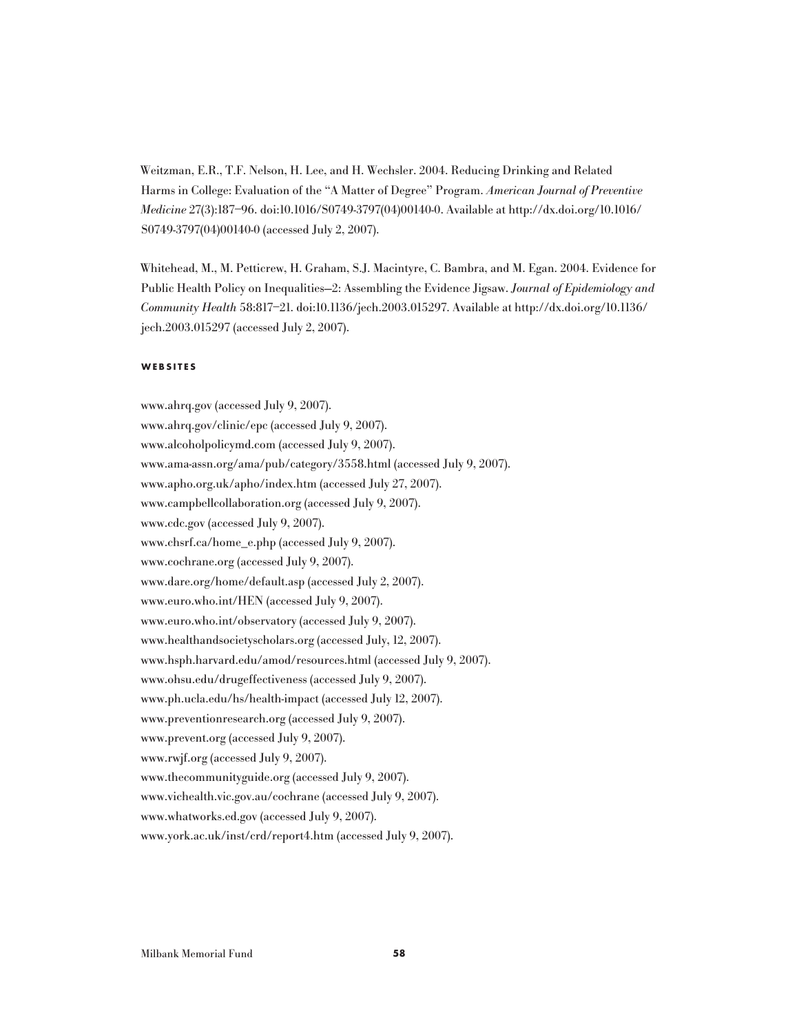Weitzman, E.R., T.F. Nelson, H. Lee, and H. Wechsler. 2004. Reducing Drinking and Related Harms in College: Evaluation of the "A Matter of Degree" Program. *American Journal of Preventive Medicine* 27(3):187–96. doi:10.1016/S0749-3797(04)00140-0. Available at http://dx.doi.org/10.1016/S0749-3797(04)00140-0 (accessed July 2, 2007).

Whitehead, M., M. Petticrew, H. Graham, S.J. Macintyre, C. Bambra, and M. Egan. 2004. Evidence for Public Health Policy on Inequalities—2: Assembling the Evidence Jigsaw. *Journal of Epidemiology and Community Health* 58:817–21. doi:10.1136/jech.2003.015297. Available at http://dx.doi.org/10.1136/jech.2003.015297 (accessed July 2, 2007).

#### WEBSITES

www.ahrq.gov (accessed July 9, 2007).
www.ahrq.gov/clinic/epc (accessed July 9, 2007).
www.alcoholpolicymd.com (accessed July 9, 2007).
www.ama-assn.org/ama/pub/category/3558.html (accessed July 9, 2007).
www.apho.org.uk/apho/index.htm (accessed July 27, 2007).
www.campbellcollaboration.org (accessed July 9, 2007).
www.cdc.gov (accessed July 9, 2007).
www.chsrf.ca/home_e.php (accessed July 9, 2007).
www.cochrane.org (accessed July 9, 2007).
www.dare.org/home/default.asp (accessed July 2, 2007).
www.euro.who.int/HEN (accessed July 9, 2007).
www.euro.who.int/observatory (accessed July 9, 2007).
www.healthandsocietyscholars.org (accessed July, 12, 2007).
www.hsph.harvard.edu/amod/resources.html (accessed July 9, 2007).
www.ohsu.edu/drugeffectiveness (accessed July 9, 2007).
www.ph.ucla.edu/hs/health-impact (accessed July 12, 2007).
www.preventionresearch.org (accessed July 9, 2007).
www.prevent.org (accessed July 9, 2007).
www.rwjf.org (accessed July 9, 2007).
www.thecommunityguide.org (accessed July 9, 2007).
www.vichealth.vic.gov.au/cochrane (accessed July 9, 2007).
www.whatworks.ed.gov (accessed July 9, 2007).
www.york.ac.uk/inst/crd/report4.htm (accessed July 9, 2007).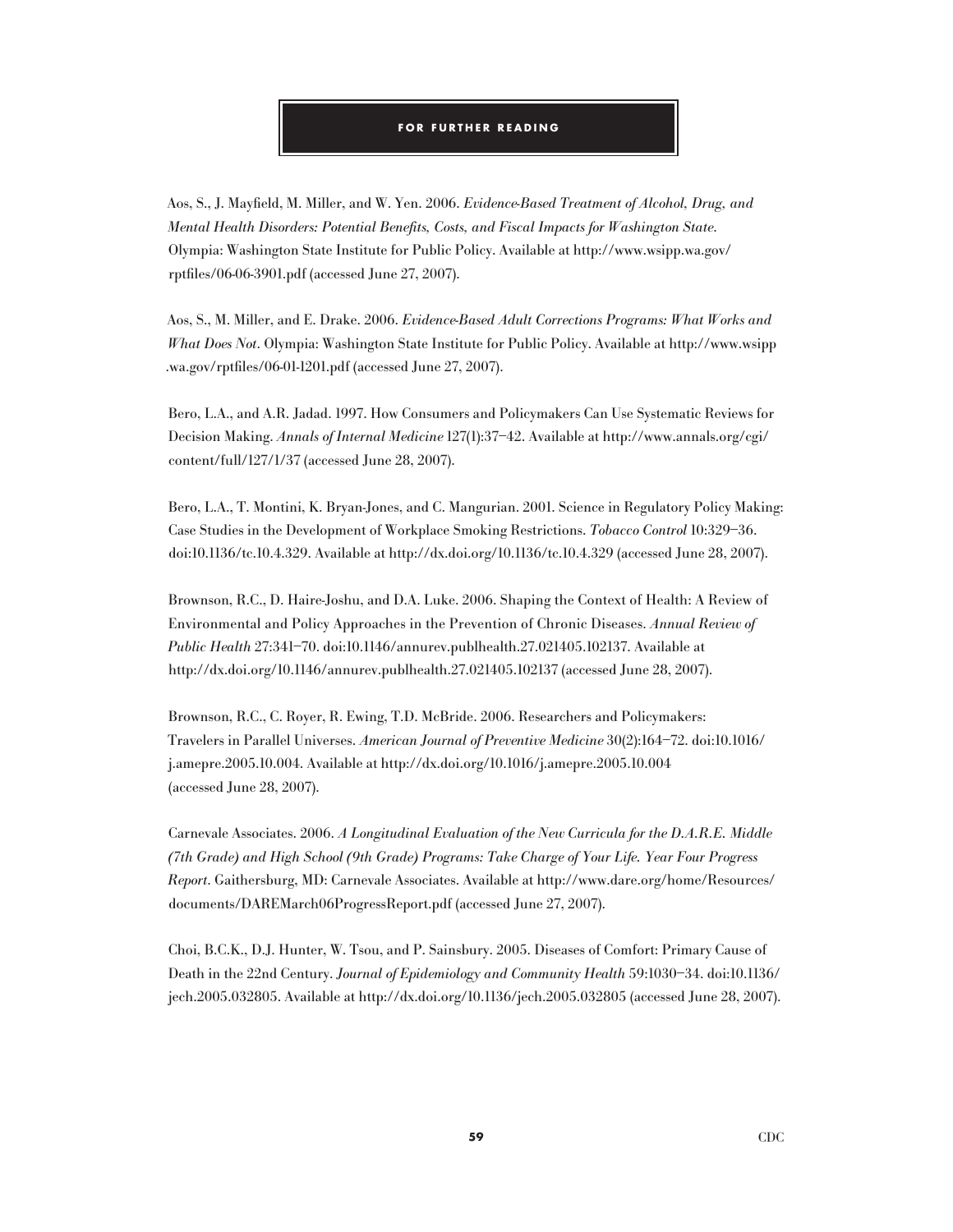## FOR FURTHER READING

Aos, S., J. Mayfield, M. Miller, and W. Yen. 2006. *Evidence-Based Treatment of Alcohol, Drug, and Mental Health Disorders: Potential Benefits, Costs, and Fiscal Impacts for Washington State.* Olympia: Washington State Institute for Public Policy. Available at http://www.wsipp.wa.gov/rptfiles/06-06-3901.pdf (accessed June 27, 2007).

Aos, S., M. Miller, and E. Drake. 2006. *Evidence-Based Adult Corrections Programs: What Works and What Does Not.* Olympia: Washington State Institute for Public Policy. Available at http://www.wsipp.wa.gov/rptfiles/06-01-1201.pdf (accessed June 27, 2007).

Bero, L.A., and A.R. Jadad. 1997. How Consumers and Policymakers Can Use Systematic Reviews for Decision Making. *Annals of Internal Medicine* 127(1):37–42. Available at http://www.annals.org/cgi/content/full/127/1/37 (accessed June 28, 2007).

Bero, L.A., T. Montini, K. Bryan-Jones, and C. Mangurian. 2001. Science in Regulatory Policy Making: Case Studies in the Development of Workplace Smoking Restrictions. *Tobacco Control* 10:329–36. doi:10.1136/tc.10.4.329. Available at http://dx.doi.org/10.1136/tc.10.4.329 (accessed June 28, 2007).

Brownson, R.C., D. Haire-Joshu, and D.A. Luke. 2006. Shaping the Context of Health: A Review of Environmental and Policy Approaches in the Prevention of Chronic Diseases. *Annual Review of Public Health* 27:341–70. doi:10.1146/annurev.publhealth.27.021405.102137. Available at http://dx.doi.org/10.1146/annurev.publhealth.27.021405.102137 (accessed June 28, 2007).

Brownson, R.C., C. Royer, R. Ewing, T.D. McBride. 2006. Researchers and Policymakers: Travelers in Parallel Universes. *American Journal of Preventive Medicine* 30(2):164–72. doi:10.1016/j.amepre.2005.10.004. Available at http://dx.doi.org/10.1016/j.amepre.2005.10.004 (accessed June 28, 2007).

Carnevale Associates. 2006. *A Longitudinal Evaluation of the New Curricula for the D.A.R.E. Middle (7th Grade) and High School (9th Grade) Programs: Take Charge of Your Life. Year Four Progress Report.* Gaithersburg, MD: Carnevale Associates. Available at http://www.dare.org/home/Resources/documents/DAREMarch06ProgressReport.pdf (accessed June 27, 2007).

Choi, B.C.K., D.J. Hunter, W. Tsou, and P. Sainsbury. 2005. Diseases of Comfort: Primary Cause of Death in the 22nd Century. *Journal of Epidemiology and Community Health* 59:1030–34. doi:10.1136/jech.2005.032805. Available at http://dx.doi.org/10.1136/jech.2005.032805 (accessed June 28, 2007).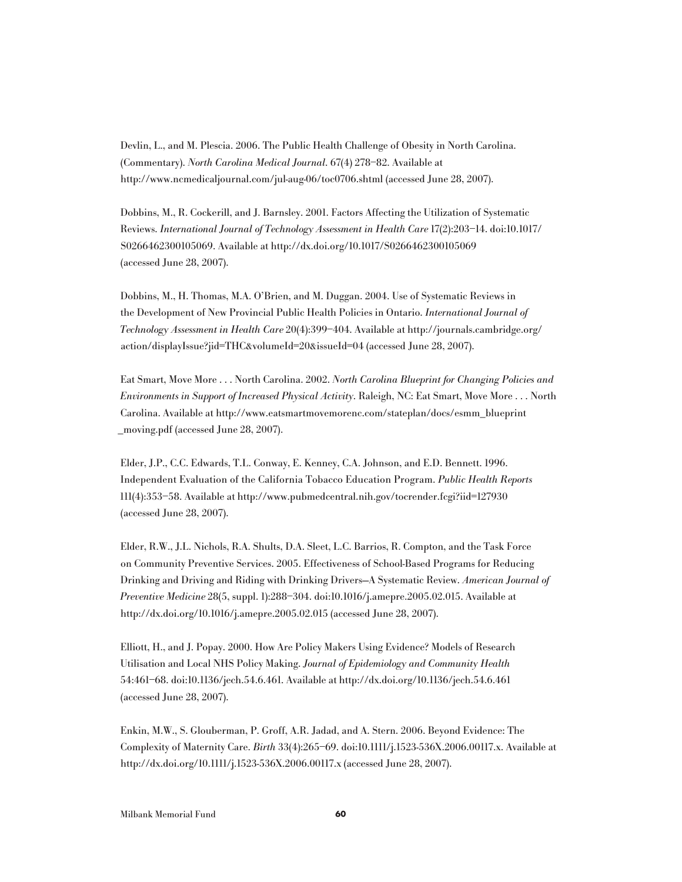Devlin, L., and M. Plescia. 2006. The Public Health Challenge of Obesity in North Carolina. (Commentary). *North Carolina Medical Journal*. 67(4) 278–82. Available at http://www.ncmedicaljournal.com/jul-aug-06/toc0706.shtml (accessed June 28, 2007).

Dobbins, M., R. Cockerill, and J. Barnsley. 2001. Factors Affecting the Utilization of Systematic Reviews. *International Journal of Technology Assessment in Health Care* 17(2):203–14. doi:10.1017/S0266462300105069. Available at http://dx.doi.org/10.1017/S0266462300105069 (accessed June 28, 2007).

Dobbins, M., H. Thomas, M.A. O'Brien, and M. Duggan. 2004. Use of Systematic Reviews in the Development of New Provincial Public Health Policies in Ontario. *International Journal of Technology Assessment in Health Care* 20(4):399–404. Available at http://journals.cambridge.org/action/displayIssue?jid=THC&volumeId=20&issueId=04 (accessed June 28, 2007).

Eat Smart, Move More . . . North Carolina. 2002. *North Carolina Blueprint for Changing Policies and Environments in Support of Increased Physical Activity*. Raleigh, NC: Eat Smart, Move More . . . North Carolina. Available at http://www.eatsmartmovemorenc.com/stateplan/docs/esmm_blueprint_moving.pdf (accessed June 28, 2007).

Elder, J.P., C.C. Edwards, T.L. Conway, E. Kenney, C.A. Johnson, and E.D. Bennett. 1996. Independent Evaluation of the California Tobacco Education Program. *Public Health Reports* 111(4):353–58. Available at http://www.pubmedcentral.nih.gov/tocrender.fcgi?iid=127930 (accessed June 28, 2007).

Elder, R.W., J.L. Nichols, R.A. Shults, D.A. Sleet, L.C. Barrios, R. Compton, and the Task Force on Community Preventive Services. 2005. Effectiveness of School-Based Programs for Reducing Drinking and Driving and Riding with Drinking Drivers—A Systematic Review. *American Journal of Preventive Medicine* 28(5, suppl. 1):288–304. doi:10.1016/j.amepre.2005.02.015. Available at http://dx.doi.org/10.1016/j.amepre.2005.02.015 (accessed June 28, 2007).

Elliott, H., and J. Popay. 2000. How Are Policy Makers Using Evidence? Models of Research Utilisation and Local NHS Policy Making. *Journal of Epidemiology and Community Health* 54:461–68. doi:10.1136/jech.54.6.461. Available at http://dx.doi.org/10.1136/jech.54.6.461 (accessed June 28, 2007).

Enkin, M.W., S. Glouberman, P. Groff, A.R. Jadad, and A. Stern. 2006. Beyond Evidence: The Complexity of Maternity Care. *Birth* 33(4):265–69. doi:10.1111/j.1523-536X.2006.00117.x. Available at http://dx.doi.org/10.1111/j.1523-536X.2006.00117.x (accessed June 28, 2007).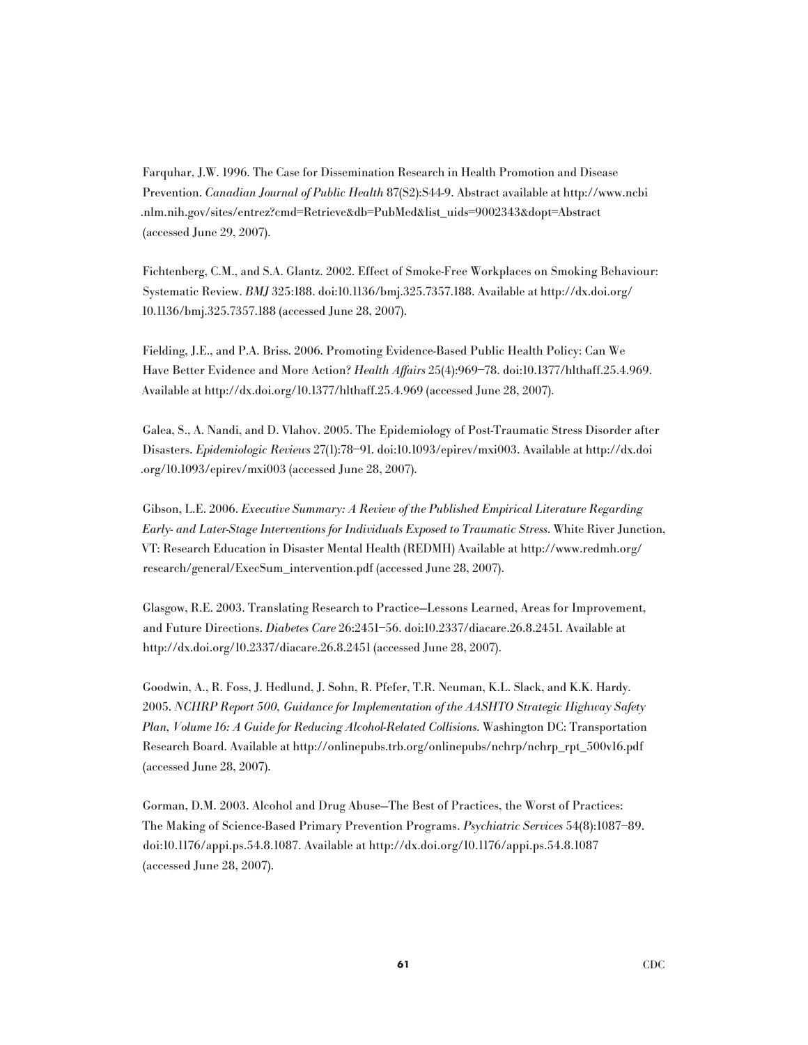Farquhar, J.W. 1996. The Case for Dissemination Research in Health Promotion and Disease Prevention. *Canadian Journal of Public Health* 87(S2):S44-9. Abstract available at http://www.ncbi.nlm.nih.gov/sites/entrez?cmd=Retrieve&db=PubMed&list_uids=9002343&dopt=Abstract (accessed June 29, 2007).

Fichtenberg, C.M., and S.A. Glantz. 2002. Effect of Smoke-Free Workplaces on Smoking Behaviour: Systematic Review. *BMJ* 325:188. doi:10.1136/bmj.325.7357.188. Available at http://dx.doi.org/10.1136/bmj.325.7357.188 (accessed June 28, 2007).

Fielding, J.E., and P.A. Briss. 2006. Promoting Evidence-Based Public Health Policy: Can We Have Better Evidence and More Action? *Health Affairs* 25(4):969–78. doi:10.1377/hlthaff.25.4.969. Available at http://dx.doi.org/10.1377/hlthaff.25.4.969 (accessed June 28, 2007).

Galea, S., A. Nandi, and D. Vlahov. 2005. The Epidemiology of Post-Traumatic Stress Disorder after Disasters. *Epidemiologic Reviews* 27(1):78–91. doi:10.1093/epirev/mxi003. Available at http://dx.doi.org/10.1093/epirev/mxi003 (accessed June 28, 2007).

Gibson, L.E. 2006. *Executive Summary: A Review of the Published Empirical Literature Regarding Early- and Later-Stage Interventions for Individuals Exposed to Traumatic Stress.* White River Junction, VT: Research Education in Disaster Mental Health (REDMH) Available at http://www.redmh.org/research/general/ExecSum_intervention.pdf (accessed June 28, 2007).

Glasgow, R.E. 2003. Translating Research to Practice—Lessons Learned, Areas for Improvement, and Future Directions. *Diabetes Care* 26:2451–56. doi:10.2337/diacare.26.8.2451. Available at http://dx.doi.org/10.2337/diacare.26.8.2451 (accessed June 28, 2007).

Goodwin, A., R. Foss, J. Hedlund, J. Sohn, R. Pfefer, T.R. Neuman, K.L. Slack, and K.K. Hardy. 2005. *NCHRP Report 500, Guidance for Implementation of the AASHTO Strategic Highway Safety Plan, Volume 16: A Guide for Reducing Alcohol-Related Collisions.* Washington DC: Transportation Research Board. Available at http://onlinepubs.trb.org/onlinepubs/nchrp/nchrp_rpt_500v16.pdf (accessed June 28, 2007).

Gorman, D.M. 2003. Alcohol and Drug Abuse—The Best of Practices, the Worst of Practices: The Making of Science-Based Primary Prevention Programs. *Psychiatric Services* 54(8):1087–89. doi:10.1176/appi.ps.54.8.1087. Available at http://dx.doi.org/10.1176/appi.ps.54.8.1087 (accessed June 28, 2007).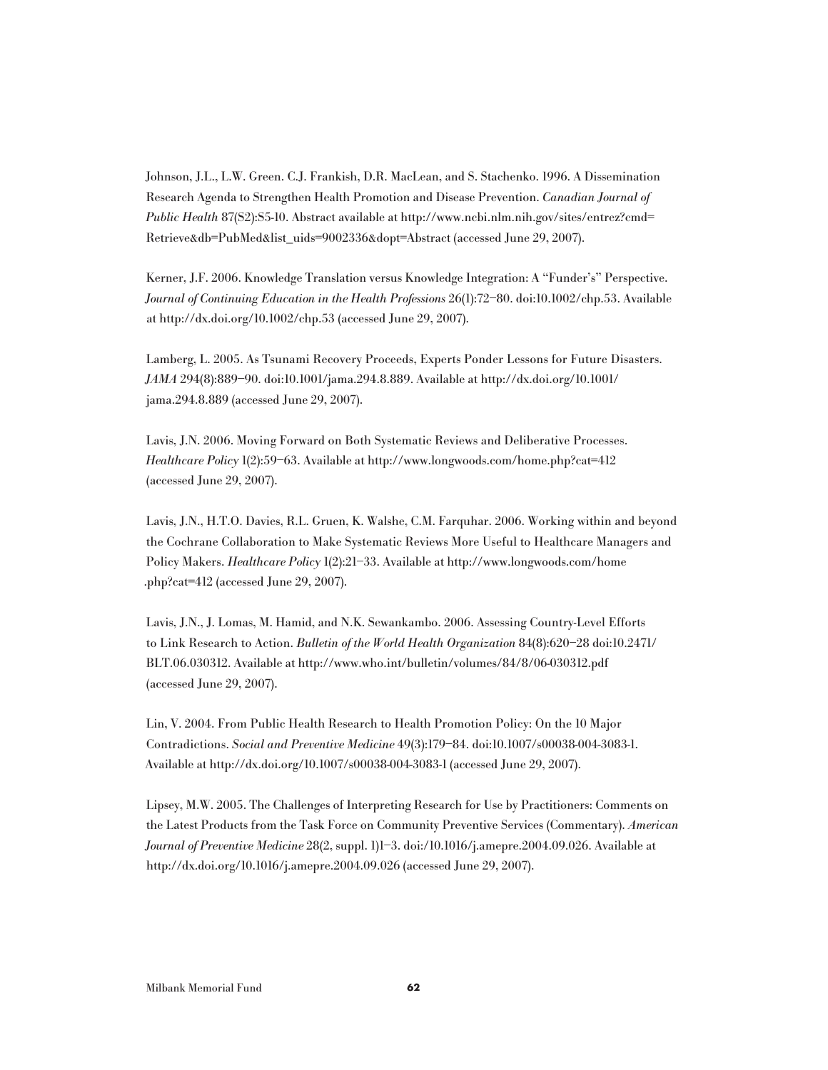Johnson, J.L., L.W. Green. C.J. Frankish, D.R. MacLean, and S. Stachenko. 1996. A Dissemination Research Agenda to Strengthen Health Promotion and Disease Prevention. *Canadian Journal of Public Health* 87(S2):S5-10. Abstract available at http://www.ncbi.nlm.nih.gov/sites/entrez?cmd=Retrieve&db=PubMed&list_uids=9002336&dopt=Abstract (accessed June 29, 2007).

Kerner, J.F. 2006. Knowledge Translation versus Knowledge Integration: A "Funder's" Perspective. *Journal of Continuing Education in the Health Professions* 26(1):72–80. doi:10.1002/chp.53. Available at http://dx.doi.org/10.1002/chp.53 (accessed June 29, 2007).

Lamberg, L. 2005. As Tsunami Recovery Proceeds, Experts Ponder Lessons for Future Disasters. *JAMA* 294(8):889–90. doi:10.1001/jama.294.8.889. Available at http://dx.doi.org/10.1001/jama.294.8.889 (accessed June 29, 2007).

Lavis, J.N. 2006. Moving Forward on Both Systematic Reviews and Deliberative Processes. *Healthcare Policy* 1(2):59–63. Available at http://www.longwoods.com/home.php?cat=412 (accessed June 29, 2007).

Lavis, J.N., H.T.O. Davies, R.L. Gruen, K. Walshe, C.M. Farquhar. 2006. Working within and beyond the Cochrane Collaboration to Make Systematic Reviews More Useful to Healthcare Managers and Policy Makers. *Healthcare Policy* 1(2):21–33. Available at http://www.longwoods.com/home.php?cat=412 (accessed June 29, 2007).

Lavis, J.N., J. Lomas, M. Hamid, and N.K. Sewankambo. 2006. Assessing Country-Level Efforts to Link Research to Action. *Bulletin of the World Health Organization* 84(8):620–28 doi:10.2471/BLT.06.030312. Available at http://www.who.int/bulletin/volumes/84/8/06-030312.pdf (accessed June 29, 2007).

Lin, V. 2004. From Public Health Research to Health Promotion Policy: On the 10 Major Contradictions. *Social and Preventive Medicine* 49(3):179–84. doi:10.1007/s00038-004-3083-1. Available at http://dx.doi.org/10.1007/s00038-004-3083-1 (accessed June 29, 2007).

Lipsey, M.W. 2005. The Challenges of Interpreting Research for Use by Practitioners: Comments on the Latest Products from the Task Force on Community Preventive Services (Commentary). *American Journal of Preventive Medicine* 28(2, suppl. 1)1–3. doi:/10.1016/j.amepre.2004.09.026. Available at http://dx.doi.org/10.1016/j.amepre.2004.09.026 (accessed June 29, 2007).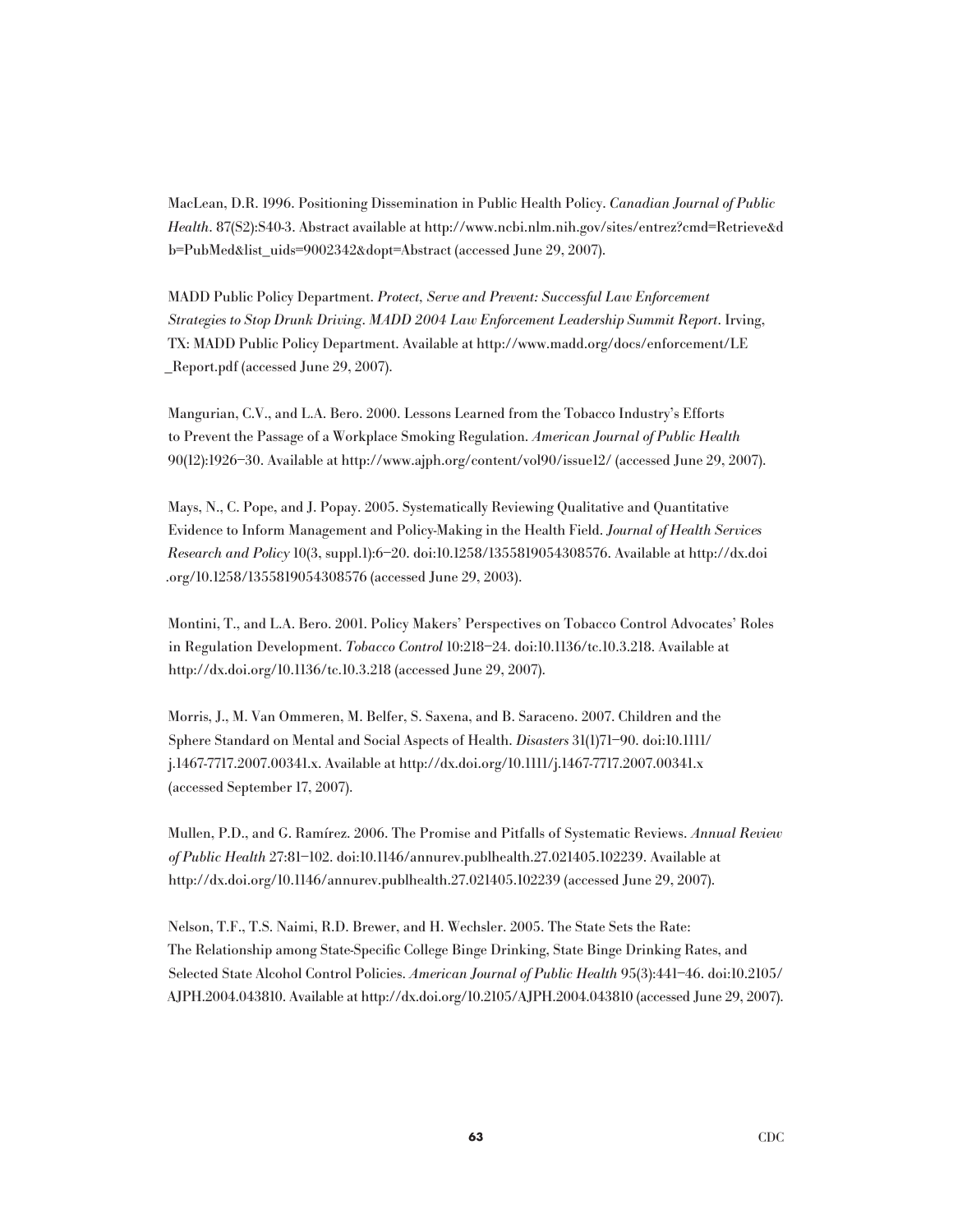MacLean, D.R. 1996. Positioning Dissemination in Public Health Policy. *Canadian Journal of Public Health*. 87(S2):S40-3. Abstract available at http://www.ncbi.nlm.nih.gov/sites/entrez?cmd=Retrieve&db=PubMed&list_uids=9002342&dopt=Abstract (accessed June 29, 2007).

MADD Public Policy Department. *Protect, Serve and Prevent: Successful Law Enforcement Strategies to Stop Drunk Driving. MADD 2004 Law Enforcement Leadership Summit Report*. Irving, TX: MADD Public Policy Department. Available at http://www.madd.org/docs/enforcement/LE_Report.pdf (accessed June 29, 2007).

Mangurian, C.V., and L.A. Bero. 2000. Lessons Learned from the Tobacco Industry's Efforts to Prevent the Passage of a Workplace Smoking Regulation. *American Journal of Public Health* 90(12):1926–30. Available at http://www.ajph.org/content/vol90/issue12/ (accessed June 29, 2007).

Mays, N., C. Pope, and J. Popay. 2005. Systematically Reviewing Qualitative and Quantitative Evidence to Inform Management and Policy-Making in the Health Field. *Journal of Health Services Research and Policy* 10(3, suppl.1):6–20. doi:10.1258/1355819054308576. Available at http://dx.doi.org/10.1258/1355819054308576 (accessed June 29, 2003).

Montini, T., and L.A. Bero. 2001. Policy Makers' Perspectives on Tobacco Control Advocates' Roles in Regulation Development. *Tobacco Control* 10:218–24. doi:10.1136/tc.10.3.218. Available at http://dx.doi.org/10.1136/tc.10.3.218 (accessed June 29, 2007).

Morris, J., M. Van Ommeren, M. Belfer, S. Saxena, and B. Saraceno. 2007. Children and the Sphere Standard on Mental and Social Aspects of Health. *Disasters* 31(1)71–90. doi:10.1111/j.1467-7717.2007.00341.x. Available at http://dx.doi.org/10.1111/j.1467-7717.2007.00341.x (accessed September 17, 2007).

Mullen, P.D., and G. Ramírez. 2006. The Promise and Pitfalls of Systematic Reviews. *Annual Review of Public Health* 27:81–102. doi:10.1146/annurev.publhealth.27.021405.102239. Available at http://dx.doi.org/10.1146/annurev.publhealth.27.021405.102239 (accessed June 29, 2007).

Nelson, T.F., T.S. Naimi, R.D. Brewer, and H. Wechsler. 2005. The State Sets the Rate: The Relationship among State-Specific College Binge Drinking, State Binge Drinking Rates, and Selected State Alcohol Control Policies. *American Journal of Public Health* 95(3):441–46. doi:10.2105/AJPH.2004.043810. Available at http://dx.doi.org/10.2105/AJPH.2004.043810 (accessed June 29, 2007).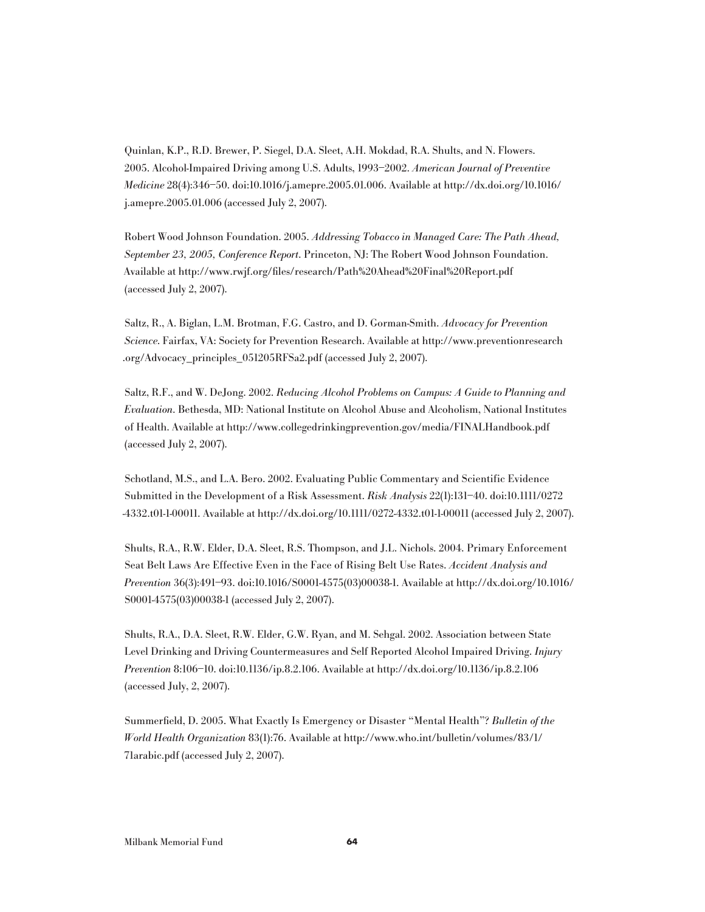Quinlan, K.P., R.D. Brewer, P. Siegel, D.A. Sleet, A.H. Mokdad, R.A. Shults, and N. Flowers. 2005. Alcohol-Impaired Driving among U.S. Adults, 1993–2002. *American Journal of Preventive Medicine* 28(4):346–50. doi:10.1016/j.amepre.2005.01.006. Available at http://dx.doi.org/10.1016/j.amepre.2005.01.006 (accessed July 2, 2007).

Robert Wood Johnson Foundation. 2005. *Addressing Tobacco in Managed Care: The Path Ahead, September 23, 2005, Conference Report*. Princeton, NJ: The Robert Wood Johnson Foundation. Available at http://www.rwjf.org/files/research/Path%20Ahead%20Final%20Report.pdf (accessed July 2, 2007).

Saltz, R., A. Biglan, L.M. Brotman, F.G. Castro, and D. Gorman-Smith. *Advocacy for Prevention Science*. Fairfax, VA: Society for Prevention Research. Available at http://www.preventionresearch.org/Advocacy_principles_051205RFSa2.pdf (accessed July 2, 2007).

Saltz, R.F., and W. DeJong. 2002. *Reducing Alcohol Problems on Campus: A Guide to Planning and Evaluation*. Bethesda, MD: National Institute on Alcohol Abuse and Alcoholism, National Institutes of Health. Available at http://www.collegedrinkingprevention.gov/media/FINALHandbook.pdf (accessed July 2, 2007).

Schotland, M.S., and L.A. Bero. 2002. Evaluating Public Commentary and Scientific Evidence Submitted in the Development of a Risk Assessment. *Risk Analysis* 22(1):131–40. doi:10.1111/0272-4332.t01-1-00011. Available at http://dx.doi.org/10.1111/0272-4332.t01-1-00011 (accessed July 2, 2007).

Shults, R.A., R.W. Elder, D.A. Sleet, R.S. Thompson, and J.L. Nichols. 2004. Primary Enforcement Seat Belt Laws Are Effective Even in the Face of Rising Belt Use Rates. *Accident Analysis and Prevention* 36(3):491–93. doi:10.1016/S0001-4575(03)00038-1. Available at http://dx.doi.org/10.1016/S0001-4575(03)00038-1 (accessed July 2, 2007).

Shults, R.A., D.A. Sleet, R.W. Elder, G.W. Ryan, and M. Sehgal. 2002. Association between State Level Drinking and Driving Countermeasures and Self Reported Alcohol Impaired Driving. *Injury Prevention* 8:106–10. doi:10.1136/ip.8.2.106. Available at http://dx.doi.org/10.1136/ip.8.2.106 (accessed July, 2, 2007).

Summerfield, D. 2005. What Exactly Is Emergency or Disaster "Mental Health"? *Bulletin of the World Health Organization* 83(1):76. Available at http://www.who.int/bulletin/volumes/83/1/71arabic.pdf (accessed July 2, 2007).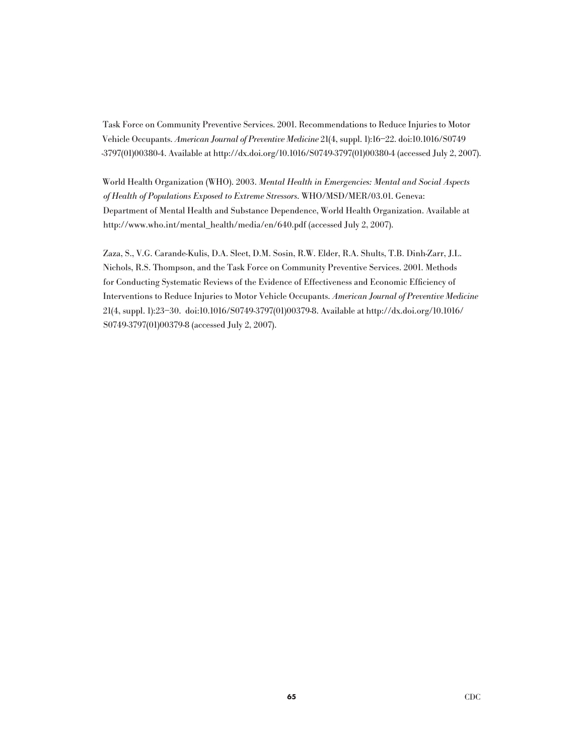Task Force on Community Preventive Services. 2001. Recommendations to Reduce Injuries to Motor Vehicle Occupants. *American Journal of Preventive Medicine* 21(4, suppl. 1):16–22. doi:10.1016/S0749-3797(01)00380-4. Available at http://dx.doi.org/10.1016/S0749-3797(01)00380-4 (accessed July 2, 2007).

World Health Organization (WHO). 2003. *Mental Health in Emergencies: Mental and Social Aspects of Health of Populations Exposed to Extreme Stressors.* WHO/MSD/MER/03.01. Geneva: Department of Mental Health and Substance Dependence, World Health Organization. Available at http://www.who.int/mental_health/media/en/640.pdf (accessed July 2, 2007).

Zaza, S., V.G. Carande-Kulis, D.A. Sleet, D.M. Sosin, R.W. Elder, R.A. Shults, T.B. Dinh-Zarr, J.L. Nichols, R.S. Thompson, and the Task Force on Community Preventive Services. 2001. Methods for Conducting Systematic Reviews of the Evidence of Effectiveness and Economic Efficiency of Interventions to Reduce Injuries to Motor Vehicle Occupants. *American Journal of Preventive Medicine* 21(4, suppl. 1):23–30. doi:10.1016/S0749-3797(01)00379-8. Available at http://dx.doi.org/10.1016/S0749-3797(01)00379-8 (accessed July 2, 2007).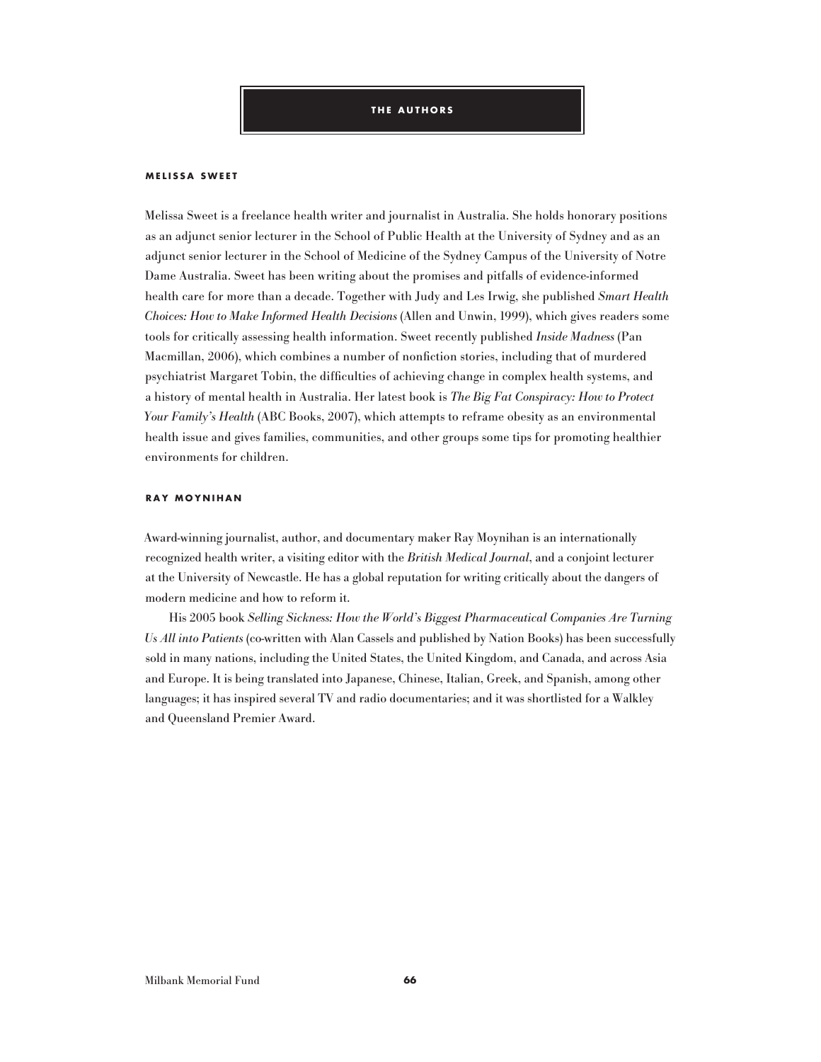# THE AUTHORS

## MELISSA SWEET

Melissa Sweet is a freelance health writer and journalist in Australia. She holds honorary positions as an adjunct senior lecturer in the School of Public Health at the University of Sydney and as an adjunct senior lecturer in the School of Medicine of the Sydney Campus of the University of Notre Dame Australia. Sweet has been writing about the promises and pitfalls of evidence-informed health care for more than a decade. Together with Judy and Les Irwig, she published *Smart Health Choices: How to Make Informed Health Decisions* (Allen and Unwin, 1999), which gives readers some tools for critically assessing health information. Sweet recently published *Inside Madness* (Pan Macmillan, 2006), which combines a number of nonfiction stories, including that of murdered psychiatrist Margaret Tobin, the difficulties of achieving change in complex health systems, and a history of mental health in Australia. Her latest book is *The Big Fat Conspiracy: How to Protect Your Family's Health* (ABC Books, 2007), which attempts to reframe obesity as an environmental health issue and gives families, communities, and other groups some tips for promoting healthier environments for children.

## RAY MOYNIHAN

Award-winning journalist, author, and documentary maker Ray Moynihan is an internationally recognized health writer, a visiting editor with the *British Medical Journal*, and a conjoint lecturer at the University of Newcastle. He has a global reputation for writing critically about the dangers of modern medicine and how to reform it.

His 2005 book *Selling Sickness: How the World's Biggest Pharmaceutical Companies Are Turning Us All into Patients* (co-written with Alan Cassels and published by Nation Books) has been successfully sold in many nations, including the United States, the United Kingdom, and Canada, and across Asia and Europe. It is being translated into Japanese, Chinese, Italian, Greek, and Spanish, among other languages; it has inspired several TV and radio documentaries; and it was shortlisted for a Walkley and Queensland Premier Award.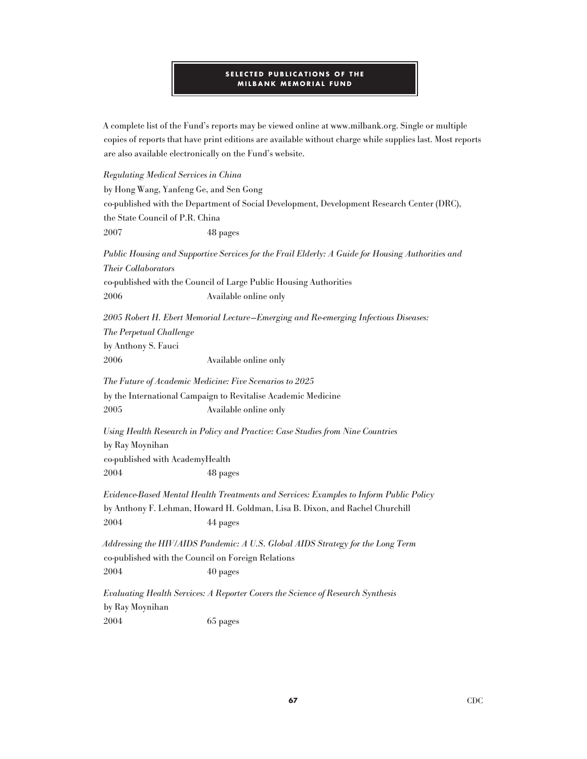## SELECTED PUBLICATIONS OF THE MILBANK MEMORIAL FUND

A complete list of the Fund's reports may be viewed online at www.milbank.org. Single or multiple copies of reports that have print editions are available without charge while supplies last. Most reports are also available electronically on the Fund's website.

*Regulating Medical Services in China*
by Hong Wang, Yanfeng Ge, and Sen Gong
co-published with the Department of Social Development, Development Research Center (DRC), the State Council of P.R. China
2007 48 pages

*Public Housing and Supportive Services for the Frail Elderly: A Guide for Housing Authorities and Their Collaborators*
co-published with the Council of Large Public Housing Authorities
2006 Available online only

*2005 Robert H. Ebert Memorial Lecture—Emerging and Re-emerging Infectious Diseases: The Perpetual Challenge*
by Anthony S. Fauci
2006 Available online only

*The Future of Academic Medicine: Five Scenarios to 2025*
by the International Campaign to Revitalise Academic Medicine
2005 Available online only

*Using Health Research in Policy and Practice: Case Studies from Nine Countries*
by Ray Moynihan
co-published with AcademyHealth
2004 48 pages

*Evidence-Based Mental Health Treatments and Services: Examples to Inform Public Policy*
by Anthony F. Lehman, Howard H. Goldman, Lisa B. Dixon, and Rachel Churchill
2004 44 pages

*Addressing the HIV/AIDS Pandemic: A U.S. Global AIDS Strategy for the Long Term*
co-published with the Council on Foreign Relations
2004 40 pages

*Evaluating Health Services: A Reporter Covers the Science of Research Synthesis*
by Ray Moynihan
2004 65 pages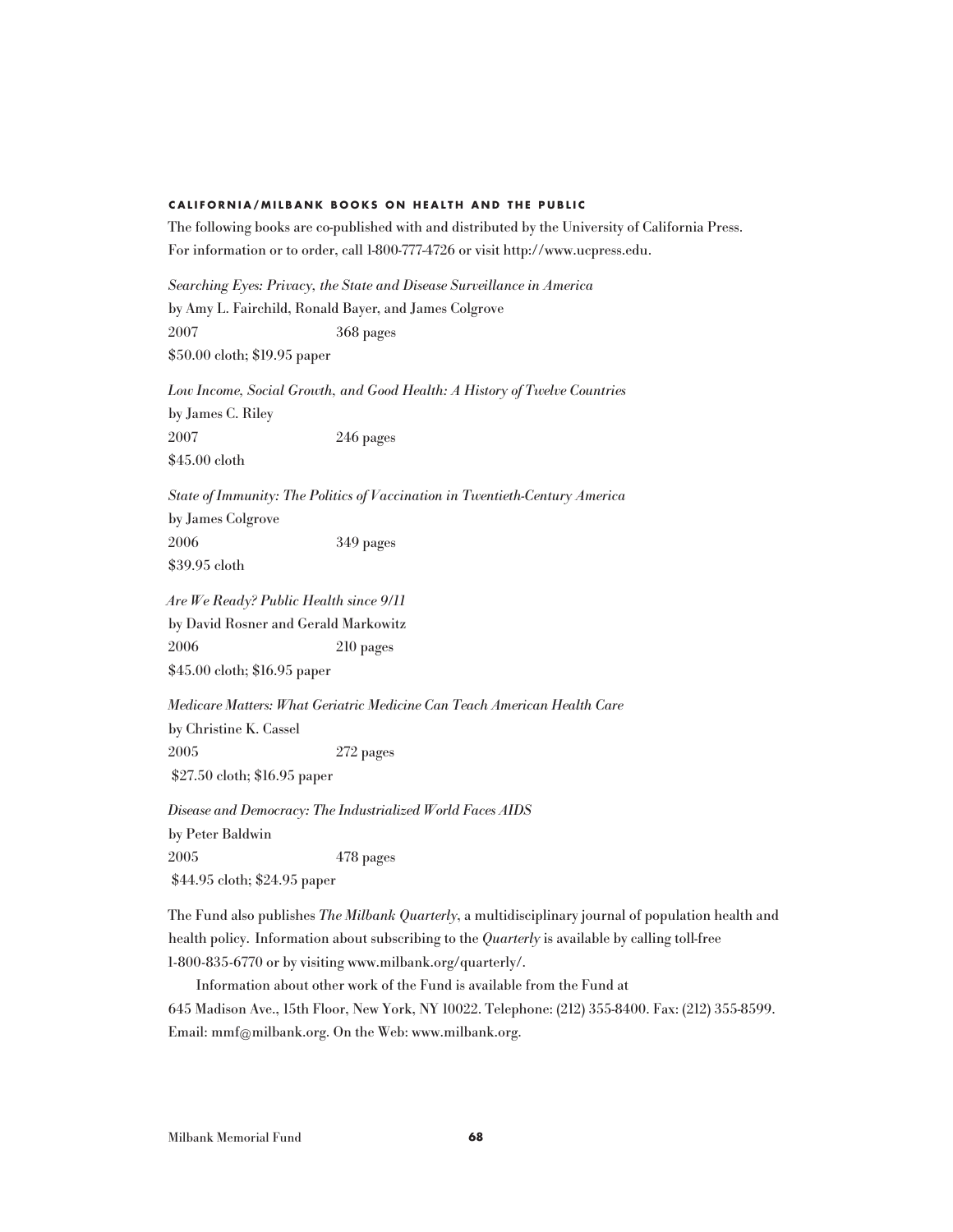## CALIFORNIA/MILBANK BOOKS ON HEALTH AND THE PUBLIC

The following books are co-published with and distributed by the University of California Press. For information or to order, call 1-800-777-4726 or visit http://www.ucpress.edu.

*Searching Eyes: Privacy, the State and Disease Surveillance in America*
by Amy L. Fairchild, Ronald Bayer, and James Colgrove
2007 368 pages
$50.00 cloth; $19.95 paper

*Low Income, Social Growth, and Good Health: A History of Twelve Countries*
by James C. Riley
2007 246 pages
$45.00 cloth

*State of Immunity: The Politics of Vaccination in Twentieth-Century America*
by James Colgrove
2006 349 pages
$39.95 cloth

*Are We Ready? Public Health since 9/11*
by David Rosner and Gerald Markowitz
2006 210 pages
$45.00 cloth; $16.95 paper

*Medicare Matters: What Geriatric Medicine Can Teach American Health Care*
by Christine K. Cassel
2005 272 pages
$27.50 cloth; $16.95 paper

*Disease and Democracy: The Industrialized World Faces AIDS*
by Peter Baldwin
2005 478 pages
$44.95 cloth; $24.95 paper

The Fund also publishes *The Milbank Quarterly*, a multidisciplinary journal of population health and health policy. Information about subscribing to the *Quarterly* is available by calling toll-free 1-800-835-6770 or by visiting www.milbank.org/quarterly/.

Information about other work of the Fund is available from the Fund at 645 Madison Ave., 15th Floor, New York, NY 10022. Telephone: (212) 355-8400. Fax: (212) 355-8599. Email: mmf@milbank.org. On the Web: www.milbank.org.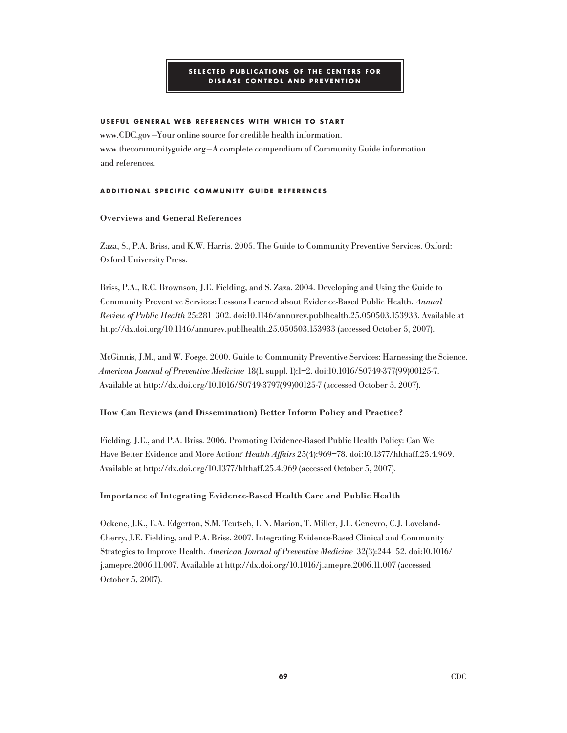## SELECTED PUBLICATIONS OF THE CENTERS FOR DISEASE CONTROL AND PREVENTION

### USEFUL GENERAL WEB REFERENCES WITH WHICH TO START

www.CDC.gov—Your online source for credible health information.
www.thecommunityguide.org—A complete compendium of Community Guide information and references.

### ADDITIONAL SPECIFIC COMMUNITY GUIDE REFERENCES

**Overviews and General References**

Zaza, S., P.A. Briss, and K.W. Harris. 2005. The Guide to Community Preventive Services. Oxford: Oxford University Press.

Briss, P.A., R.C. Brownson, J.E. Fielding, and S. Zaza. 2004. Developing and Using the Guide to Community Preventive Services: Lessons Learned about Evidence-Based Public Health. *Annual Review of Public Health* 25:281–302. doi:10.1146/annurev.publhealth.25.050503.153933. Available at http://dx.doi.org/10.1146/annurev.publhealth.25.050503.153933 (accessed October 5, 2007).

McGinnis, J.M., and W. Foege. 2000. Guide to Community Preventive Services: Harnessing the Science. *American Journal of Preventive Medicine* 18(1, suppl. 1):1–2. doi:10.1016/S0749-377(99)00125-7. Available at http://dx.doi.org/10.1016/S0749-3797(99)00125-7 (accessed October 5, 2007).

**How Can Reviews (and Dissemination) Better Inform Policy and Practice?**

Fielding, J.E., and P.A. Briss. 2006. Promoting Evidence-Based Public Health Policy: Can We Have Better Evidence and More Action? *Health Affairs* 25(4):969–78. doi:10.1377/hlthaff.25.4.969. Available at http://dx.doi.org/10.1377/hlthaff.25.4.969 (accessed October 5, 2007).

**Importance of Integrating Evidence-Based Health Care and Public Health**

Ockene, J.K., E.A. Edgerton, S.M. Teutsch, L.N. Marion, T. Miller, J.L. Genevro, C.J. Loveland-Cherry, J.E. Fielding, and P.A. Briss. 2007. Integrating Evidence-Based Clinical and Community Strategies to Improve Health. *American Journal of Preventive Medicine* 32(3):244–52. doi:10.1016/j.amepre.2006.11.007. Available at http://dx.doi.org/10.1016/j.amepre.2006.11.007 (accessed October 5, 2007).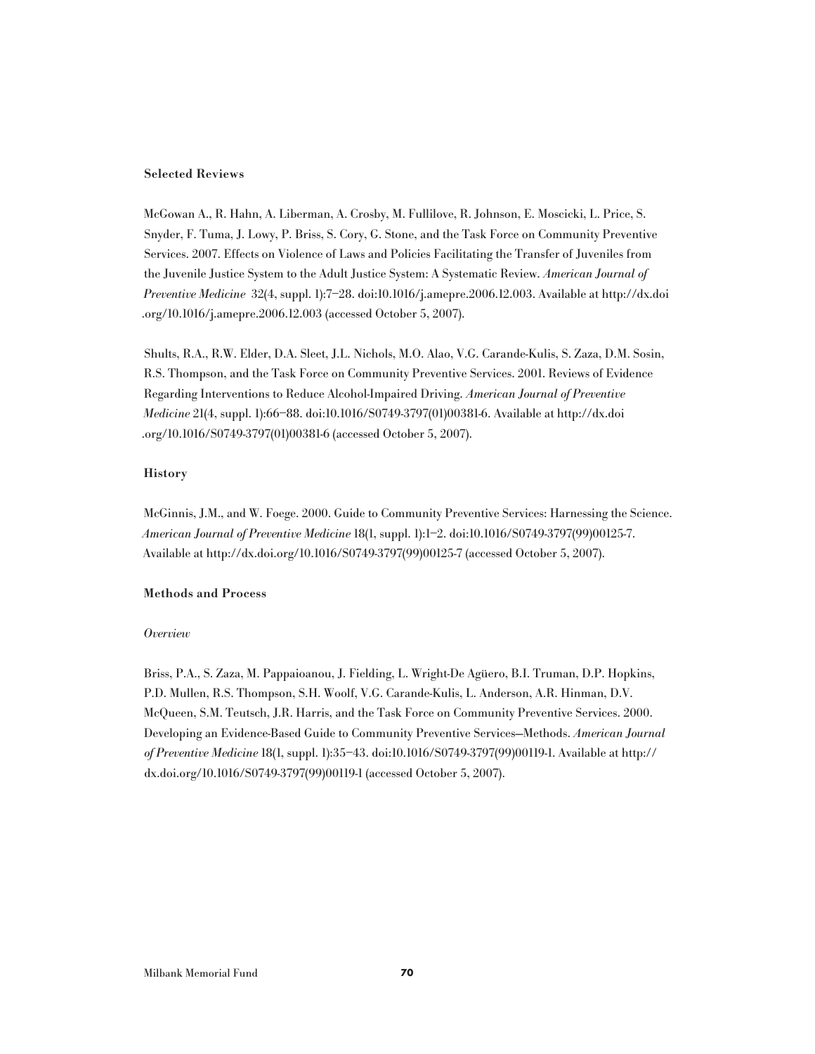**Selected Reviews**

McGowan A., R. Hahn, A. Liberman, A. Crosby, M. Fullilove, R. Johnson, E. Moscicki, L. Price, S. Snyder, F. Tuma, J. Lowy, P. Briss, S. Cory, G. Stone, and the Task Force on Community Preventive Services. 2007. Effects on Violence of Laws and Policies Facilitating the Transfer of Juveniles from the Juvenile Justice System to the Adult Justice System: A Systematic Review. *American Journal of Preventive Medicine* 32(4, suppl. 1):7–28. doi:10.1016/j.amepre.2006.12.003. Available at http://dx.doi.org/10.1016/j.amepre.2006.12.003 (accessed October 5, 2007).

Shults, R.A., R.W. Elder, D.A. Sleet, J.L. Nichols, M.O. Alao, V.G. Carande-Kulis, S. Zaza, D.M. Sosin, R.S. Thompson, and the Task Force on Community Preventive Services. 2001. Reviews of Evidence Regarding Interventions to Reduce Alcohol-Impaired Driving. *American Journal of Preventive Medicine* 21(4, suppl. 1):66–88. doi:10.1016/S0749-3797(01)00381-6. Available at http://dx.doi.org/10.1016/S0749-3797(01)00381-6 (accessed October 5, 2007).

**History**

McGinnis, J.M., and W. Foege. 2000. Guide to Community Preventive Services: Harnessing the Science. *American Journal of Preventive Medicine* 18(1, suppl. 1):1–2. doi:10.1016/S0749-3797(99)00125-7. Available at http://dx.doi.org/10.1016/S0749-3797(99)00125-7 (accessed October 5, 2007).

**Methods and Process**

*Overview*

Briss, P.A., S. Zaza, M. Pappaioanou, J. Fielding, L. Wright-De Agüero, B.I. Truman, D.P. Hopkins, P.D. Mullen, R.S. Thompson, S.H. Woolf, V.G. Carande-Kulis, L. Anderson, A.R. Hinman, D.V. McQueen, S.M. Teutsch, J.R. Harris, and the Task Force on Community Preventive Services. 2000. Developing an Evidence-Based Guide to Community Preventive Services—Methods. *American Journal of Preventive Medicine* 18(1, suppl. 1):35–43. doi:10.1016/S0749-3797(99)00119-1. Available at http://dx.doi.org/10.1016/S0749-3797(99)00119-1 (accessed October 5, 2007).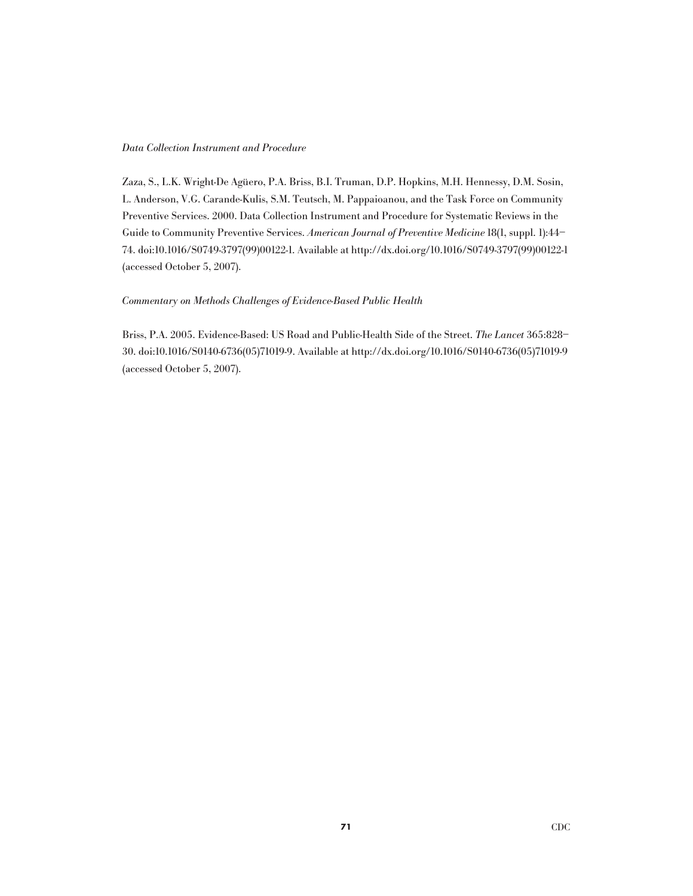*Data Collection Instrument and Procedure*

Zaza, S., L.K. Wright-De Agüero, P.A. Briss, B.I. Truman, D.P. Hopkins, M.H. Hennessy, D.M. Sosin, L. Anderson, V.G. Carande-Kulis, S.M. Teutsch, M. Pappaioanou, and the Task Force on Community Preventive Services. 2000. Data Collection Instrument and Procedure for Systematic Reviews in the Guide to Community Preventive Services. *American Journal of Preventive Medicine* 18(1, suppl. 1):44–74. doi:10.1016/S0749-3797(99)00122-1. Available at http://dx.doi.org/10.1016/S0749-3797(99)00122-1 (accessed October 5, 2007).

*Commentary on Methods Challenges of Evidence-Based Public Health*

Briss, P.A. 2005. Evidence-Based: US Road and Public-Health Side of the Street. *The Lancet* 365:828–30. doi:10.1016/S0140-6736(05)71019-9. Available at http://dx.doi.org/10.1016/S0140-6736(05)71019-9 (accessed October 5, 2007).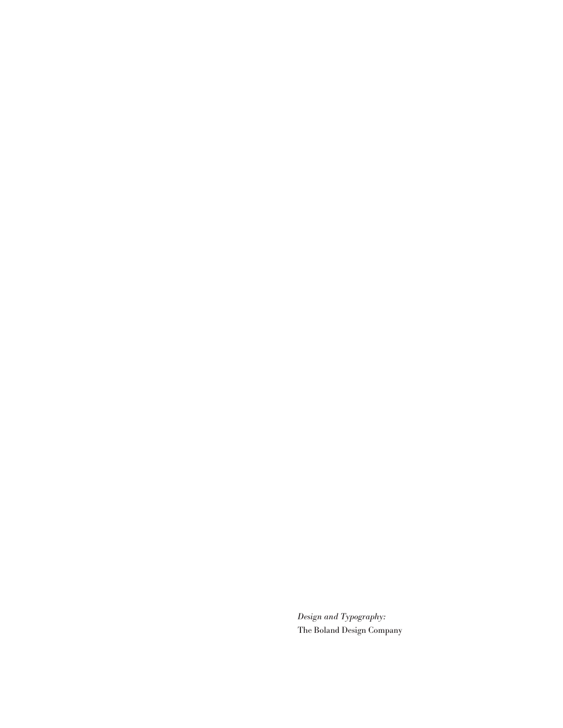*Design and Typography:*
The Boland Design Company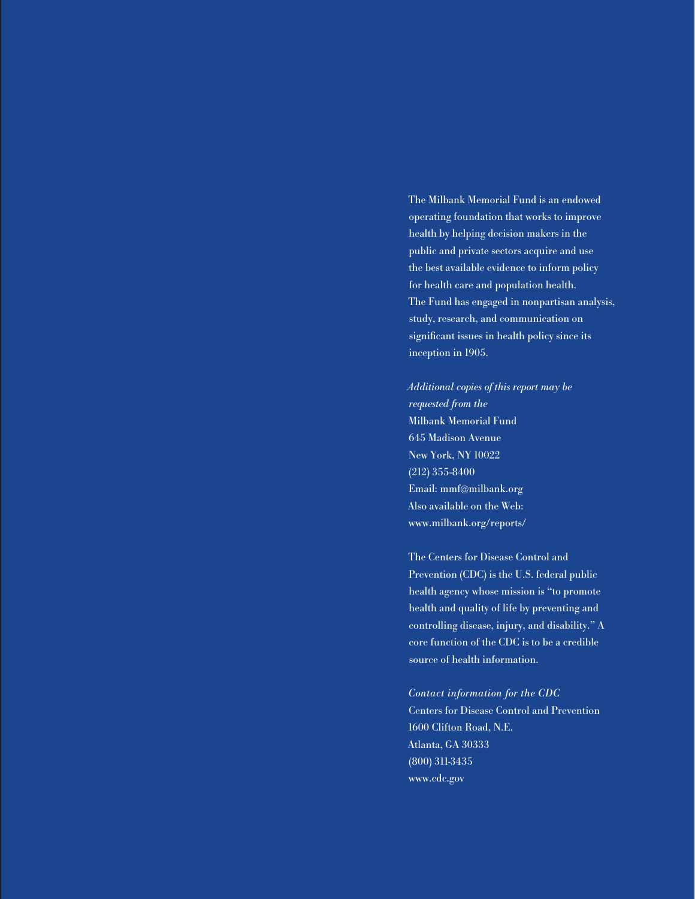The Milbank Memorial Fund is an endowed operating foundation that works to improve health by helping decision makers in the public and private sectors acquire and use the best available evidence to inform policy for health care and population health. The Fund has engaged in nonpartisan analysis, study, research, and communication on significant issues in health policy since its inception in 1905.

*Additional copies of this report may be requested from the*
Milbank Memorial Fund
645 Madison Avenue
New York, NY 10022
(212) 355-8400
Email: mmf@milbank.org
Also available on the Web:
www.milbank.org/reports/

The Centers for Disease Control and Prevention (CDC) is the U.S. federal public health agency whose mission is "to promote health and quality of life by preventing and controlling disease, injury, and disability." A core function of the CDC is to be a credible source of health information.

*Contact information for the CDC*
Centers for Disease Control and Prevention
1600 Clifton Road, N.E.
Atlanta, GA 30333
(800) 311-3435
www.cdc.gov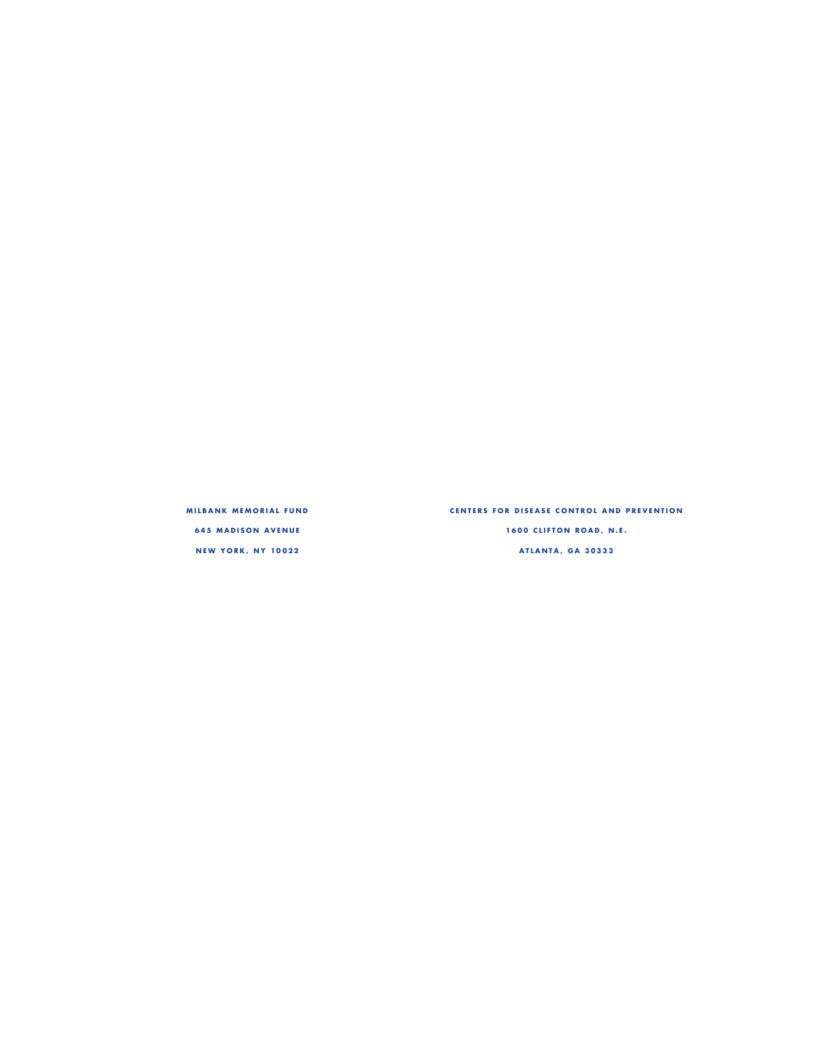MILBANK MEMORIAL FUND

645 MADISON AVENUE

NEW YORK, NY 10022

CENTERS FOR DISEASE CONTROL AND PREVENTION

1600 CLIFTON ROAD, N.E.

ATLANTA, GA 30333